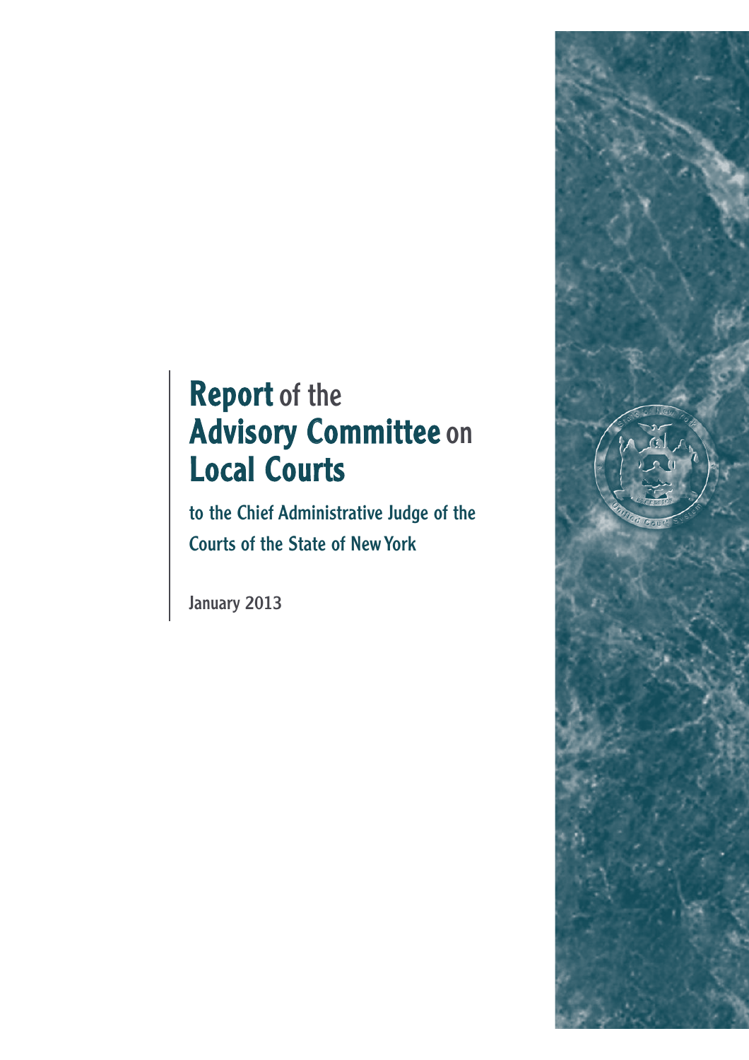# **Report** of the **Advisory Committee** on **Local Courts**

to the Chief Administrative Judge of the Courts of the State of New York

January 2013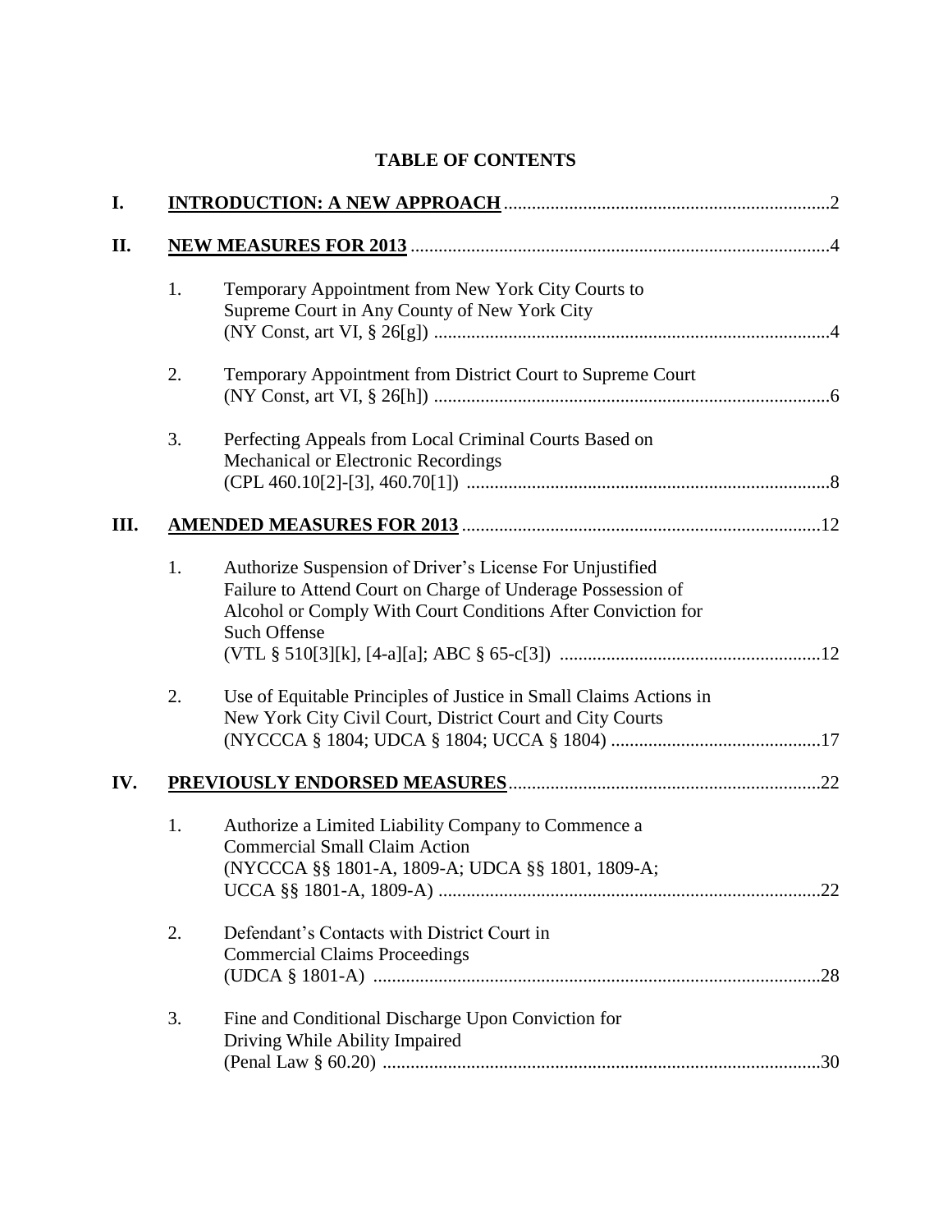# TABLE OF CONTENTS

**I.** **INTRODUCTION: A NEW APPROACH** .....2

**II.** **NEW MEASURES FOR 2013** .....4

1. Temporary Appointment from New York City Courts to Supreme Court in Any County of New York City (NY Const, art VI, § 26[g]) .....4

2. Temporary Appointment from District Court to Supreme Court (NY Const, art VI, § 26[h]) .....6

3. Perfecting Appeals from Local Criminal Courts Based on Mechanical or Electronic Recordings (CPL 460.10[2]-[3], 460.70[1]) .....8

**III.** **AMENDED MEASURES FOR 2013** .....12

1. Authorize Suspension of Driver's License For Unjustified Failure to Attend Court on Charge of Underage Possession of Alcohol or Comply With Court Conditions After Conviction for Such Offense (VTL § 510[3][k], [4-a][a]; ABC § 65-c[3]) .....12

2. Use of Equitable Principles of Justice in Small Claims Actions in New York City Civil Court, District Court and City Courts (NYCCCA § 1804; UDCA § 1804; UCCA § 1804) .....17

**IV.** **PREVIOUSLY ENDORSED MEASURES** .....22

1. Authorize a Limited Liability Company to Commence a Commercial Small Claim Action (NYCCCA §§ 1801-A, 1809-A; UDCA §§ 1801, 1809-A; UCCA §§ 1801-A, 1809-A) .....22

2. Defendant's Contacts with District Court in Commercial Claims Proceedings (UDCA § 1801-A) .....28

3. Fine and Conditional Discharge Upon Conviction for Driving While Ability Impaired (Penal Law § 60.20) .....30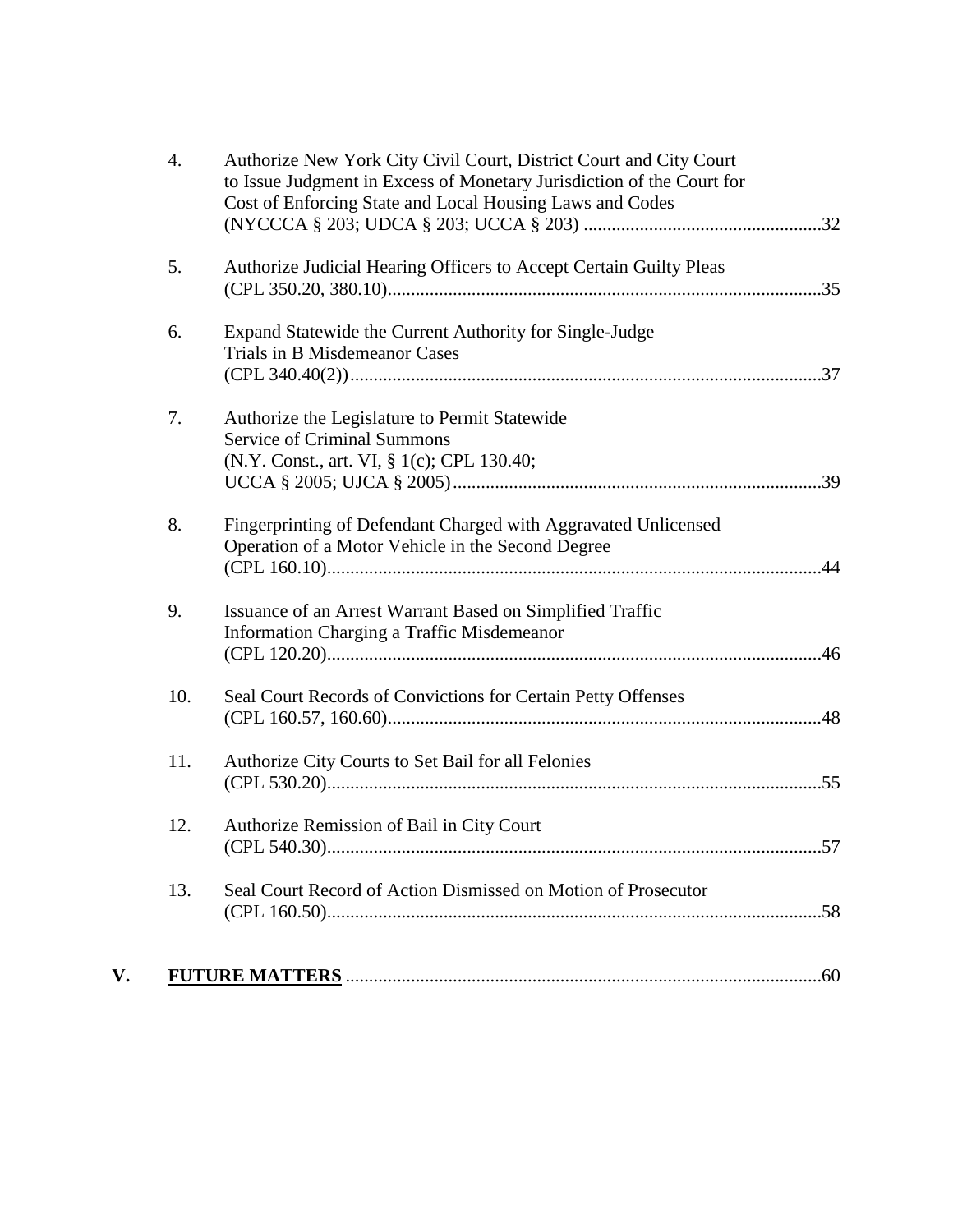4. Authorize New York City Civil Court, District Court and City Court to Issue Judgment in Excess of Monetary Jurisdiction of the Court for Cost of Enforcing State and Local Housing Laws and Codes (NYCCCA § 203; UDCA § 203; UCCA § 203) ....................................................32

5. Authorize Judicial Hearing Officers to Accept Certain Guilty Pleas (CPL 350.20, 380.10).............................................................................................35

6. Expand Statewide the Current Authority for Single-Judge Trials in B Misdemeanor Cases (CPL 340.40(2)).....................................................................................................37

7. Authorize the Legislature to Permit Statewide Service of Criminal Summons (N.Y. Const., art. VI, § 1(c); CPL 130.40; UCCA § 2005; UJCA § 2005)...............................................................................39

8. Fingerprinting of Defendant Charged with Aggravated Unlicensed Operation of a Motor Vehicle in the Second Degree (CPL 160.10)..........................................................................................................44

9. Issuance of an Arrest Warrant Based on Simplified Traffic Information Charging a Traffic Misdemeanor (CPL 120.20)..........................................................................................................46

10. Seal Court Records of Convictions for Certain Petty Offenses (CPL 160.57, 160.60).............................................................................................48

11. Authorize City Courts to Set Bail for all Felonies (CPL 530.20)..........................................................................................................55

12. Authorize Remission of Bail in City Court (CPL 540.30)..........................................................................................................57

13. Seal Court Record of Action Dismissed on Motion of Prosecutor (CPL 160.50)..........................................................................................................58

**V. FUTURE MATTERS** ......................................................................................................60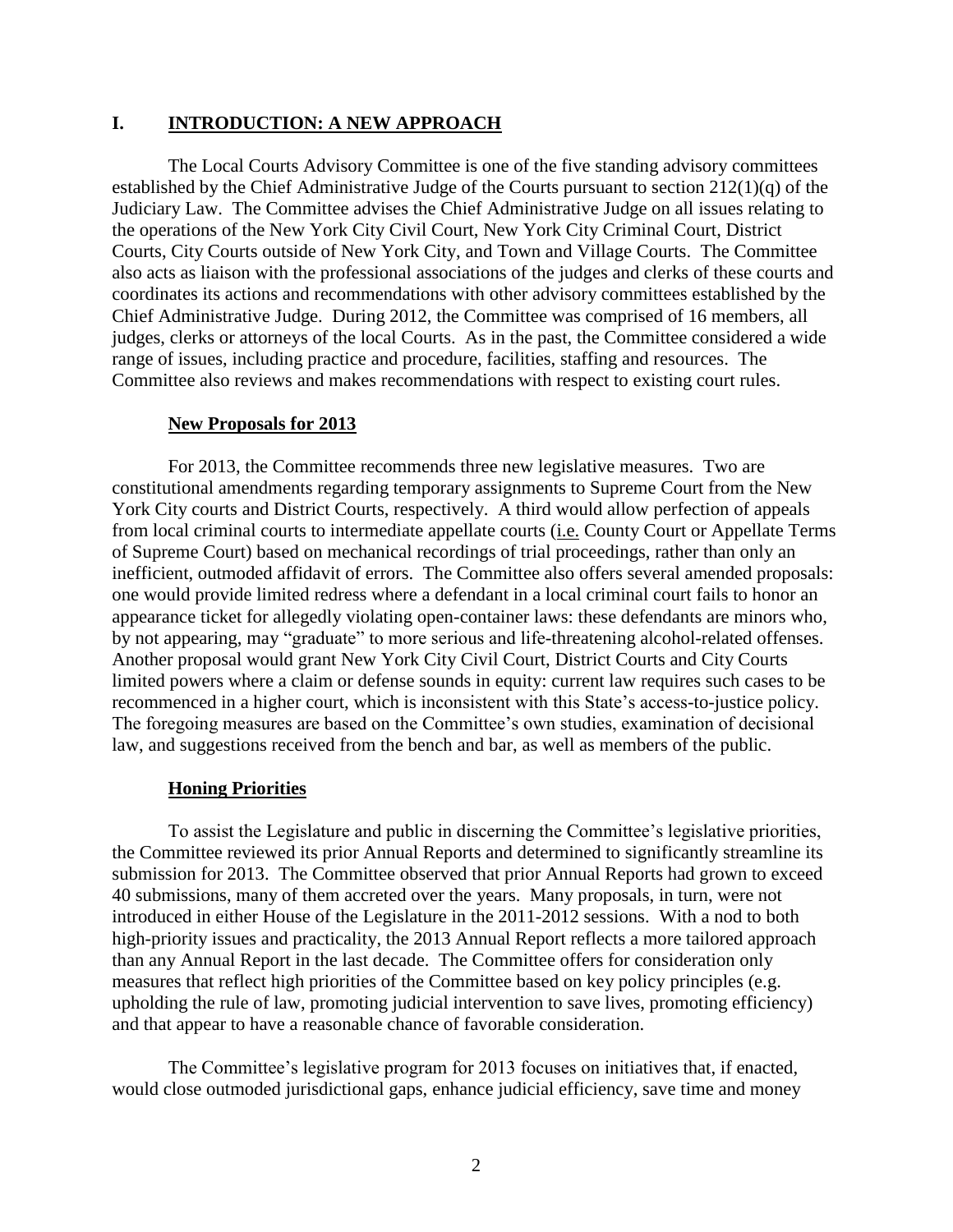## I. INTRODUCTION: A NEW APPROACH

The Local Courts Advisory Committee is one of the five standing advisory committees established by the Chief Administrative Judge of the Courts pursuant to section 212(1)(q) of the Judiciary Law. The Committee advises the Chief Administrative Judge on all issues relating to the operations of the New York City Civil Court, New York City Criminal Court, District Courts, City Courts outside of New York City, and Town and Village Courts. The Committee also acts as liaison with the professional associations of the judges and clerks of these courts and coordinates its actions and recommendations with other advisory committees established by the Chief Administrative Judge. During 2012, the Committee was comprised of 16 members, all judges, clerks or attorneys of the local Courts. As in the past, the Committee considered a wide range of issues, including practice and procedure, facilities, staffing and resources. The Committee also reviews and makes recommendations with respect to existing court rules.

### New Proposals for 2013

For 2013, the Committee recommends three new legislative measures. Two are constitutional amendments regarding temporary assignments to Supreme Court from the New York City courts and District Courts, respectively. A third would allow perfection of appeals from local criminal courts to intermediate appellate courts (i.e. County Court or Appellate Terms of Supreme Court) based on mechanical recordings of trial proceedings, rather than only an inefficient, outmoded affidavit of errors. The Committee also offers several amended proposals: one would provide limited redress where a defendant in a local criminal court fails to honor an appearance ticket for allegedly violating open-container laws: these defendants are minors who, by not appearing, may "graduate" to more serious and life-threatening alcohol-related offenses. Another proposal would grant New York City Civil Court, District Courts and City Courts limited powers where a claim or defense sounds in equity: current law requires such cases to be recommenced in a higher court, which is inconsistent with this State's access-to-justice policy. The foregoing measures are based on the Committee's own studies, examination of decisional law, and suggestions received from the bench and bar, as well as members of the public.

### Honing Priorities

To assist the Legislature and public in discerning the Committee's legislative priorities, the Committee reviewed its prior Annual Reports and determined to significantly streamline its submission for 2013. The Committee observed that prior Annual Reports had grown to exceed 40 submissions, many of them accreted over the years. Many proposals, in turn, were not introduced in either House of the Legislature in the 2011-2012 sessions. With a nod to both high-priority issues and practicality, the 2013 Annual Report reflects a more tailored approach than any Annual Report in the last decade. The Committee offers for consideration only measures that reflect high priorities of the Committee based on key policy principles (e.g. upholding the rule of law, promoting judicial intervention to save lives, promoting efficiency) and that appear to have a reasonable chance of favorable consideration.

The Committee's legislative program for 2013 focuses on initiatives that, if enacted, would close outmoded jurisdictional gaps, enhance judicial efficiency, save time and money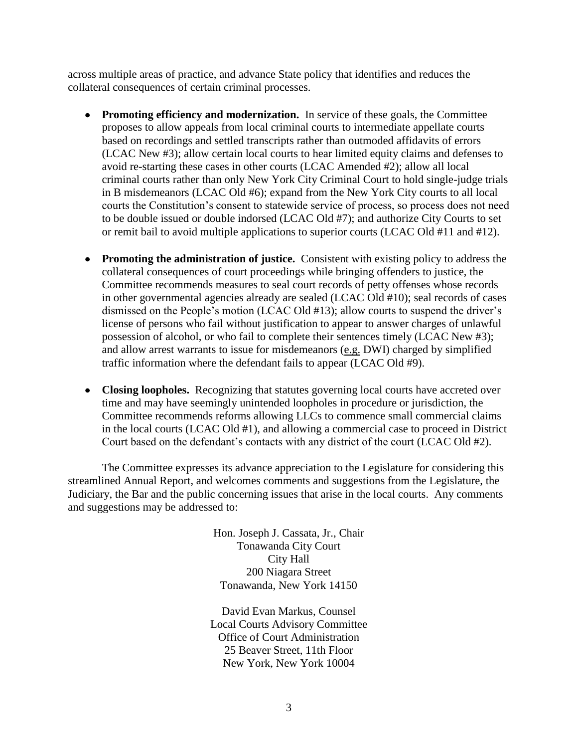across multiple areas of practice, and advance State policy that identifies and reduces the collateral consequences of certain criminal processes.

- **Promoting efficiency and modernization.** In service of these goals, the Committee proposes to allow appeals from local criminal courts to intermediate appellate courts based on recordings and settled transcripts rather than outmoded affidavits of errors (LCAC New #3); allow certain local courts to hear limited equity claims and defenses to avoid re-starting these cases in other courts (LCAC Amended #2); allow all local criminal courts rather than only New York City Criminal Court to hold single-judge trials in B misdemeanors (LCAC Old #6); expand from the New York City courts to all local courts the Constitution's consent to statewide service of process, so process does not need to be double issued or double indorsed (LCAC Old #7); and authorize City Courts to set or remit bail to avoid multiple applications to superior courts (LCAC Old #11 and #12).

- **Promoting the administration of justice.** Consistent with existing policy to address the collateral consequences of court proceedings while bringing offenders to justice, the Committee recommends measures to seal court records of petty offenses whose records in other governmental agencies already are sealed (LCAC Old #10); seal records of cases dismissed on the People's motion (LCAC Old #13); allow courts to suspend the driver's license of persons who fail without justification to appear to answer charges of unlawful possession of alcohol, or who fail to complete their sentences timely (LCAC New #3); and allow arrest warrants to issue for misdemeanors (e.g. DWI) charged by simplified traffic information where the defendant fails to appear (LCAC Old #9).

- **Closing loopholes.** Recognizing that statutes governing local courts have accreted over time and may have seemingly unintended loopholes in procedure or jurisdiction, the Committee recommends reforms allowing LLCs to commence small commercial claims in the local courts (LCAC Old #1), and allowing a commercial case to proceed in District Court based on the defendant's contacts with any district of the court (LCAC Old #2).

The Committee expresses its advance appreciation to the Legislature for considering this streamlined Annual Report, and welcomes comments and suggestions from the Legislature, the Judiciary, the Bar and the public concerning issues that arise in the local courts. Any comments and suggestions may be addressed to:

Hon. Joseph J. Cassata, Jr., Chair
Tonawanda City Court
City Hall
200 Niagara Street
Tonawanda, New York 14150

David Evan Markus, Counsel
Local Courts Advisory Committee
Office of Court Administration
25 Beaver Street, 11th Floor
New York, New York 10004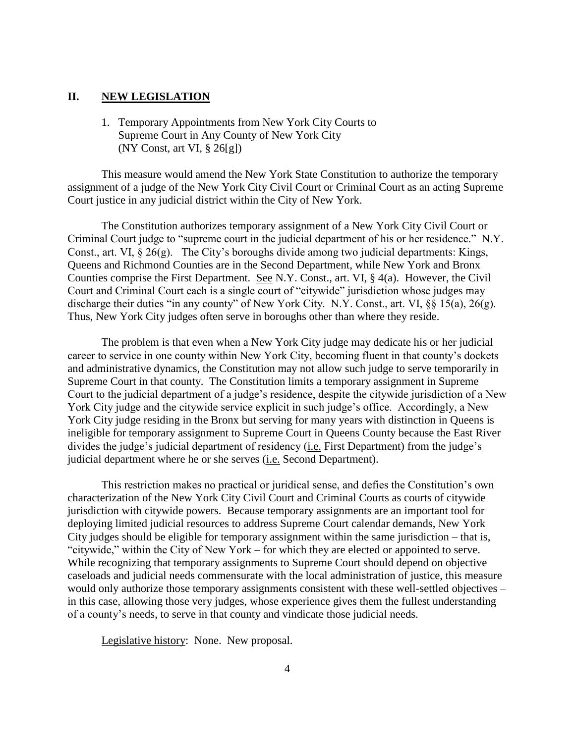## II. **NEW LEGISLATION**

1. Temporary Appointments from New York City Courts to Supreme Court in Any County of New York City (NY Const, art VI, § 26[g])

This measure would amend the New York State Constitution to authorize the temporary assignment of a judge of the New York City Civil Court or Criminal Court as an acting Supreme Court justice in any judicial district within the City of New York.

The Constitution authorizes temporary assignment of a New York City Civil Court or Criminal Court judge to "supreme court in the judicial department of his or her residence." N.Y. Const., art. VI, § 26(g). The City's boroughs divide among two judicial departments: Kings, Queens and Richmond Counties are in the Second Department, while New York and Bronx Counties comprise the First Department. See N.Y. Const., art. VI, § 4(a). However, the Civil Court and Criminal Court each is a single court of "citywide" jurisdiction whose judges may discharge their duties "in any county" of New York City. N.Y. Const., art. VI, §§ 15(a), 26(g). Thus, New York City judges often serve in boroughs other than where they reside.

The problem is that even when a New York City judge may dedicate his or her judicial career to service in one county within New York City, becoming fluent in that county's dockets and administrative dynamics, the Constitution may not allow such judge to serve temporarily in Supreme Court in that county. The Constitution limits a temporary assignment in Supreme Court to the judicial department of a judge's residence, despite the citywide jurisdiction of a New York City judge and the citywide service explicit in such judge's office. Accordingly, a New York City judge residing in the Bronx but serving for many years with distinction in Queens is ineligible for temporary assignment to Supreme Court in Queens County because the East River divides the judge's judicial department of residency (i.e. First Department) from the judge's judicial department where he or she serves (i.e. Second Department).

This restriction makes no practical or juridical sense, and defies the Constitution's own characterization of the New York City Civil Court and Criminal Courts as courts of citywide jurisdiction with citywide powers. Because temporary assignments are an important tool for deploying limited judicial resources to address Supreme Court calendar demands, New York City judges should be eligible for temporary assignment within the same jurisdiction – that is, "citywide," within the City of New York – for which they are elected or appointed to serve. While recognizing that temporary assignments to Supreme Court should depend on objective caseloads and judicial needs commensurate with the local administration of justice, this measure would only authorize those temporary assignments consistent with these well-settled objectives – in this case, allowing those very judges, whose experience gives them the fullest understanding of a county's needs, to serve in that county and vindicate those judicial needs.

Legislative history: None. New proposal.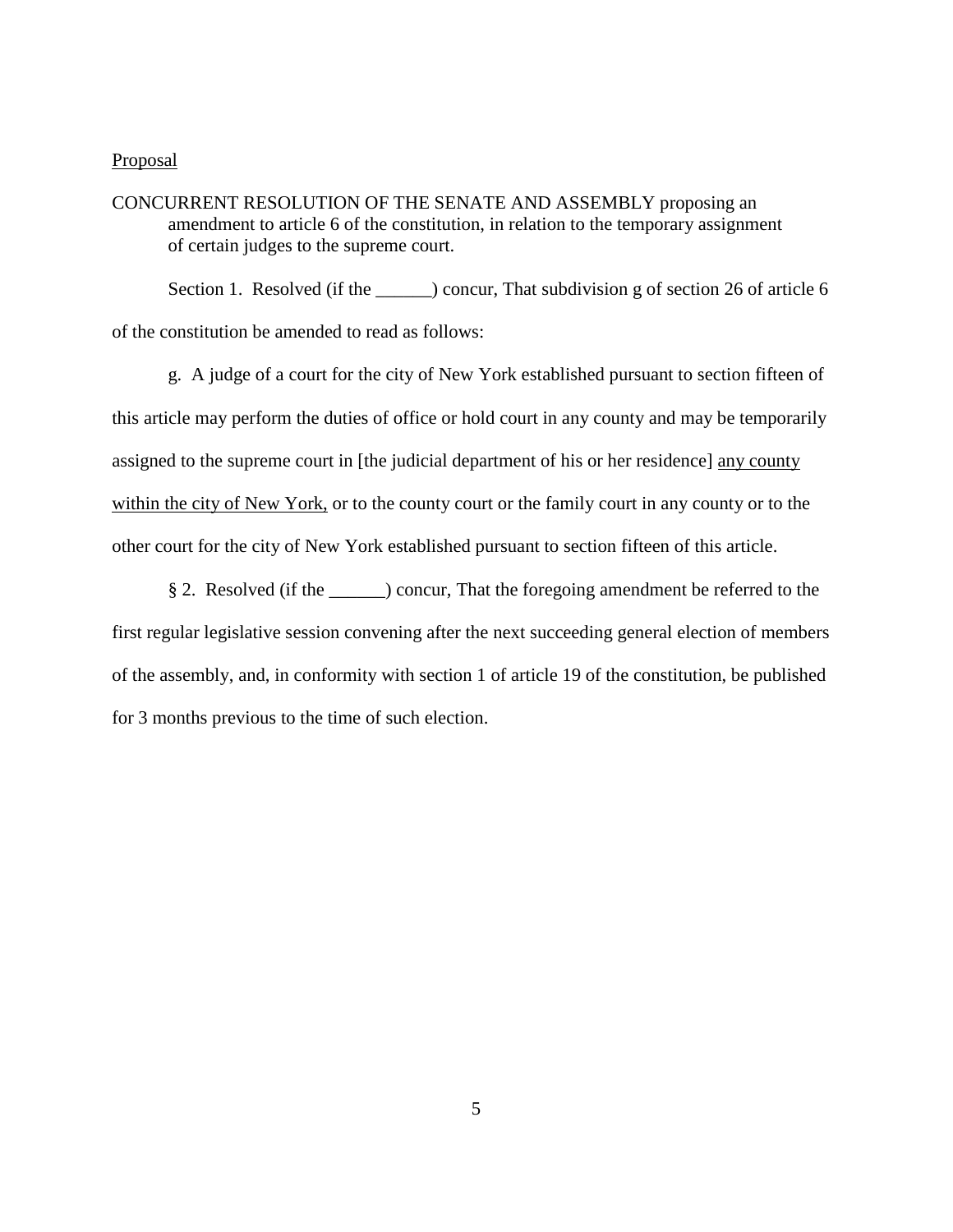<u>Proposal</u>

CONCURRENT RESOLUTION OF THE SENATE AND ASSEMBLY proposing an amendment to article 6 of the constitution, in relation to the temporary assignment of certain judges to the supreme court.

Section 1. Resolved (if the ______) concur, That subdivision g of section 26 of article 6 of the constitution be amended to read as follows:

g. A judge of a court for the city of New York established pursuant to section fifteen of this article may perform the duties of office or hold court in any county and may be temporarily assigned to the supreme court in [the judicial department of his or her residence] <u>any county within the city of New York,</u> or to the county court or the family court in any county or to the other court for the city of New York established pursuant to section fifteen of this article.

§ 2. Resolved (if the ______) concur, That the foregoing amendment be referred to the first regular legislative session convening after the next succeeding general election of members of the assembly, and, in conformity with section 1 of article 19 of the constitution, be published for 3 months previous to the time of such election.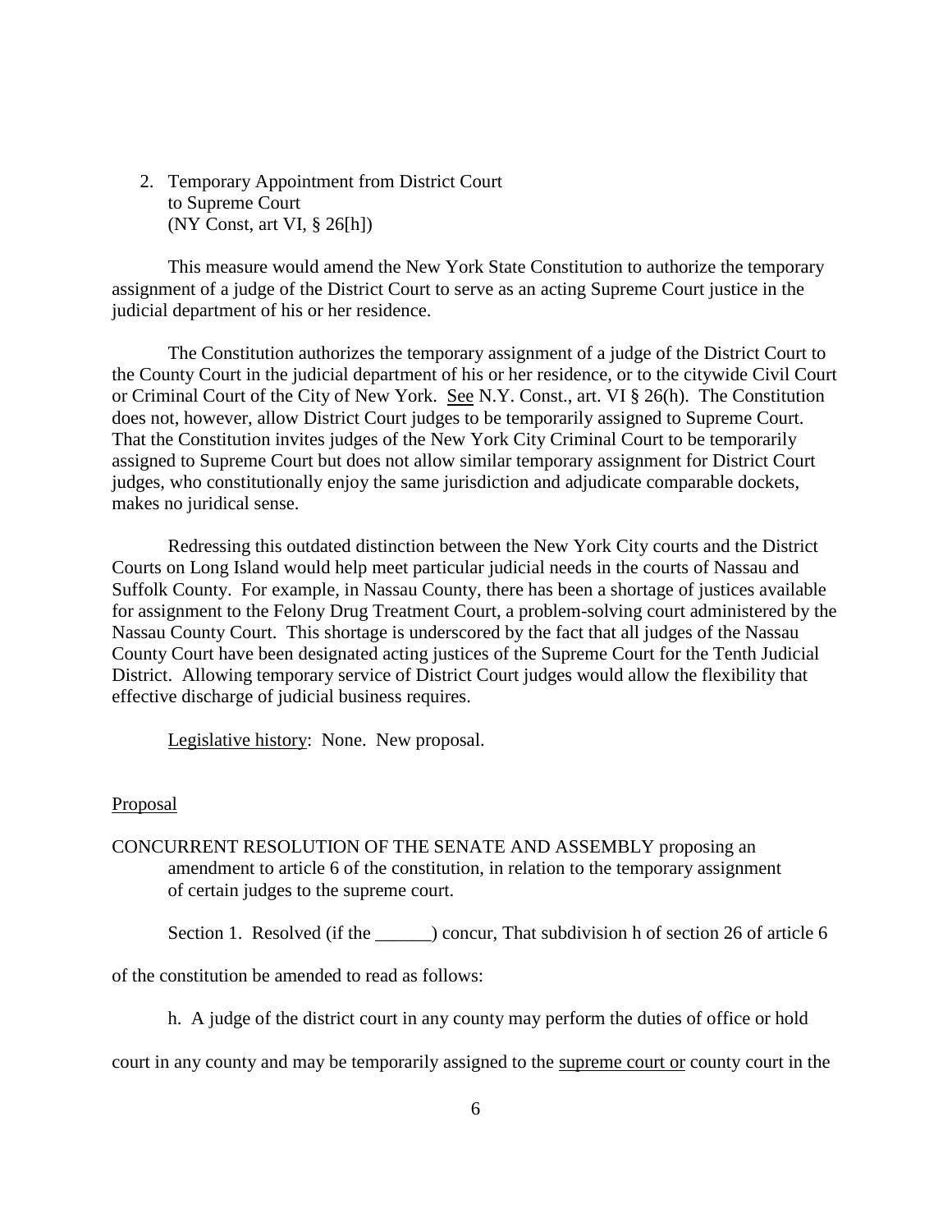2. Temporary Appointment from District Court to Supreme Court (NY Const, art VI, § 26[h])

This measure would amend the New York State Constitution to authorize the temporary assignment of a judge of the District Court to serve as an acting Supreme Court justice in the judicial department of his or her residence.

The Constitution authorizes the temporary assignment of a judge of the District Court to the County Court in the judicial department of his or her residence, or to the citywide Civil Court or Criminal Court of the City of New York. See N.Y. Const., art. VI § 26(h). The Constitution does not, however, allow District Court judges to be temporarily assigned to Supreme Court. That the Constitution invites judges of the New York City Criminal Court to be temporarily assigned to Supreme Court but does not allow similar temporary assignment for District Court judges, who constitutionally enjoy the same jurisdiction and adjudicate comparable dockets, makes no juridical sense.

Redressing this outdated distinction between the New York City courts and the District Courts on Long Island would help meet particular judicial needs in the courts of Nassau and Suffolk County. For example, in Nassau County, there has been a shortage of justices available for assignment to the Felony Drug Treatment Court, a problem-solving court administered by the Nassau County Court. This shortage is underscored by the fact that all judges of the Nassau County Court have been designated acting justices of the Supreme Court for the Tenth Judicial District. Allowing temporary service of District Court judges would allow the flexibility that effective discharge of judicial business requires.

Legislative history: None. New proposal.

Proposal

CONCURRENT RESOLUTION OF THE SENATE AND ASSEMBLY proposing an amendment to article 6 of the constitution, in relation to the temporary assignment of certain judges to the supreme court.

Section 1. Resolved (if the ______) concur, That subdivision h of section 26 of article 6 of the constitution be amended to read as follows:

h. A judge of the district court in any county may perform the duties of office or hold court in any county and may be temporarily assigned to the supreme court or county court in the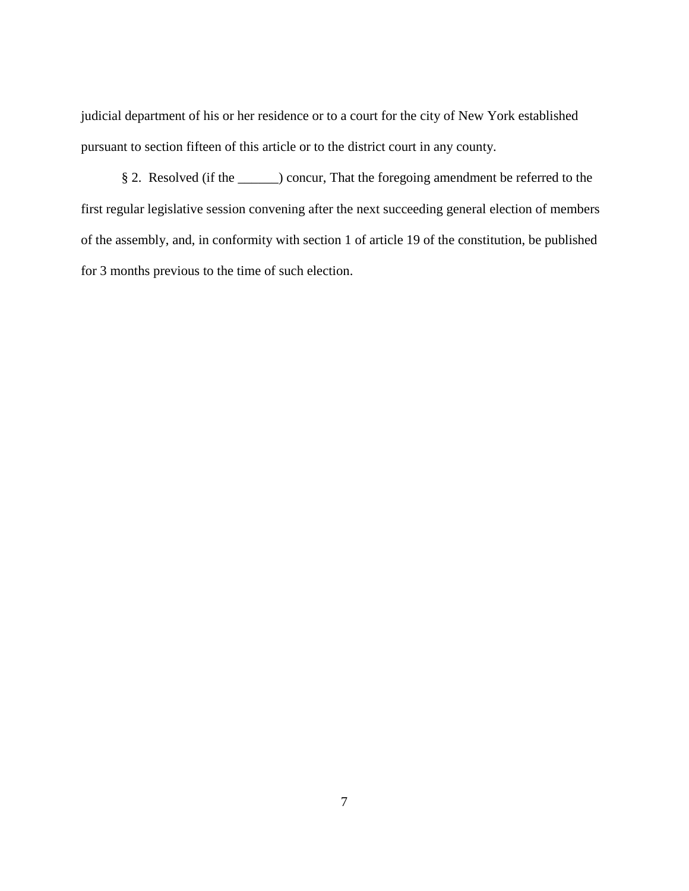judicial department of his or her residence or to a court for the city of New York established pursuant to section fifteen of this article or to the district court in any county.

§ 2. Resolved (if the ______) concur, That the foregoing amendment be referred to the first regular legislative session convening after the next succeeding general election of members of the assembly, and, in conformity with section 1 of article 19 of the constitution, be published for 3 months previous to the time of such election.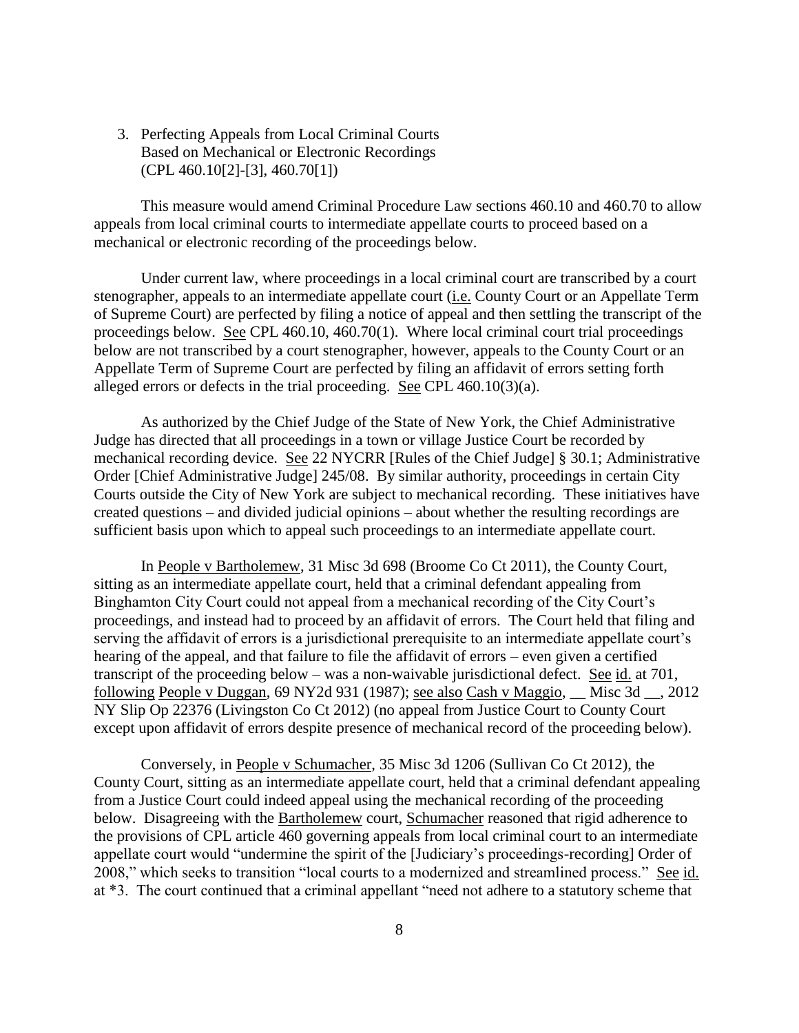3. Perfecting Appeals from Local Criminal Courts Based on Mechanical or Electronic Recordings (CPL 460.10[2]-[3], 460.70[1])

This measure would amend Criminal Procedure Law sections 460.10 and 460.70 to allow appeals from local criminal courts to intermediate appellate courts to proceed based on a mechanical or electronic recording of the proceedings below.

Under current law, where proceedings in a local criminal court are transcribed by a court stenographer, appeals to an intermediate appellate court (i.e. County Court or an Appellate Term of Supreme Court) are perfected by filing a notice of appeal and then settling the transcript of the proceedings below. See CPL 460.10, 460.70(1). Where local criminal court trial proceedings below are not transcribed by a court stenographer, however, appeals to the County Court or an Appellate Term of Supreme Court are perfected by filing an affidavit of errors setting forth alleged errors or defects in the trial proceeding. See CPL 460.10(3)(a).

As authorized by the Chief Judge of the State of New York, the Chief Administrative Judge has directed that all proceedings in a town or village Justice Court be recorded by mechanical recording device. See 22 NYCRR [Rules of the Chief Judge] § 30.1; Administrative Order [Chief Administrative Judge] 245/08. By similar authority, proceedings in certain City Courts outside the City of New York are subject to mechanical recording. These initiatives have created questions – and divided judicial opinions – about whether the resulting recordings are sufficient basis upon which to appeal such proceedings to an intermediate appellate court.

In People v Bartholemew, 31 Misc 3d 698 (Broome Co Ct 2011), the County Court, sitting as an intermediate appellate court, held that a criminal defendant appealing from Binghamton City Court could not appeal from a mechanical recording of the City Court's proceedings, and instead had to proceed by an affidavit of errors. The Court held that filing and serving the affidavit of errors is a jurisdictional prerequisite to an intermediate appellate court's hearing of the appeal, and that failure to file the affidavit of errors – even given a certified transcript of the proceeding below – was a non-waivable jurisdictional defect. See id. at 701, following People v Duggan, 69 NY2d 931 (1987); see also Cash v Maggio, __ Misc 3d __, 2012 NY Slip Op 22376 (Livingston Co Ct 2012) (no appeal from Justice Court to County Court except upon affidavit of errors despite presence of mechanical record of the proceeding below).

Conversely, in People v Schumacher, 35 Misc 3d 1206 (Sullivan Co Ct 2012), the County Court, sitting as an intermediate appellate court, held that a criminal defendant appealing from a Justice Court could indeed appeal using the mechanical recording of the proceeding below. Disagreeing with the Bartholemew court, Schumacher reasoned that rigid adherence to the provisions of CPL article 460 governing appeals from local criminal court to an intermediate appellate court would "undermine the spirit of the [Judiciary's proceedings-recording] Order of 2008," which seeks to transition "local courts to a modernized and streamlined process." See id. at *3. The court continued that a criminal appellant "need not adhere to a statutory scheme that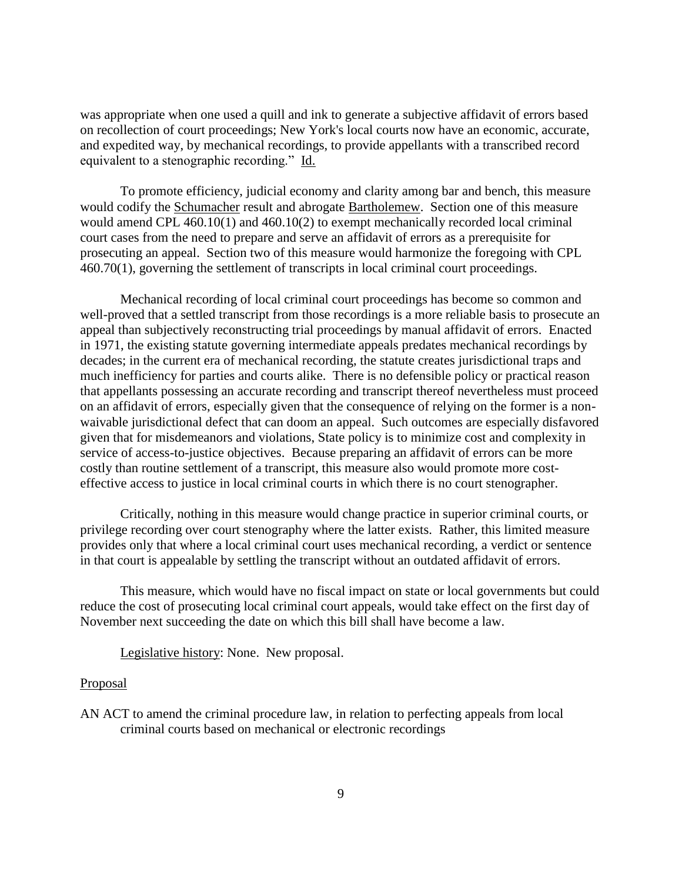was appropriate when one used a quill and ink to generate a subjective affidavit of errors based on recollection of court proceedings; New York's local courts now have an economic, accurate, and expedited way, by mechanical recordings, to provide appellants with a transcribed record equivalent to a stenographic recording." Id.

To promote efficiency, judicial economy and clarity among bar and bench, this measure would codify the Schumacher result and abrogate Bartholemew. Section one of this measure would amend CPL 460.10(1) and 460.10(2) to exempt mechanically recorded local criminal court cases from the need to prepare and serve an affidavit of errors as a prerequisite for prosecuting an appeal. Section two of this measure would harmonize the foregoing with CPL 460.70(1), governing the settlement of transcripts in local criminal court proceedings.

Mechanical recording of local criminal court proceedings has become so common and well-proved that a settled transcript from those recordings is a more reliable basis to prosecute an appeal than subjectively reconstructing trial proceedings by manual affidavit of errors. Enacted in 1971, the existing statute governing intermediate appeals predates mechanical recordings by decades; in the current era of mechanical recording, the statute creates jurisdictional traps and much inefficiency for parties and courts alike. There is no defensible policy or practical reason that appellants possessing an accurate recording and transcript thereof nevertheless must proceed on an affidavit of errors, especially given that the consequence of relying on the former is a non-waivable jurisdictional defect that can doom an appeal. Such outcomes are especially disfavored given that for misdemeanors and violations, State policy is to minimize cost and complexity in service of access-to-justice objectives. Because preparing an affidavit of errors can be more costly than routine settlement of a transcript, this measure also would promote more cost-effective access to justice in local criminal courts in which there is no court stenographer.

Critically, nothing in this measure would change practice in superior criminal courts, or privilege recording over court stenography where the latter exists. Rather, this limited measure provides only that where a local criminal court uses mechanical recording, a verdict or sentence in that court is appealable by settling the transcript without an outdated affidavit of errors.

This measure, which would have no fiscal impact on state or local governments but could reduce the cost of prosecuting local criminal court appeals, would take effect on the first day of November next succeeding the date on which this bill shall have become a law.

Legislative history: None. New proposal.

Proposal

AN ACT to amend the criminal procedure law, in relation to perfecting appeals from local criminal courts based on mechanical or electronic recordings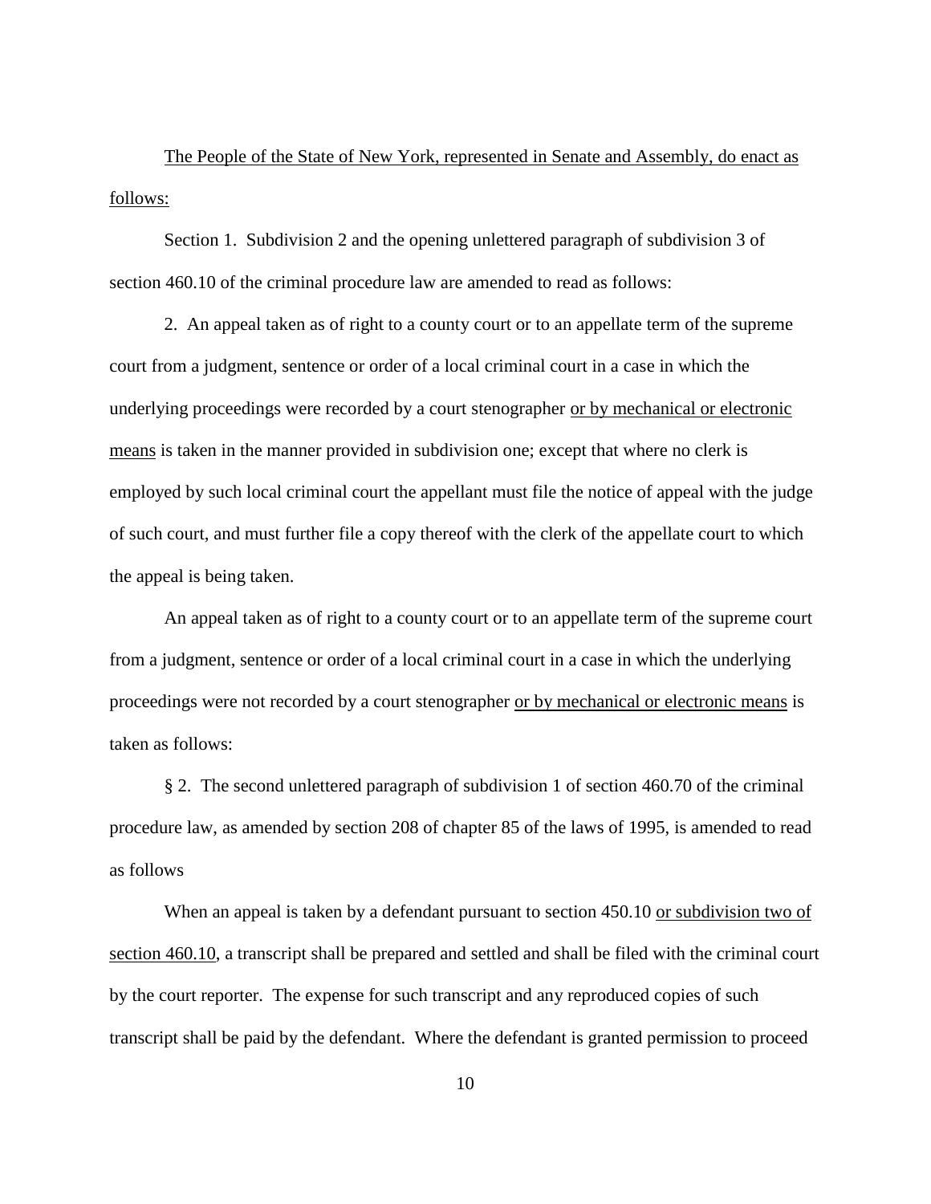<u>The People of the State of New York, represented in Senate and Assembly, do enact as follows:</u>

Section 1. Subdivision 2 and the opening unlettered paragraph of subdivision 3 of section 460.10 of the criminal procedure law are amended to read as follows:

2. An appeal taken as of right to a county court or to an appellate term of the supreme court from a judgment, sentence or order of a local criminal court in a case in which the underlying proceedings were recorded by a court stenographer <u>or by mechanical or electronic means</u> is taken in the manner provided in subdivision one; except that where no clerk is employed by such local criminal court the appellant must file the notice of appeal with the judge of such court, and must further file a copy thereof with the clerk of the appellate court to which the appeal is being taken.

An appeal taken as of right to a county court or to an appellate term of the supreme court from a judgment, sentence or order of a local criminal court in a case in which the underlying proceedings were not recorded by a court stenographer <u>or by mechanical or electronic means</u> is taken as follows:

§ 2. The second unlettered paragraph of subdivision 1 of section 460.70 of the criminal procedure law, as amended by section 208 of chapter 85 of the laws of 1995, is amended to read as follows

When an appeal is taken by a defendant pursuant to section 450.10 <u>or subdivision two of section 460.10</u>, a transcript shall be prepared and settled and shall be filed with the criminal court by the court reporter. The expense for such transcript and any reproduced copies of such transcript shall be paid by the defendant. Where the defendant is granted permission to proceed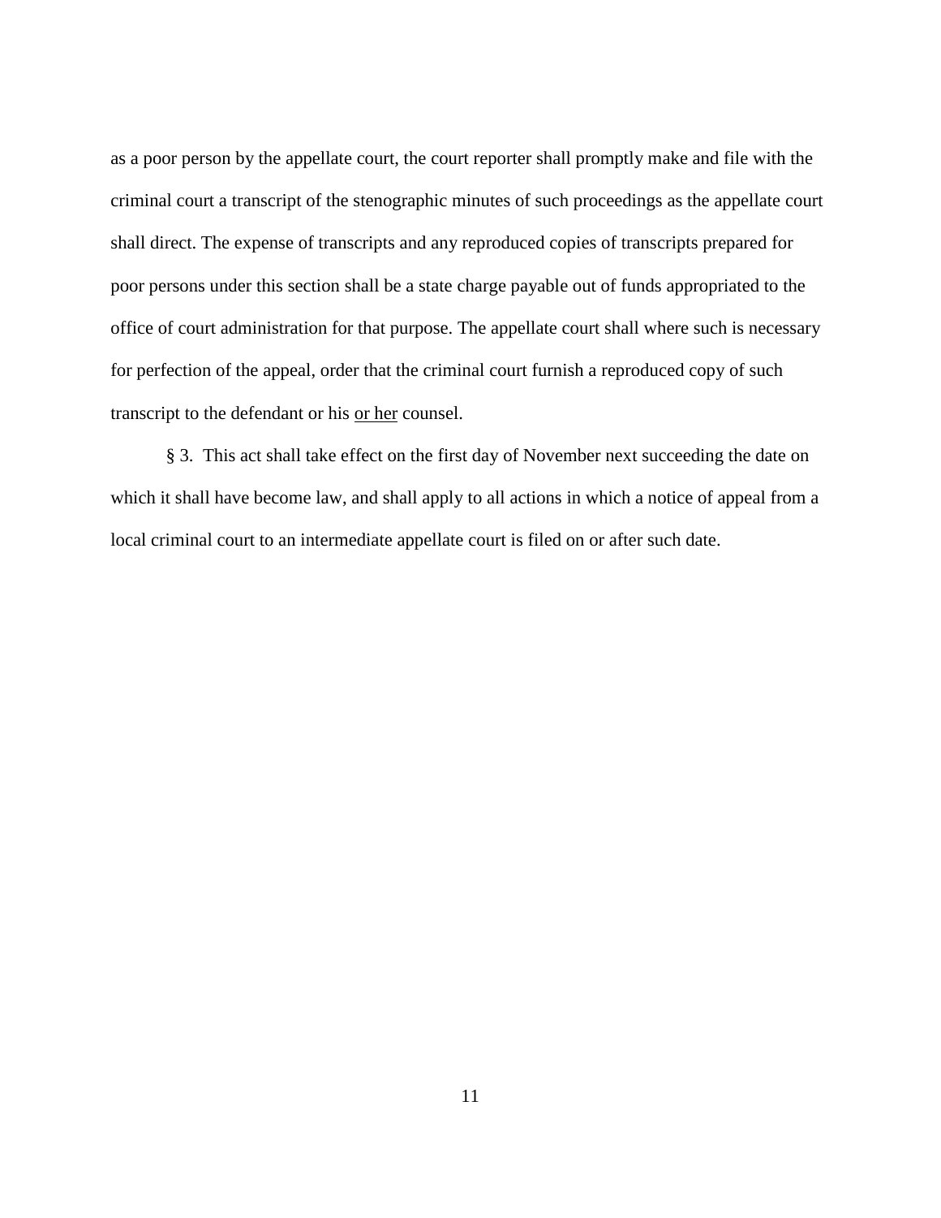as a poor person by the appellate court, the court reporter shall promptly make and file with the criminal court a transcript of the stenographic minutes of such proceedings as the appellate court shall direct. The expense of transcripts and any reproduced copies of transcripts prepared for poor persons under this section shall be a state charge payable out of funds appropriated to the office of court administration for that purpose. The appellate court shall where such is necessary for perfection of the appeal, order that the criminal court furnish a reproduced copy of such transcript to the defendant or his <u>or her</u> counsel.

§ 3. This act shall take effect on the first day of November next succeeding the date on which it shall have become law, and shall apply to all actions in which a notice of appeal from a local criminal court to an intermediate appellate court is filed on or after such date.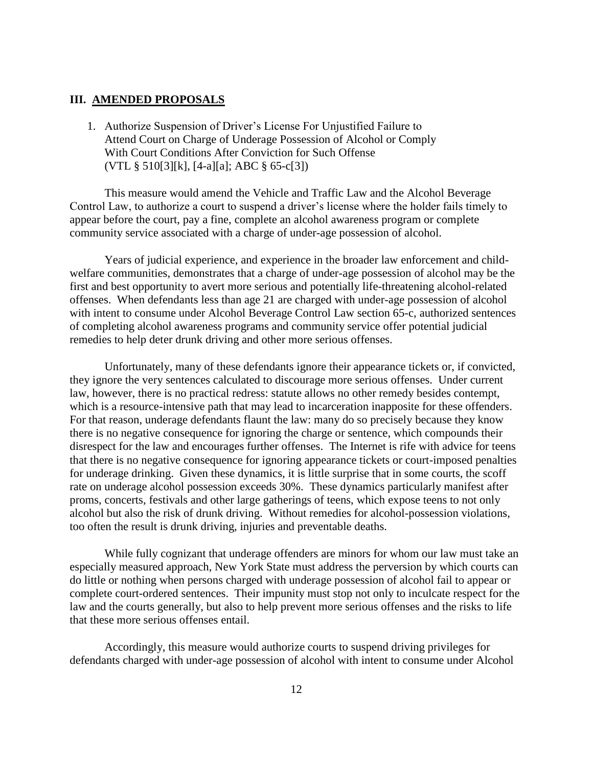## III. AMENDED PROPOSALS

1. Authorize Suspension of Driver's License For Unjustified Failure to Attend Court on Charge of Underage Possession of Alcohol or Comply With Court Conditions After Conviction for Such Offense (VTL § 510[3][k], [4-a][a]; ABC § 65-c[3])

This measure would amend the Vehicle and Traffic Law and the Alcohol Beverage Control Law, to authorize a court to suspend a driver's license where the holder fails timely to appear before the court, pay a fine, complete an alcohol awareness program or complete community service associated with a charge of under-age possession of alcohol.

Years of judicial experience, and experience in the broader law enforcement and child-welfare communities, demonstrates that a charge of under-age possession of alcohol may be the first and best opportunity to avert more serious and potentially life-threatening alcohol-related offenses. When defendants less than age 21 are charged with under-age possession of alcohol with intent to consume under Alcohol Beverage Control Law section 65-c, authorized sentences of completing alcohol awareness programs and community service offer potential judicial remedies to help deter drunk driving and other more serious offenses.

Unfortunately, many of these defendants ignore their appearance tickets or, if convicted, they ignore the very sentences calculated to discourage more serious offenses. Under current law, however, there is no practical redress: statute allows no other remedy besides contempt, which is a resource-intensive path that may lead to incarceration inapposite for these offenders. For that reason, underage defendants flaunt the law: many do so precisely because they know there is no negative consequence for ignoring the charge or sentence, which compounds their disrespect for the law and encourages further offenses. The Internet is rife with advice for teens that there is no negative consequence for ignoring appearance tickets or court-imposed penalties for underage drinking. Given these dynamics, it is little surprise that in some courts, the scoff rate on underage alcohol possession exceeds 30%. These dynamics particularly manifest after proms, concerts, festivals and other large gatherings of teens, which expose teens to not only alcohol but also the risk of drunk driving. Without remedies for alcohol-possession violations, too often the result is drunk driving, injuries and preventable deaths.

While fully cognizant that underage offenders are minors for whom our law must take an especially measured approach, New York State must address the perversion by which courts can do little or nothing when persons charged with underage possession of alcohol fail to appear or complete court-ordered sentences. Their impunity must stop not only to inculcate respect for the law and the courts generally, but also to help prevent more serious offenses and the risks to life that these more serious offenses entail.

Accordingly, this measure would authorize courts to suspend driving privileges for defendants charged with under-age possession of alcohol with intent to consume under Alcohol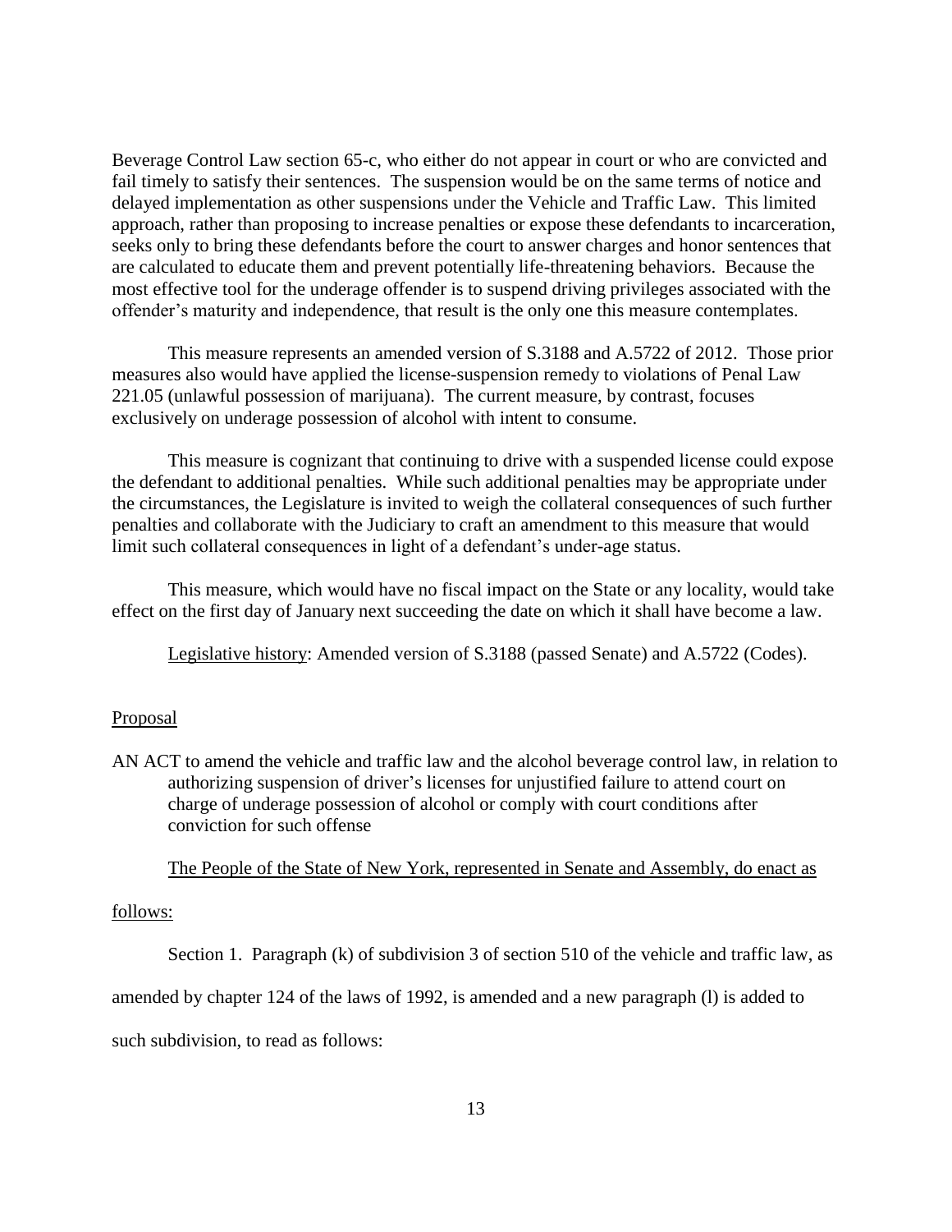Beverage Control Law section 65-c, who either do not appear in court or who are convicted and fail timely to satisfy their sentences. The suspension would be on the same terms of notice and delayed implementation as other suspensions under the Vehicle and Traffic Law. This limited approach, rather than proposing to increase penalties or expose these defendants to incarceration, seeks only to bring these defendants before the court to answer charges and honor sentences that are calculated to educate them and prevent potentially life-threatening behaviors. Because the most effective tool for the underage offender is to suspend driving privileges associated with the offender's maturity and independence, that result is the only one this measure contemplates.

This measure represents an amended version of S.3188 and A.5722 of 2012. Those prior measures also would have applied the license-suspension remedy to violations of Penal Law 221.05 (unlawful possession of marijuana). The current measure, by contrast, focuses exclusively on underage possession of alcohol with intent to consume.

This measure is cognizant that continuing to drive with a suspended license could expose the defendant to additional penalties. While such additional penalties may be appropriate under the circumstances, the Legislature is invited to weigh the collateral consequences of such further penalties and collaborate with the Judiciary to craft an amendment to this measure that would limit such collateral consequences in light of a defendant's under-age status.

This measure, which would have no fiscal impact on the State or any locality, would take effect on the first day of January next succeeding the date on which it shall have become a law.

Legislative history: Amended version of S.3188 (passed Senate) and A.5722 (Codes).

Proposal

AN ACT to amend the vehicle and traffic law and the alcohol beverage control law, in relation to authorizing suspension of driver's licenses for unjustified failure to attend court on charge of underage possession of alcohol or comply with court conditions after conviction for such offense

The People of the State of New York, represented in Senate and Assembly, do enact as follows:

Section 1. Paragraph (k) of subdivision 3 of section 510 of the vehicle and traffic law, as amended by chapter 124 of the laws of 1992, is amended and a new paragraph (l) is added to such subdivision, to read as follows: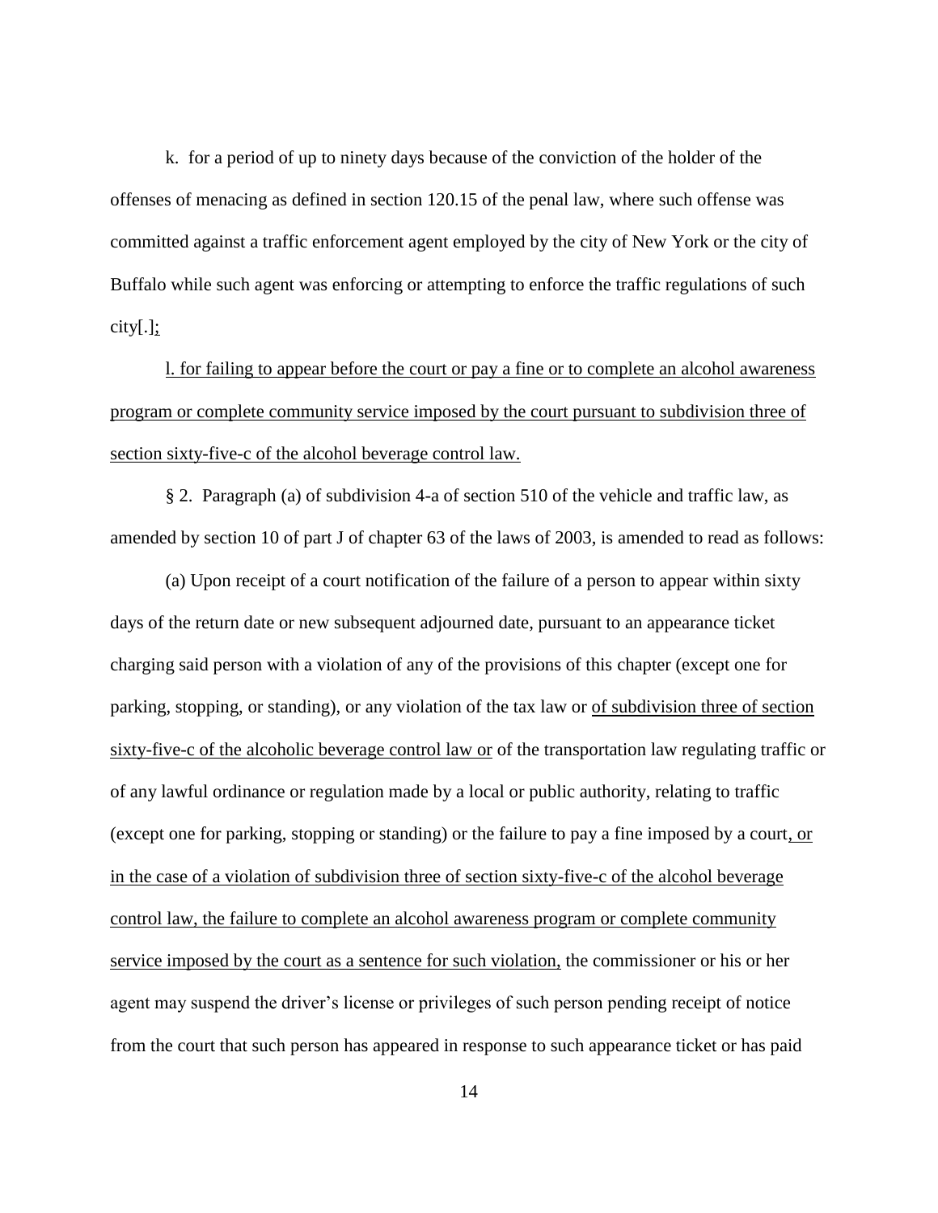k. for a period of up to ninety days because of the conviction of the holder of the offenses of menacing as defined in section 120.15 of the penal law, where such offense was committed against a traffic enforcement agent employed by the city of New York or the city of Buffalo while such agent was enforcing or attempting to enforce the traffic regulations of such city[.]<u>;</u>

<u>l. for failing to appear before the court or pay a fine or to complete an alcohol awareness program or complete community service imposed by the court pursuant to subdivision three of section sixty-five-c of the alcohol beverage control law.</u>

§ 2. Paragraph (a) of subdivision 4-a of section 510 of the vehicle and traffic law, as amended by section 10 of part J of chapter 63 of the laws of 2003, is amended to read as follows:

(a) Upon receipt of a court notification of the failure of a person to appear within sixty days of the return date or new subsequent adjourned date, pursuant to an appearance ticket charging said person with a violation of any of the provisions of this chapter (except one for parking, stopping, or standing), or any violation of the tax law or <u>of subdivision three of section sixty-five-c of the alcoholic beverage control law or</u> of the transportation law regulating traffic or of any lawful ordinance or regulation made by a local or public authority, relating to traffic (except one for parking, stopping or standing) or the failure to pay a fine imposed by a court<u>, or in the case of a violation of subdivision three of section sixty-five-c of the alcohol beverage control law, the failure to complete an alcohol awareness program or complete community service imposed by the court as a sentence for such violation,</u> the commissioner or his or her agent may suspend the driver's license or privileges of such person pending receipt of notice from the court that such person has appeared in response to such appearance ticket or has paid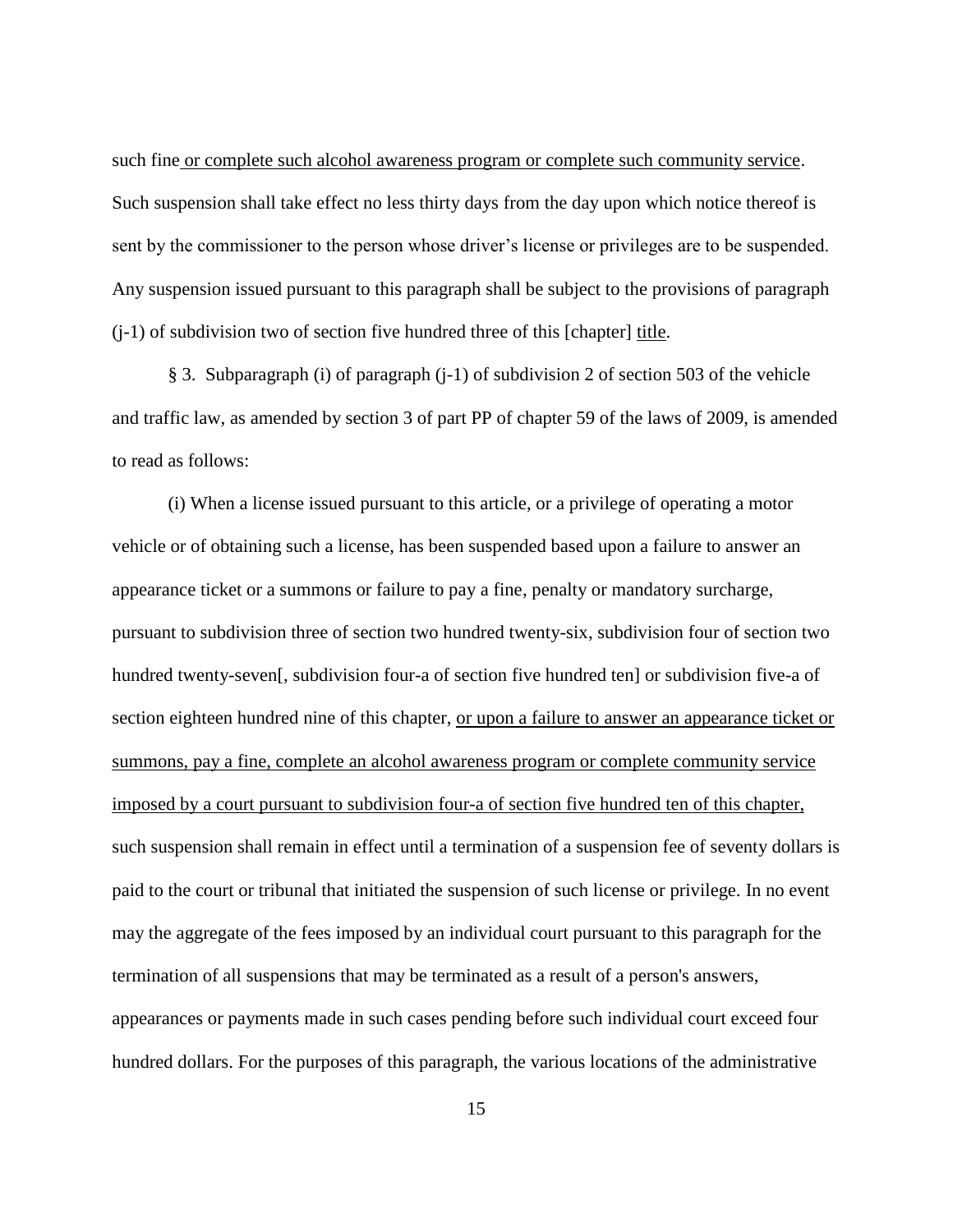such fine or complete such alcohol awareness program or complete such community service. Such suspension shall take effect no less thirty days from the day upon which notice thereof is sent by the commissioner to the person whose driver's license or privileges are to be suspended. Any suspension issued pursuant to this paragraph shall be subject to the provisions of paragraph (j-1) of subdivision two of section five hundred three of this [chapter] title.

§ 3. Subparagraph (i) of paragraph (j-1) of subdivision 2 of section 503 of the vehicle and traffic law, as amended by section 3 of part PP of chapter 59 of the laws of 2009, is amended to read as follows:

(i) When a license issued pursuant to this article, or a privilege of operating a motor vehicle or of obtaining such a license, has been suspended based upon a failure to answer an appearance ticket or a summons or failure to pay a fine, penalty or mandatory surcharge, pursuant to subdivision three of section two hundred twenty-six, subdivision four of section two hundred twenty-seven[, subdivision four-a of section five hundred ten] or subdivision five-a of section eighteen hundred nine of this chapter, or upon a failure to answer an appearance ticket or summons, pay a fine, complete an alcohol awareness program or complete community service imposed by a court pursuant to subdivision four-a of section five hundred ten of this chapter, such suspension shall remain in effect until a termination of a suspension fee of seventy dollars is paid to the court or tribunal that initiated the suspension of such license or privilege. In no event may the aggregate of the fees imposed by an individual court pursuant to this paragraph for the termination of all suspensions that may be terminated as a result of a person's answers, appearances or payments made in such cases pending before such individual court exceed four hundred dollars. For the purposes of this paragraph, the various locations of the administrative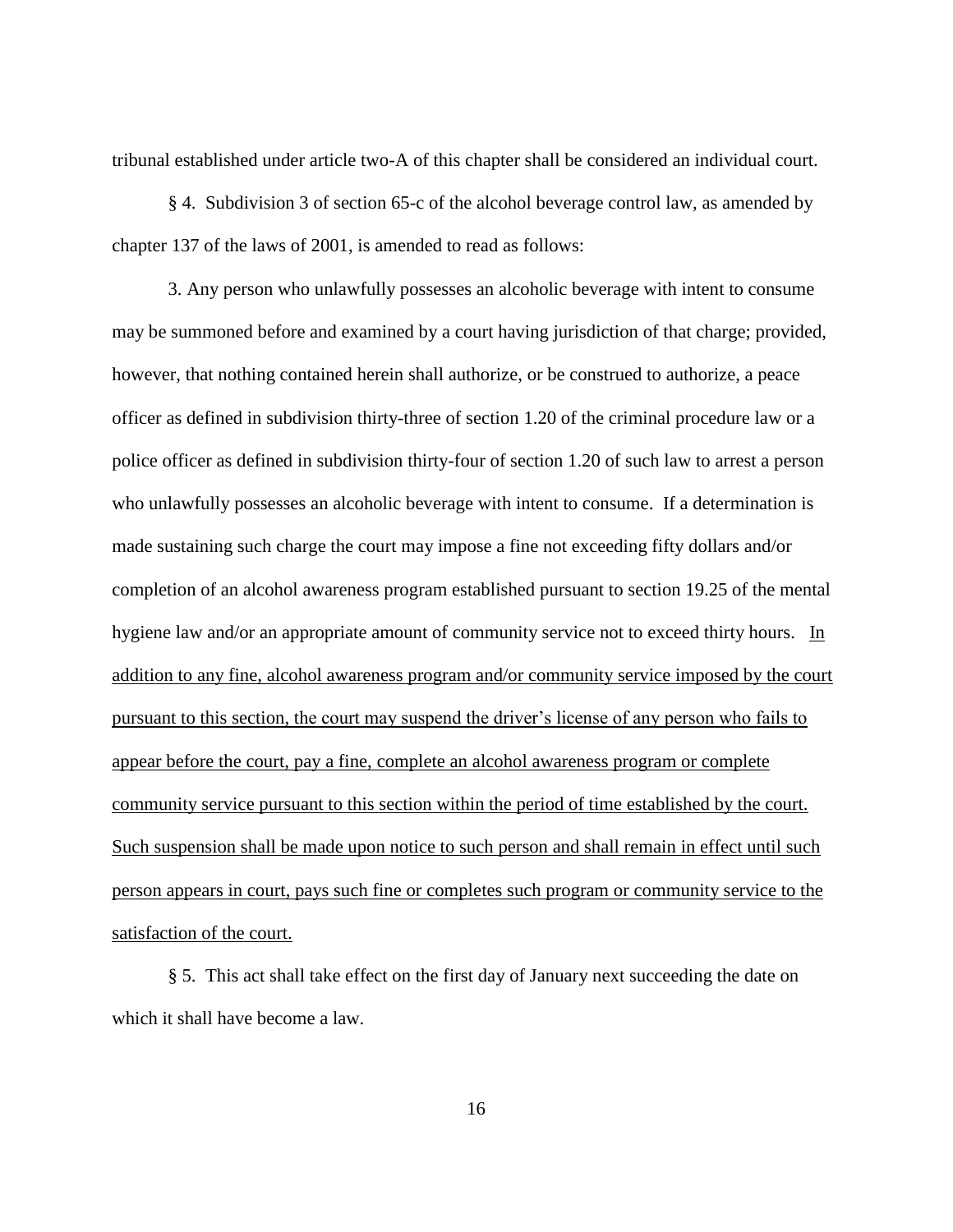tribunal established under article two-A of this chapter shall be considered an individual court.

§ 4. Subdivision 3 of section 65-c of the alcohol beverage control law, as amended by chapter 137 of the laws of 2001, is amended to read as follows:

3. Any person who unlawfully possesses an alcoholic beverage with intent to consume may be summoned before and examined by a court having jurisdiction of that charge; provided, however, that nothing contained herein shall authorize, or be construed to authorize, a peace officer as defined in subdivision thirty-three of section 1.20 of the criminal procedure law or a police officer as defined in subdivision thirty-four of section 1.20 of such law to arrest a person who unlawfully possesses an alcoholic beverage with intent to consume. If a determination is made sustaining such charge the court may impose a fine not exceeding fifty dollars and/or completion of an alcohol awareness program established pursuant to section 19.25 of the mental hygiene law and/or an appropriate amount of community service not to exceed thirty hours. <u>In addition to any fine, alcohol awareness program and/or community service imposed by the court pursuant to this section, the court may suspend the driver's license of any person who fails to appear before the court, pay a fine, complete an alcohol awareness program or complete community service pursuant to this section within the period of time established by the court. Such suspension shall be made upon notice to such person and shall remain in effect until such person appears in court, pays such fine or completes such program or community service to the satisfaction of the court.</u>

§ 5. This act shall take effect on the first day of January next succeeding the date on which it shall have become a law.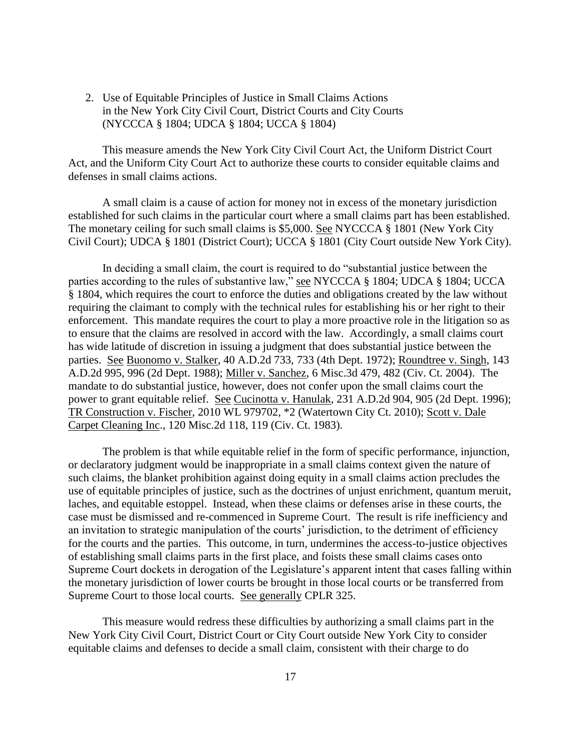2. Use of Equitable Principles of Justice in Small Claims Actions in the New York City Civil Court, District Courts and City Courts (NYCCCA § 1804; UDCA § 1804; UCCA § 1804)

This measure amends the New York City Civil Court Act, the Uniform District Court Act, and the Uniform City Court Act to authorize these courts to consider equitable claims and defenses in small claims actions.

A small claim is a cause of action for money not in excess of the monetary jurisdiction established for such claims in the particular court where a small claims part has been established. The monetary ceiling for such small claims is $5,000. See NYCCCA § 1801 (New York City Civil Court); UDCA § 1801 (District Court); UCCA § 1801 (City Court outside New York City).

In deciding a small claim, the court is required to do "substantial justice between the parties according to the rules of substantive law," see NYCCCA § 1804; UDCA § 1804; UCCA § 1804, which requires the court to enforce the duties and obligations created by the law without requiring the claimant to comply with the technical rules for establishing his or her right to their enforcement. This mandate requires the court to play a more proactive role in the litigation so as to ensure that the claims are resolved in accord with the law. Accordingly, a small claims court has wide latitude of discretion in issuing a judgment that does substantial justice between the parties. See Buonomo v. Stalker, 40 A.D.2d 733, 733 (4th Dept. 1972); Roundtree v. Singh, 143 A.D.2d 995, 996 (2d Dept. 1988); Miller v. Sanchez, 6 Misc.3d 479, 482 (Civ. Ct. 2004). The mandate to do substantial justice, however, does not confer upon the small claims court the power to grant equitable relief. See Cucinotta v. Hanulak, 231 A.D.2d 904, 905 (2d Dept. 1996); TR Construction v. Fischer, 2010 WL 979702, *2 (Watertown City Ct. 2010); Scott v. Dale Carpet Cleaning Inc., 120 Misc.2d 118, 119 (Civ. Ct. 1983).

The problem is that while equitable relief in the form of specific performance, injunction, or declaratory judgment would be inappropriate in a small claims context given the nature of such claims, the blanket prohibition against doing equity in a small claims action precludes the use of equitable principles of justice, such as the doctrines of unjust enrichment, quantum meruit, laches, and equitable estoppel. Instead, when these claims or defenses arise in these courts, the case must be dismissed and re-commenced in Supreme Court. The result is rife inefficiency and an invitation to strategic manipulation of the courts' jurisdiction, to the detriment of efficiency for the courts and the parties. This outcome, in turn, undermines the access-to-justice objectives of establishing small claims parts in the first place, and foists these small claims cases onto Supreme Court dockets in derogation of the Legislature's apparent intent that cases falling within the monetary jurisdiction of lower courts be brought in those local courts or be transferred from Supreme Court to those local courts. See generally CPLR 325.

This measure would redress these difficulties by authorizing a small claims part in the New York City Civil Court, District Court or City Court outside New York City to consider equitable claims and defenses to decide a small claim, consistent with their charge to do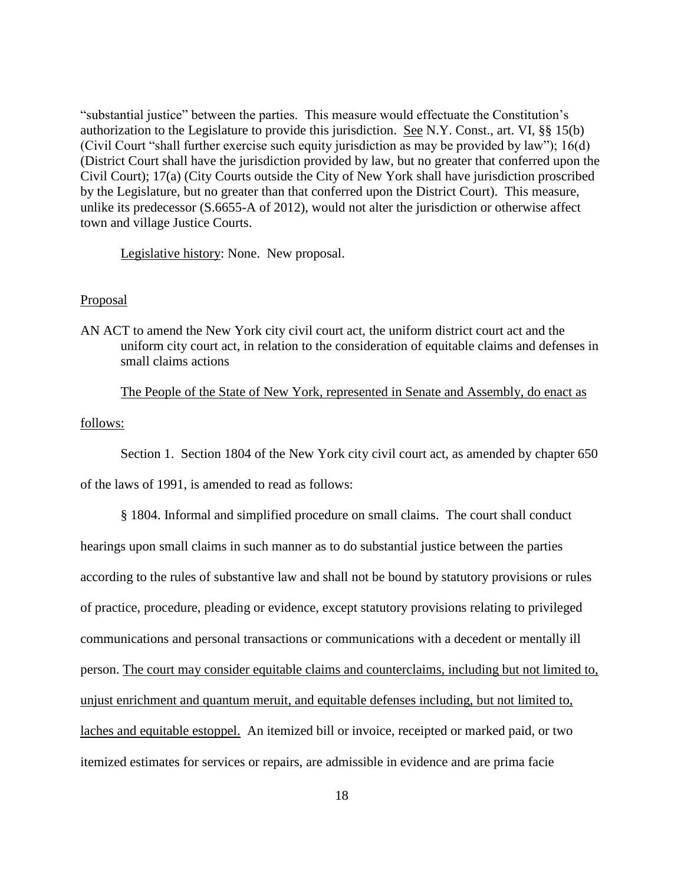"substantial justice" between the parties. This measure would effectuate the Constitution's authorization to the Legislature to provide this jurisdiction. See N.Y. Const., art. VI, §§ 15(b) (Civil Court "shall further exercise such equity jurisdiction as may be provided by law"); 16(d) (District Court shall have the jurisdiction provided by law, but no greater that conferred upon the Civil Court); 17(a) (City Courts outside the City of New York shall have jurisdiction proscribed by the Legislature, but no greater than that conferred upon the District Court). This measure, unlike its predecessor (S.6655-A of 2012), would not alter the jurisdiction or otherwise affect town and village Justice Courts.

Legislative history: None. New proposal.

Proposal

AN ACT to amend the New York city civil court act, the uniform district court act and the uniform city court act, in relation to the consideration of equitable claims and defenses in small claims actions

The People of the State of New York, represented in Senate and Assembly, do enact as follows:

Section 1. Section 1804 of the New York city civil court act, as amended by chapter 650 of the laws of 1991, is amended to read as follows:

§ 1804. Informal and simplified procedure on small claims. The court shall conduct hearings upon small claims in such manner as to do substantial justice between the parties according to the rules of substantive law and shall not be bound by statutory provisions or rules of practice, procedure, pleading or evidence, except statutory provisions relating to privileged communications and personal transactions or communications with a decedent or mentally ill person. The court may consider equitable claims and counterclaims, including but not limited to, unjust enrichment and quantum meruit, and equitable defenses including, but not limited to, laches and equitable estoppel. An itemized bill or invoice, receipted or marked paid, or two itemized estimates for services or repairs, are admissible in evidence and are prima facie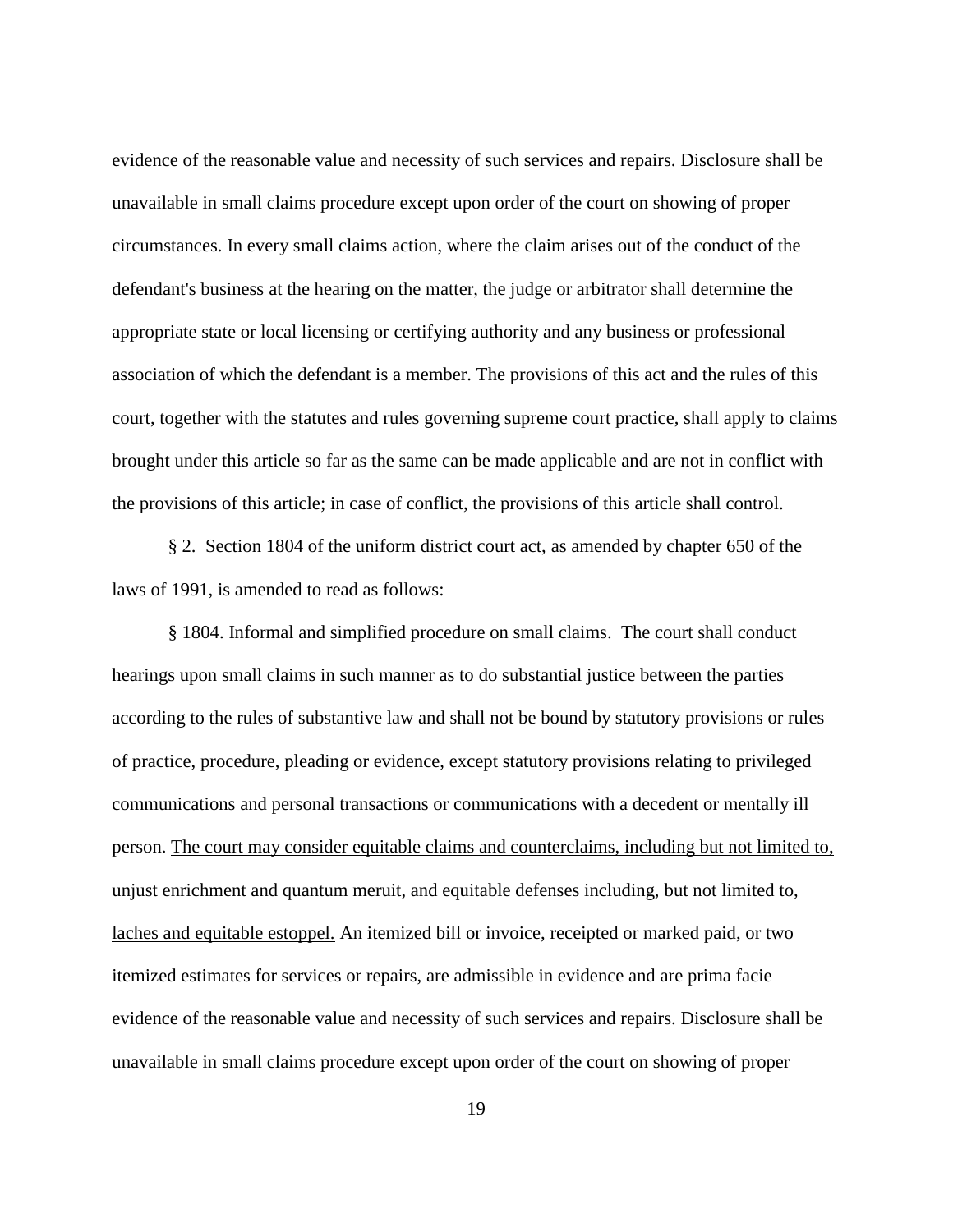evidence of the reasonable value and necessity of such services and repairs. Disclosure shall be unavailable in small claims procedure except upon order of the court on showing of proper circumstances. In every small claims action, where the claim arises out of the conduct of the defendant's business at the hearing on the matter, the judge or arbitrator shall determine the appropriate state or local licensing or certifying authority and any business or professional association of which the defendant is a member. The provisions of this act and the rules of this court, together with the statutes and rules governing supreme court practice, shall apply to claims brought under this article so far as the same can be made applicable and are not in conflict with the provisions of this article; in case of conflict, the provisions of this article shall control.

§ 2. Section 1804 of the uniform district court act, as amended by chapter 650 of the laws of 1991, is amended to read as follows:

§ 1804. Informal and simplified procedure on small claims. The court shall conduct hearings upon small claims in such manner as to do substantial justice between the parties according to the rules of substantive law and shall not be bound by statutory provisions or rules of practice, procedure, pleading or evidence, except statutory provisions relating to privileged communications and personal transactions or communications with a decedent or mentally ill person. <u>The court may consider equitable claims and counterclaims, including but not limited to, unjust enrichment and quantum meruit, and equitable defenses including, but not limited to, laches and equitable estoppel.</u> An itemized bill or invoice, receipted or marked paid, or two itemized estimates for services or repairs, are admissible in evidence and are prima facie evidence of the reasonable value and necessity of such services and repairs. Disclosure shall be unavailable in small claims procedure except upon order of the court on showing of proper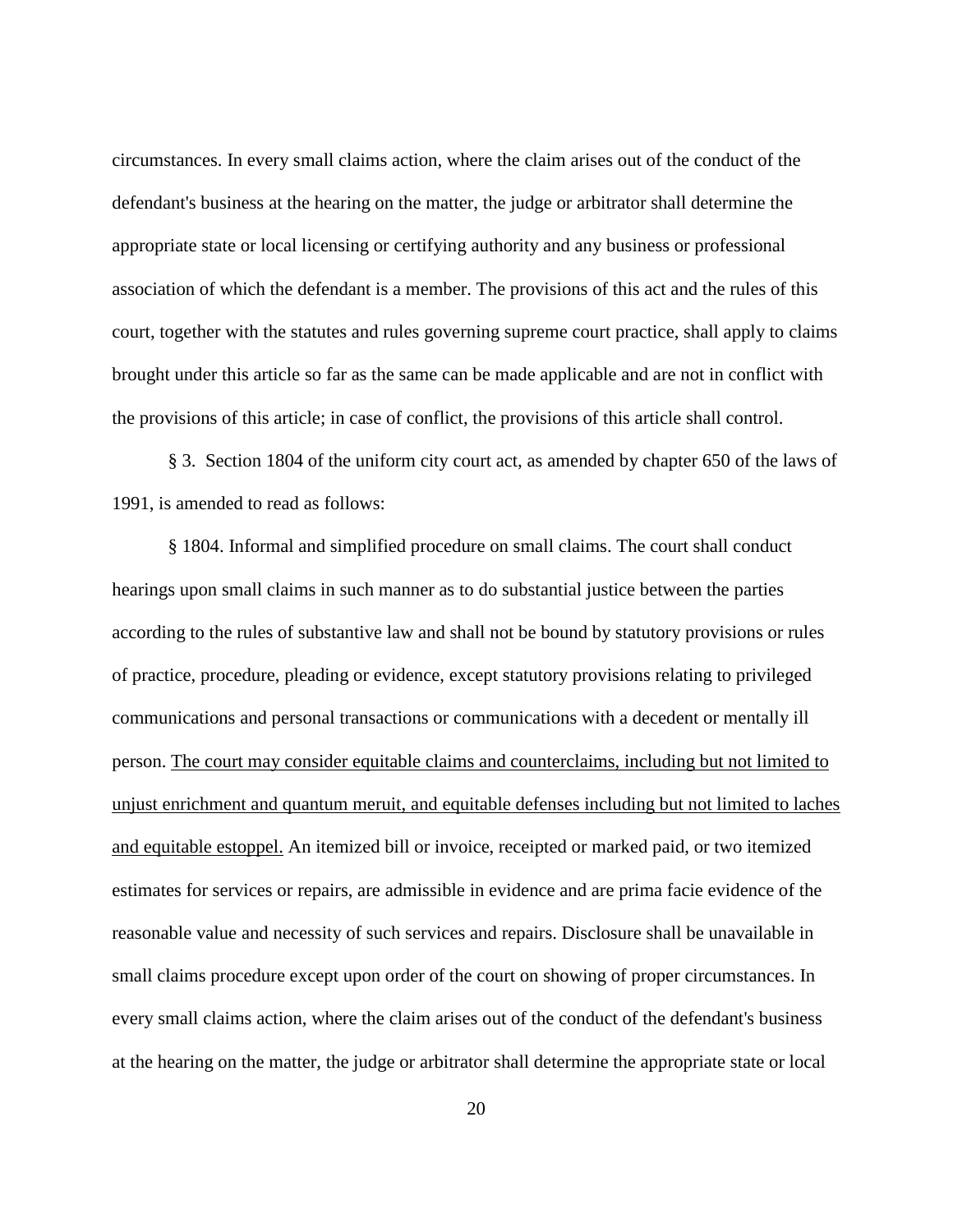circumstances. In every small claims action, where the claim arises out of the conduct of the defendant's business at the hearing on the matter, the judge or arbitrator shall determine the appropriate state or local licensing or certifying authority and any business or professional association of which the defendant is a member. The provisions of this act and the rules of this court, together with the statutes and rules governing supreme court practice, shall apply to claims brought under this article so far as the same can be made applicable and are not in conflict with the provisions of this article; in case of conflict, the provisions of this article shall control.

§ 3. Section 1804 of the uniform city court act, as amended by chapter 650 of the laws of 1991, is amended to read as follows:

§ 1804. Informal and simplified procedure on small claims. The court shall conduct hearings upon small claims in such manner as to do substantial justice between the parties according to the rules of substantive law and shall not be bound by statutory provisions or rules of practice, procedure, pleading or evidence, except statutory provisions relating to privileged communications and personal transactions or communications with a decedent or mentally ill person. <u>The court may consider equitable claims and counterclaims, including but not limited to unjust enrichment and quantum meruit, and equitable defenses including but not limited to laches and equitable estoppel.</u> An itemized bill or invoice, receipted or marked paid, or two itemized estimates for services or repairs, are admissible in evidence and are prima facie evidence of the reasonable value and necessity of such services and repairs. Disclosure shall be unavailable in small claims procedure except upon order of the court on showing of proper circumstances. In every small claims action, where the claim arises out of the conduct of the defendant's business at the hearing on the matter, the judge or arbitrator shall determine the appropriate state or local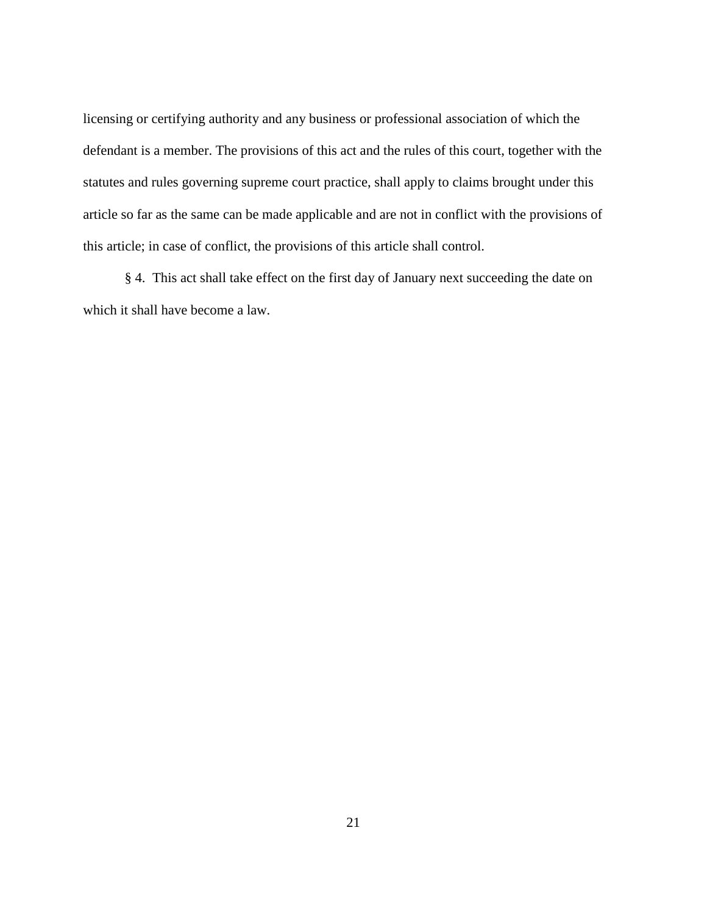licensing or certifying authority and any business or professional association of which the defendant is a member. The provisions of this act and the rules of this court, together with the statutes and rules governing supreme court practice, shall apply to claims brought under this article so far as the same can be made applicable and are not in conflict with the provisions of this article; in case of conflict, the provisions of this article shall control.

§ 4. This act shall take effect on the first day of January next succeeding the date on which it shall have become a law.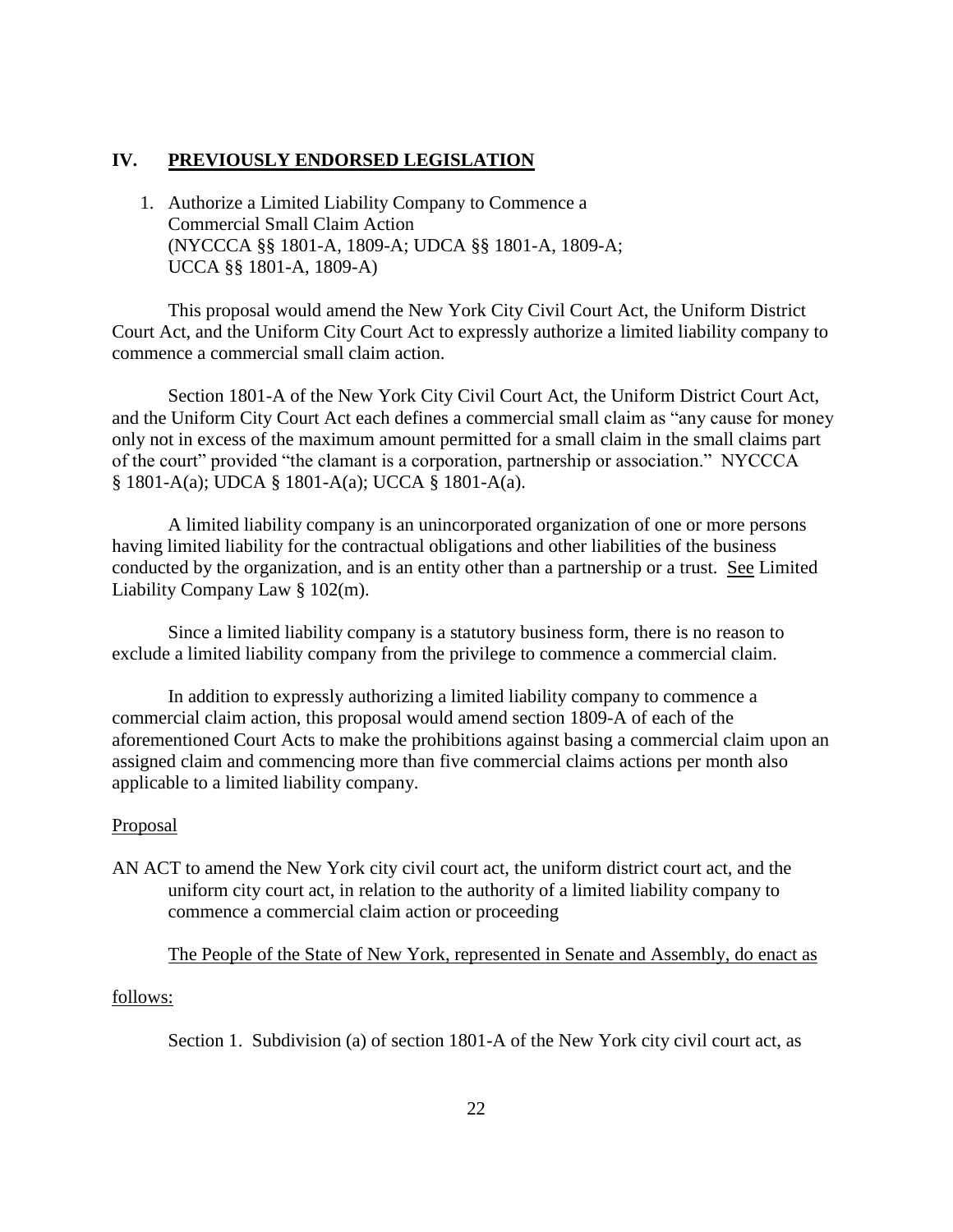## IV. PREVIOUSLY ENDORSED LEGISLATION

1. Authorize a Limited Liability Company to Commence a Commercial Small Claim Action (NYCCCA §§ 1801-A, 1809-A; UDCA §§ 1801-A, 1809-A; UCCA §§ 1801-A, 1809-A)

This proposal would amend the New York City Civil Court Act, the Uniform District Court Act, and the Uniform City Court Act to expressly authorize a limited liability company to commence a commercial small claim action.

Section 1801-A of the New York City Civil Court Act, the Uniform District Court Act, and the Uniform City Court Act each defines a commercial small claim as "any cause for money only not in excess of the maximum amount permitted for a small claim in the small claims part of the court" provided "the clamant is a corporation, partnership or association." NYCCCA § 1801-A(a); UDCA § 1801-A(a); UCCA § 1801-A(a).

A limited liability company is an unincorporated organization of one or more persons having limited liability for the contractual obligations and other liabilities of the business conducted by the organization, and is an entity other than a partnership or a trust. See Limited Liability Company Law § 102(m).

Since a limited liability company is a statutory business form, there is no reason to exclude a limited liability company from the privilege to commence a commercial claim.

In addition to expressly authorizing a limited liability company to commence a commercial claim action, this proposal would amend section 1809-A of each of the aforementioned Court Acts to make the prohibitions against basing a commercial claim upon an assigned claim and commencing more than five commercial claims actions per month also applicable to a limited liability company.

Proposal

AN ACT to amend the New York city civil court act, the uniform district court act, and the uniform city court act, in relation to the authority of a limited liability company to commence a commercial claim action or proceeding

The People of the State of New York, represented in Senate and Assembly, do enact as follows:

Section 1. Subdivision (a) of section 1801-A of the New York city civil court act, as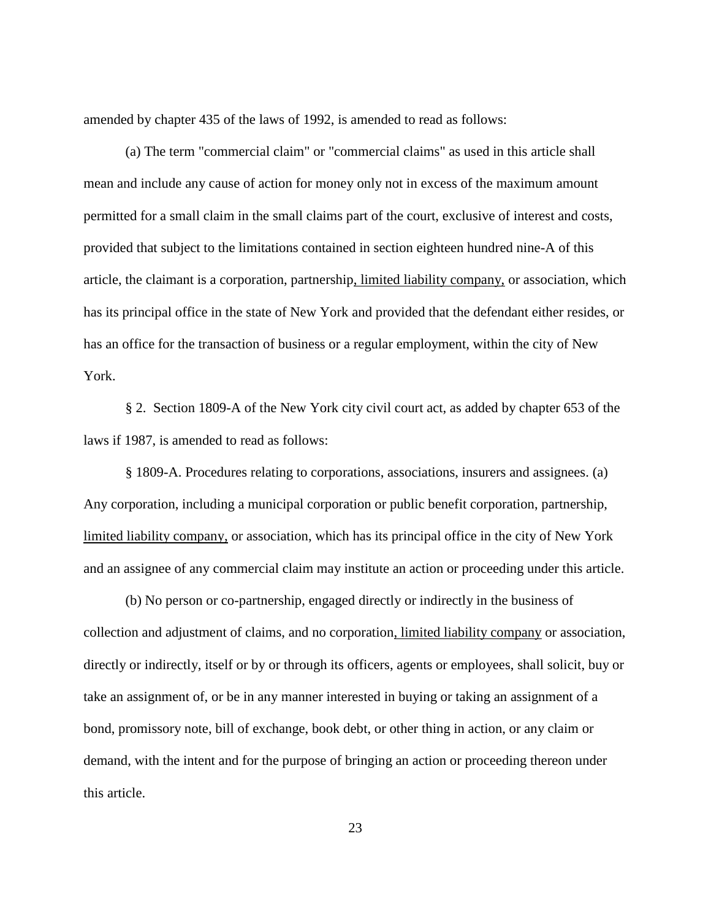amended by chapter 435 of the laws of 1992, is amended to read as follows:

(a) The term "commercial claim" or "commercial claims" as used in this article shall mean and include any cause of action for money only not in excess of the maximum amount permitted for a small claim in the small claims part of the court, exclusive of interest and costs, provided that subject to the limitations contained in section eighteen hundred nine-A of this article, the claimant is a corporation, partnership<u>, limited liability company,</u> or association, which has its principal office in the state of New York and provided that the defendant either resides, or has an office for the transaction of business or a regular employment, within the city of New York.

§ 2. Section 1809-A of the New York city civil court act, as added by chapter 653 of the laws if 1987, is amended to read as follows:

§ 1809-A. Procedures relating to corporations, associations, insurers and assignees. (a) Any corporation, including a municipal corporation or public benefit corporation, partnership, <u>limited liability company,</u> or association, which has its principal office in the city of New York and an assignee of any commercial claim may institute an action or proceeding under this article.

(b) No person or co-partnership, engaged directly or indirectly in the business of collection and adjustment of claims, and no corporation<u>, limited liability company</u> or association, directly or indirectly, itself or by or through its officers, agents or employees, shall solicit, buy or take an assignment of, or be in any manner interested in buying or taking an assignment of a bond, promissory note, bill of exchange, book debt, or other thing in action, or any claim or demand, with the intent and for the purpose of bringing an action or proceeding thereon under this article.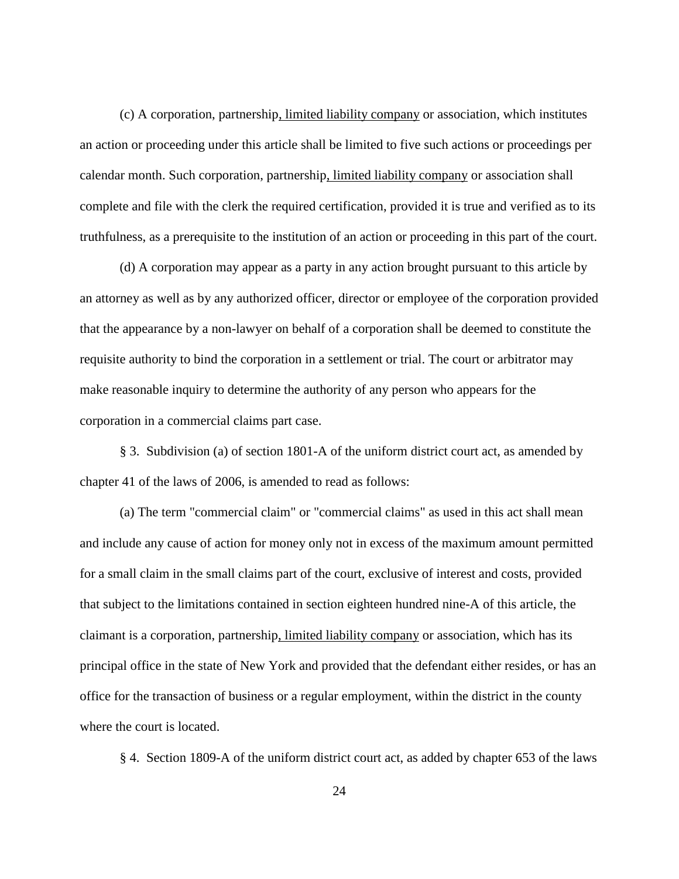(c) A corporation, partnership, limited liability company or association, which institutes an action or proceeding under this article shall be limited to five such actions or proceedings per calendar month. Such corporation, partnership, limited liability company or association shall complete and file with the clerk the required certification, provided it is true and verified as to its truthfulness, as a prerequisite to the institution of an action or proceeding in this part of the court.

(d) A corporation may appear as a party in any action brought pursuant to this article by an attorney as well as by any authorized officer, director or employee of the corporation provided that the appearance by a non-lawyer on behalf of a corporation shall be deemed to constitute the requisite authority to bind the corporation in a settlement or trial. The court or arbitrator may make reasonable inquiry to determine the authority of any person who appears for the corporation in a commercial claims part case.

§ 3. Subdivision (a) of section 1801-A of the uniform district court act, as amended by chapter 41 of the laws of 2006, is amended to read as follows:

(a) The term "commercial claim" or "commercial claims" as used in this act shall mean and include any cause of action for money only not in excess of the maximum amount permitted for a small claim in the small claims part of the court, exclusive of interest and costs, provided that subject to the limitations contained in section eighteen hundred nine-A of this article, the claimant is a corporation, partnership, limited liability company or association, which has its principal office in the state of New York and provided that the defendant either resides, or has an office for the transaction of business or a regular employment, within the district in the county where the court is located.

§ 4. Section 1809-A of the uniform district court act, as added by chapter 653 of the laws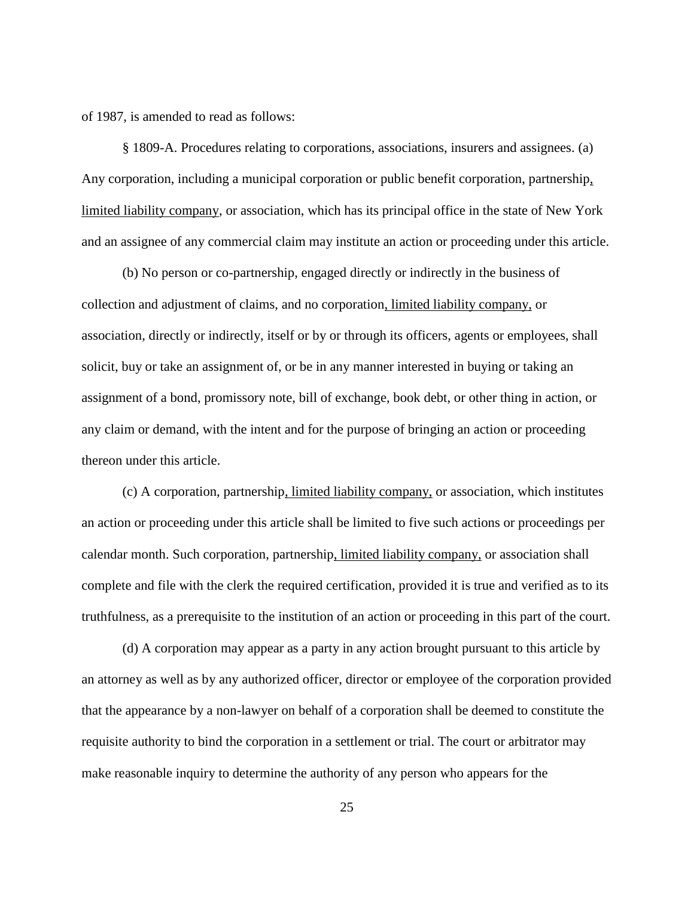of 1987, is amended to read as follows:

§ 1809-A. Procedures relating to corporations, associations, insurers and assignees. (a) Any corporation, including a municipal corporation or public benefit corporation, partnership, limited liability company, or association, which has its principal office in the state of New York and an assignee of any commercial claim may institute an action or proceeding under this article.

(b) No person or co-partnership, engaged directly or indirectly in the business of collection and adjustment of claims, and no corporation, limited liability company, or association, directly or indirectly, itself or by or through its officers, agents or employees, shall solicit, buy or take an assignment of, or be in any manner interested in buying or taking an assignment of a bond, promissory note, bill of exchange, book debt, or other thing in action, or any claim or demand, with the intent and for the purpose of bringing an action or proceeding thereon under this article.

(c) A corporation, partnership, limited liability company, or association, which institutes an action or proceeding under this article shall be limited to five such actions or proceedings per calendar month. Such corporation, partnership, limited liability company, or association shall complete and file with the clerk the required certification, provided it is true and verified as to its truthfulness, as a prerequisite to the institution of an action or proceeding in this part of the court.

(d) A corporation may appear as a party in any action brought pursuant to this article by an attorney as well as by any authorized officer, director or employee of the corporation provided that the appearance by a non-lawyer on behalf of a corporation shall be deemed to constitute the requisite authority to bind the corporation in a settlement or trial. The court or arbitrator may make reasonable inquiry to determine the authority of any person who appears for the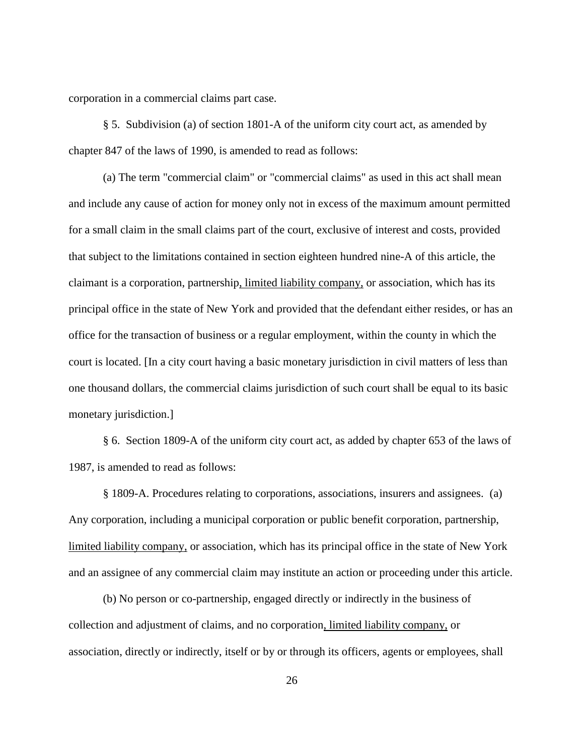corporation in a commercial claims part case.

§ 5. Subdivision (a) of section 1801-A of the uniform city court act, as amended by chapter 847 of the laws of 1990, is amended to read as follows:

(a) The term "commercial claim" or "commercial claims" as used in this act shall mean and include any cause of action for money only not in excess of the maximum amount permitted for a small claim in the small claims part of the court, exclusive of interest and costs, provided that subject to the limitations contained in section eighteen hundred nine-A of this article, the claimant is a corporation, partnership, limited liability company, or association, which has its principal office in the state of New York and provided that the defendant either resides, or has an office for the transaction of business or a regular employment, within the county in which the court is located. [In a city court having a basic monetary jurisdiction in civil matters of less than one thousand dollars, the commercial claims jurisdiction of such court shall be equal to its basic monetary jurisdiction.]

§ 6. Section 1809-A of the uniform city court act, as added by chapter 653 of the laws of 1987, is amended to read as follows:

§ 1809-A. Procedures relating to corporations, associations, insurers and assignees. (a) Any corporation, including a municipal corporation or public benefit corporation, partnership, limited liability company, or association, which has its principal office in the state of New York and an assignee of any commercial claim may institute an action or proceeding under this article.

(b) No person or co-partnership, engaged directly or indirectly in the business of collection and adjustment of claims, and no corporation, limited liability company, or association, directly or indirectly, itself or by or through its officers, agents or employees, shall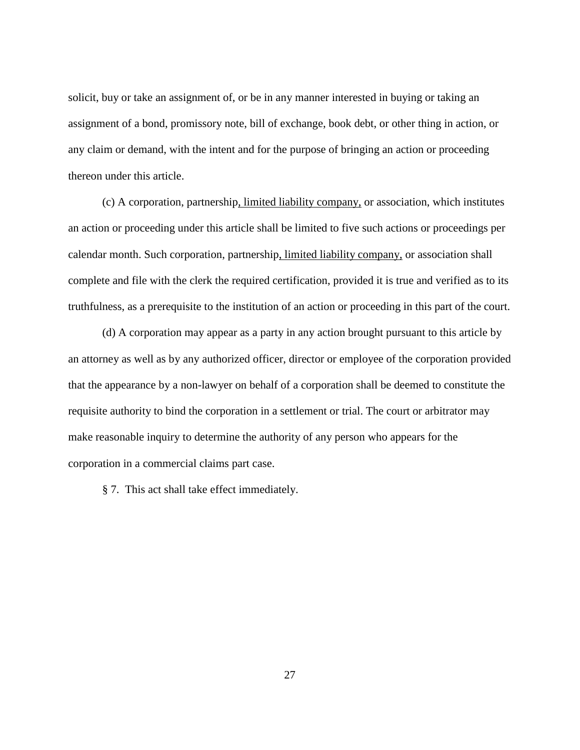solicit, buy or take an assignment of, or be in any manner interested in buying or taking an assignment of a bond, promissory note, bill of exchange, book debt, or other thing in action, or any claim or demand, with the intent and for the purpose of bringing an action or proceeding thereon under this article.

(c) A corporation, partnership<u>, limited liability company,</u> or association, which institutes an action or proceeding under this article shall be limited to five such actions or proceedings per calendar month. Such corporation, partnership<u>, limited liability company,</u> or association shall complete and file with the clerk the required certification, provided it is true and verified as to its truthfulness, as a prerequisite to the institution of an action or proceeding in this part of the court.

(d) A corporation may appear as a party in any action brought pursuant to this article by an attorney as well as by any authorized officer, director or employee of the corporation provided that the appearance by a non-lawyer on behalf of a corporation shall be deemed to constitute the requisite authority to bind the corporation in a settlement or trial. The court or arbitrator may make reasonable inquiry to determine the authority of any person who appears for the corporation in a commercial claims part case.

§ 7. This act shall take effect immediately.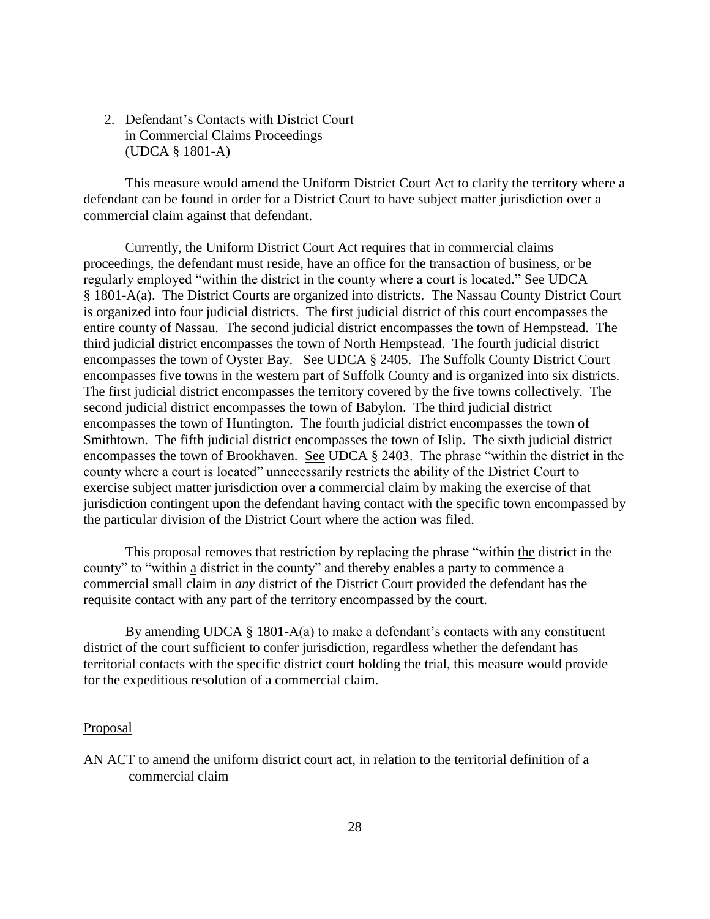2. Defendant's Contacts with District Court in Commercial Claims Proceedings (UDCA § 1801-A)

This measure would amend the Uniform District Court Act to clarify the territory where a defendant can be found in order for a District Court to have subject matter jurisdiction over a commercial claim against that defendant.

Currently, the Uniform District Court Act requires that in commercial claims proceedings, the defendant must reside, have an office for the transaction of business, or be regularly employed "within the district in the county where a court is located." See UDCA § 1801-A(a). The District Courts are organized into districts. The Nassau County District Court is organized into four judicial districts. The first judicial district of this court encompasses the entire county of Nassau. The second judicial district encompasses the town of Hempstead. The third judicial district encompasses the town of North Hempstead. The fourth judicial district encompasses the town of Oyster Bay. See UDCA § 2405. The Suffolk County District Court encompasses five towns in the western part of Suffolk County and is organized into six districts. The first judicial district encompasses the territory covered by the five towns collectively. The second judicial district encompasses the town of Babylon. The third judicial district encompasses the town of Huntington. The fourth judicial district encompasses the town of Smithtown. The fifth judicial district encompasses the town of Islip. The sixth judicial district encompasses the town of Brookhaven. See UDCA § 2403. The phrase "within the district in the county where a court is located" unnecessarily restricts the ability of the District Court to exercise subject matter jurisdiction over a commercial claim by making the exercise of that jurisdiction contingent upon the defendant having contact with the specific town encompassed by the particular division of the District Court where the action was filed.

This proposal removes that restriction by replacing the phrase "within the district in the county" to "within a district in the county" and thereby enables a party to commence a commercial small claim in *any* district of the District Court provided the defendant has the requisite contact with any part of the territory encompassed by the court.

By amending UDCA § 1801-A(a) to make a defendant's contacts with any constituent district of the court sufficient to confer jurisdiction, regardless whether the defendant has territorial contacts with the specific district court holding the trial, this measure would provide for the expeditious resolution of a commercial claim.

Proposal

AN ACT to amend the uniform district court act, in relation to the territorial definition of a commercial claim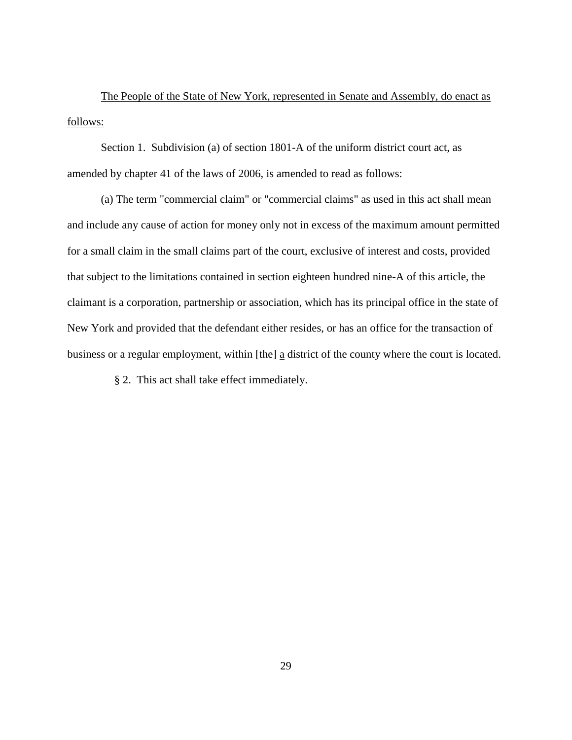<u>The People of the State of New York, represented in Senate and Assembly, do enact as follows:</u>

Section 1. Subdivision (a) of section 1801-A of the uniform district court act, as amended by chapter 41 of the laws of 2006, is amended to read as follows:

(a) The term "commercial claim" or "commercial claims" as used in this act shall mean and include any cause of action for money only not in excess of the maximum amount permitted for a small claim in the small claims part of the court, exclusive of interest and costs, provided that subject to the limitations contained in section eighteen hundred nine-A of this article, the claimant is a corporation, partnership or association, which has its principal office in the state of New York and provided that the defendant either resides, or has an office for the transaction of business or a regular employment, within [the] <u>a</u> district of the county where the court is located.

§ 2. This act shall take effect immediately.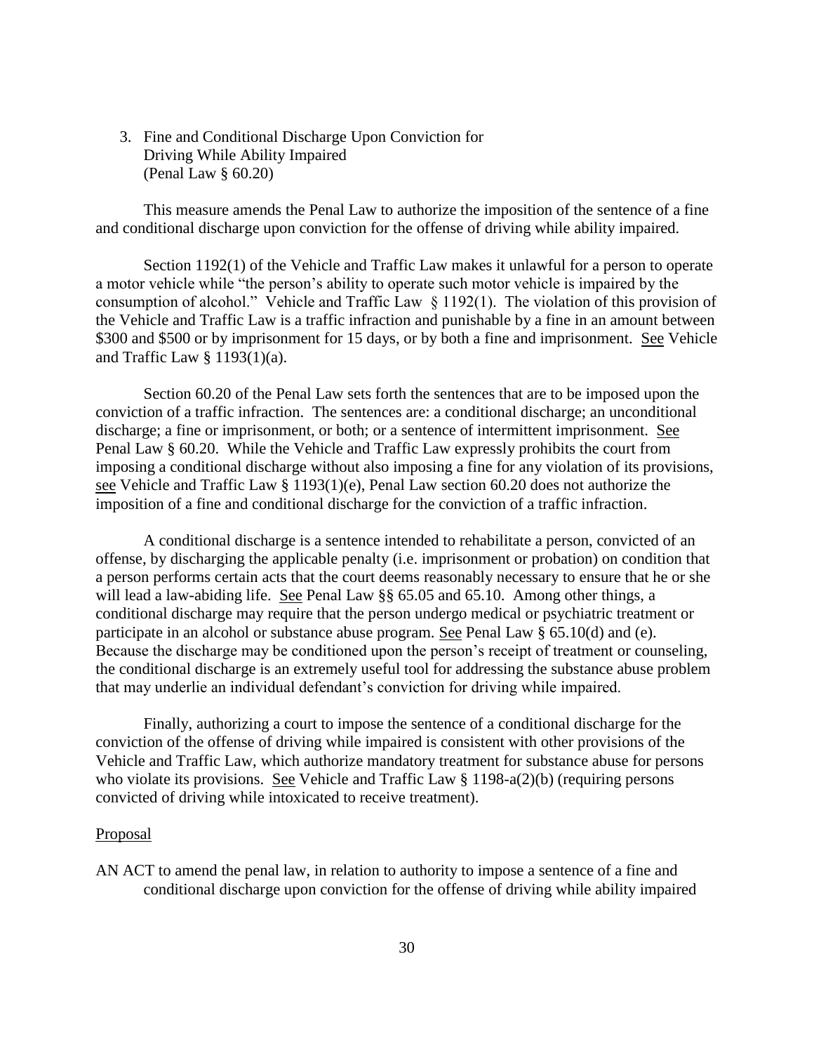3. Fine and Conditional Discharge Upon Conviction for Driving While Ability Impaired (Penal Law § 60.20)

This measure amends the Penal Law to authorize the imposition of the sentence of a fine and conditional discharge upon conviction for the offense of driving while ability impaired.

Section 1192(1) of the Vehicle and Traffic Law makes it unlawful for a person to operate a motor vehicle while "the person's ability to operate such motor vehicle is impaired by the consumption of alcohol." Vehicle and Traffic Law § 1192(1). The violation of this provision of the Vehicle and Traffic Law is a traffic infraction and punishable by a fine in an amount between $300 and $500 or by imprisonment for 15 days, or by both a fine and imprisonment. See Vehicle and Traffic Law § 1193(1)(a).

Section 60.20 of the Penal Law sets forth the sentences that are to be imposed upon the conviction of a traffic infraction. The sentences are: a conditional discharge; an unconditional discharge; a fine or imprisonment, or both; or a sentence of intermittent imprisonment. See Penal Law § 60.20. While the Vehicle and Traffic Law expressly prohibits the court from imposing a conditional discharge without also imposing a fine for any violation of its provisions, see Vehicle and Traffic Law § 1193(1)(e), Penal Law section 60.20 does not authorize the imposition of a fine and conditional discharge for the conviction of a traffic infraction.

A conditional discharge is a sentence intended to rehabilitate a person, convicted of an offense, by discharging the applicable penalty (i.e. imprisonment or probation) on condition that a person performs certain acts that the court deems reasonably necessary to ensure that he or she will lead a law-abiding life. See Penal Law §§ 65.05 and 65.10. Among other things, a conditional discharge may require that the person undergo medical or psychiatric treatment or participate in an alcohol or substance abuse program. See Penal Law § 65.10(d) and (e). Because the discharge may be conditioned upon the person's receipt of treatment or counseling, the conditional discharge is an extremely useful tool for addressing the substance abuse problem that may underlie an individual defendant's conviction for driving while impaired.

Finally, authorizing a court to impose the sentence of a conditional discharge for the conviction of the offense of driving while impaired is consistent with other provisions of the Vehicle and Traffic Law, which authorize mandatory treatment for substance abuse for persons who violate its provisions. See Vehicle and Traffic Law § 1198-a(2)(b) (requiring persons convicted of driving while intoxicated to receive treatment).

Proposal

AN ACT to amend the penal law, in relation to authority to impose a sentence of a fine and conditional discharge upon conviction for the offense of driving while ability impaired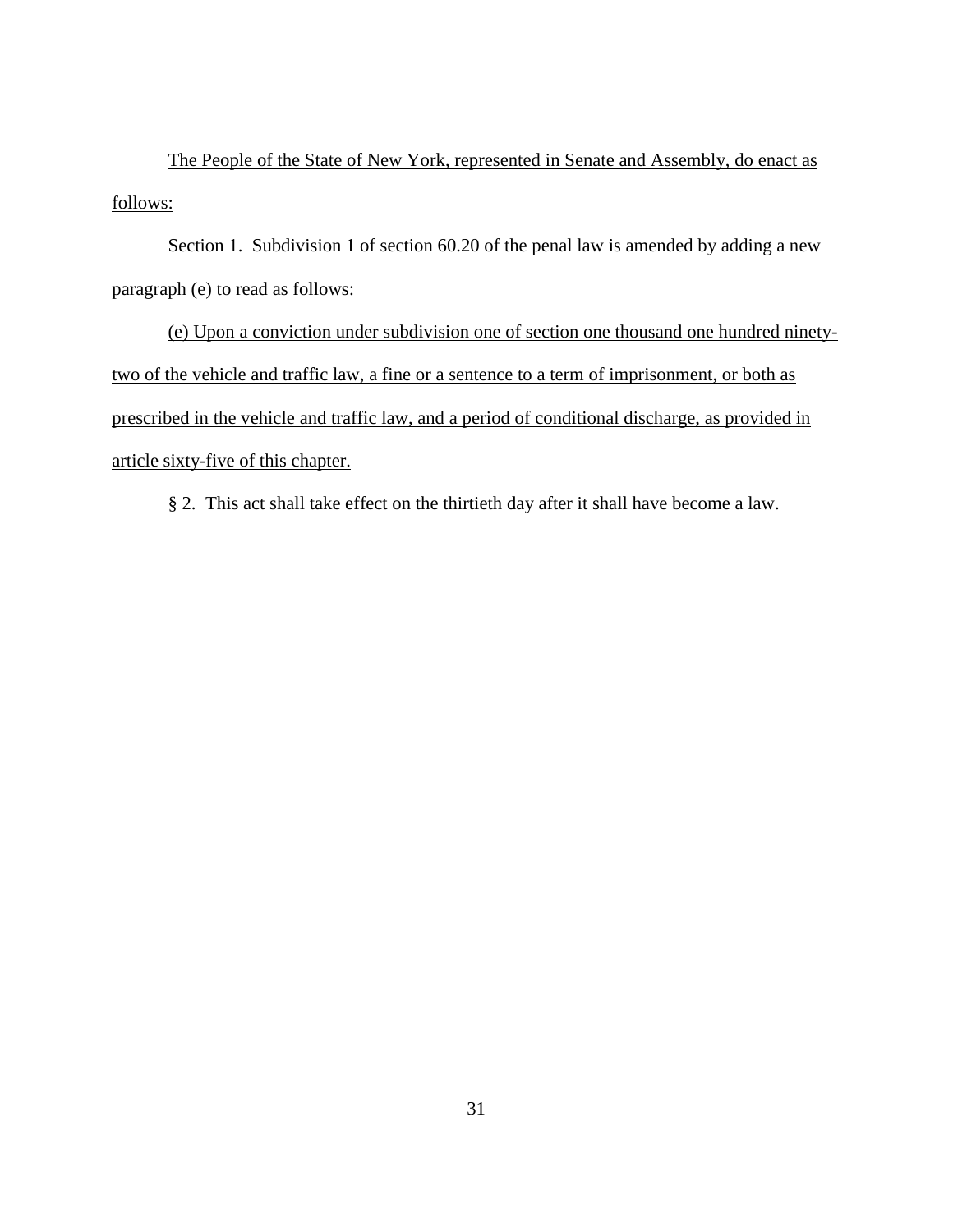The People of the State of New York, represented in Senate and Assembly, do enact as follows:

Section 1. Subdivision 1 of section 60.20 of the penal law is amended by adding a new paragraph (e) to read as follows:

(e) Upon a conviction under subdivision one of section one thousand one hundred ninety-two of the vehicle and traffic law, a fine or a sentence to a term of imprisonment, or both as prescribed in the vehicle and traffic law, and a period of conditional discharge, as provided in article sixty-five of this chapter.

§ 2. This act shall take effect on the thirtieth day after it shall have become a law.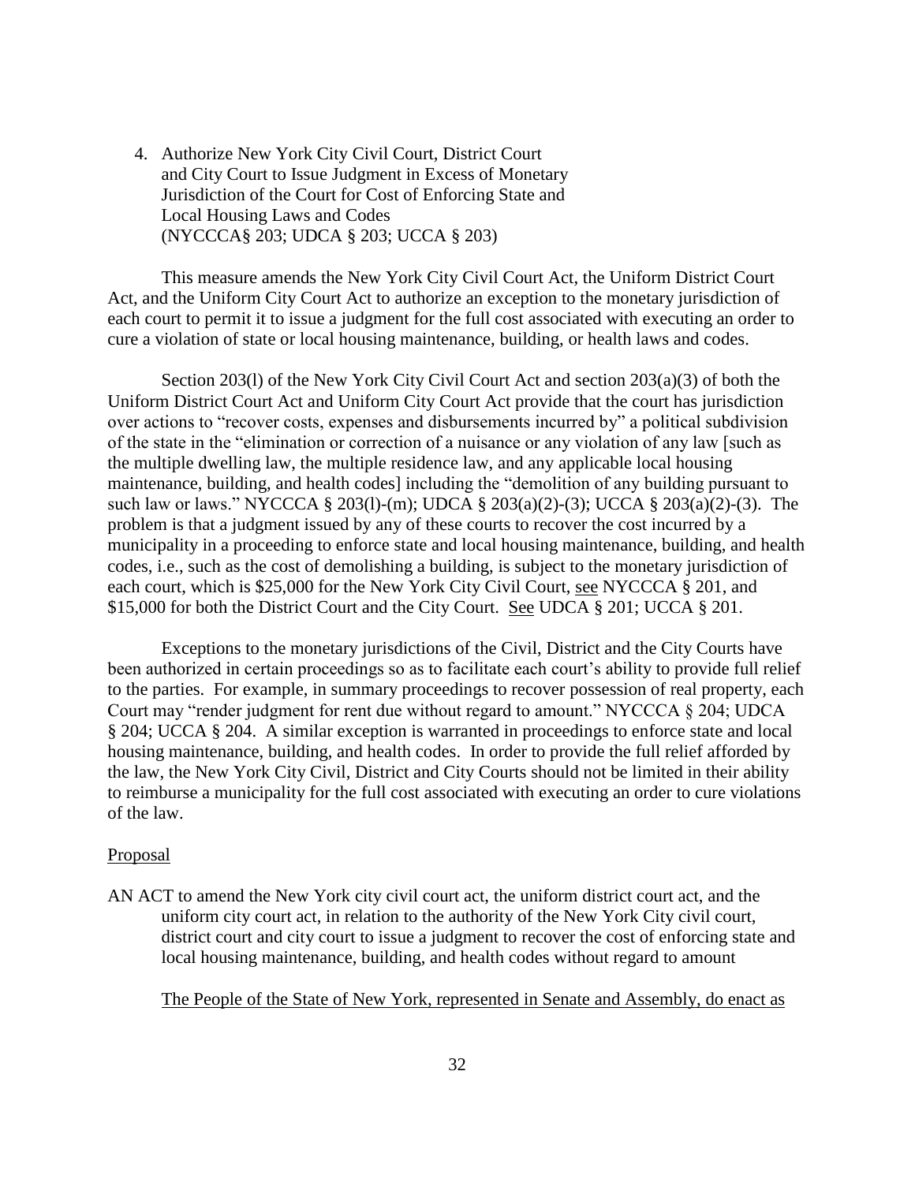4. Authorize New York City Civil Court, District Court and City Court to Issue Judgment in Excess of Monetary Jurisdiction of the Court for Cost of Enforcing State and Local Housing Laws and Codes (NYCCCA§ 203; UDCA § 203; UCCA § 203)

This measure amends the New York City Civil Court Act, the Uniform District Court Act, and the Uniform City Court Act to authorize an exception to the monetary jurisdiction of each court to permit it to issue a judgment for the full cost associated with executing an order to cure a violation of state or local housing maintenance, building, or health laws and codes.

Section 203(l) of the New York City Civil Court Act and section 203(a)(3) of both the Uniform District Court Act and Uniform City Court Act provide that the court has jurisdiction over actions to "recover costs, expenses and disbursements incurred by" a political subdivision of the state in the "elimination or correction of a nuisance or any violation of any law [such as the multiple dwelling law, the multiple residence law, and any applicable local housing maintenance, building, and health codes] including the "demolition of any building pursuant to such law or laws." NYCCCA § 203(l)-(m); UDCA § 203(a)(2)-(3); UCCA § 203(a)(2)-(3). The problem is that a judgment issued by any of these courts to recover the cost incurred by a municipality in a proceeding to enforce state and local housing maintenance, building, and health codes, i.e., such as the cost of demolishing a building, is subject to the monetary jurisdiction of each court, which is $25,000 for the New York City Civil Court, see NYCCCA § 201, and $15,000 for both the District Court and the City Court. See UDCA § 201; UCCA § 201.

Exceptions to the monetary jurisdictions of the Civil, District and the City Courts have been authorized in certain proceedings so as to facilitate each court's ability to provide full relief to the parties. For example, in summary proceedings to recover possession of real property, each Court may "render judgment for rent due without regard to amount." NYCCCA § 204; UDCA § 204; UCCA § 204. A similar exception is warranted in proceedings to enforce state and local housing maintenance, building, and health codes. In order to provide the full relief afforded by the law, the New York City Civil, District and City Courts should not be limited in their ability to reimburse a municipality for the full cost associated with executing an order to cure violations of the law.

Proposal

AN ACT to amend the New York city civil court act, the uniform district court act, and the uniform city court act, in relation to the authority of the New York City civil court, district court and city court to issue a judgment to recover the cost of enforcing state and local housing maintenance, building, and health codes without regard to amount

The People of the State of New York, represented in Senate and Assembly, do enact as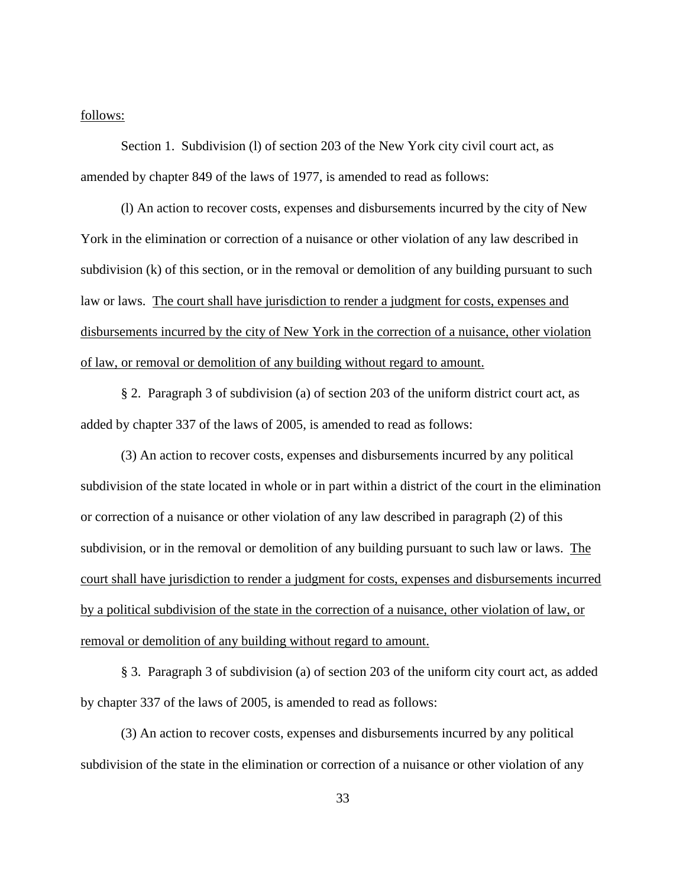follows:

Section 1. Subdivision (l) of section 203 of the New York city civil court act, as amended by chapter 849 of the laws of 1977, is amended to read as follows:

(l) An action to recover costs, expenses and disbursements incurred by the city of New York in the elimination or correction of a nuisance or other violation of any law described in subdivision (k) of this section, or in the removal or demolition of any building pursuant to such law or laws. The court shall have jurisdiction to render a judgment for costs, expenses and disbursements incurred by the city of New York in the correction of a nuisance, other violation of law, or removal or demolition of any building without regard to amount.

§ 2. Paragraph 3 of subdivision (a) of section 203 of the uniform district court act, as added by chapter 337 of the laws of 2005, is amended to read as follows:

(3) An action to recover costs, expenses and disbursements incurred by any political subdivision of the state located in whole or in part within a district of the court in the elimination or correction of a nuisance or other violation of any law described in paragraph (2) of this subdivision, or in the removal or demolition of any building pursuant to such law or laws. The court shall have jurisdiction to render a judgment for costs, expenses and disbursements incurred by a political subdivision of the state in the correction of a nuisance, other violation of law, or removal or demolition of any building without regard to amount.

§ 3. Paragraph 3 of subdivision (a) of section 203 of the uniform city court act, as added by chapter 337 of the laws of 2005, is amended to read as follows:

(3) An action to recover costs, expenses and disbursements incurred by any political subdivision of the state in the elimination or correction of a nuisance or other violation of any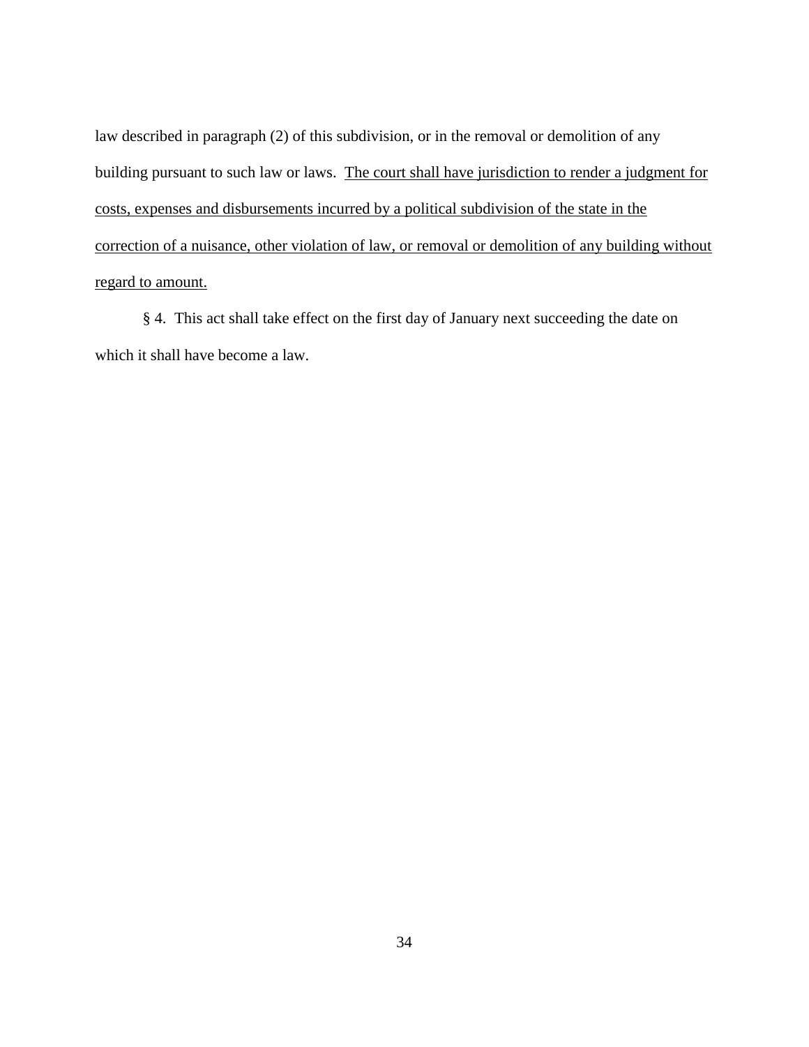law described in paragraph (2) of this subdivision, or in the removal or demolition of any building pursuant to such law or laws. <u>The court shall have jurisdiction to render a judgment for costs, expenses and disbursements incurred by a political subdivision of the state in the correction of a nuisance, other violation of law, or removal or demolition of any building without regard to amount.</u>

§ 4. This act shall take effect on the first day of January next succeeding the date on which it shall have become a law.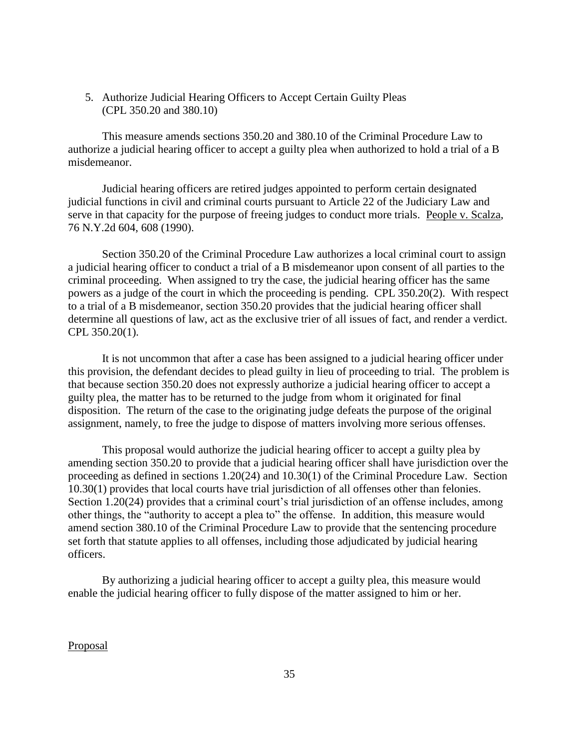5. Authorize Judicial Hearing Officers to Accept Certain Guilty Pleas (CPL 350.20 and 380.10)

This measure amends sections 350.20 and 380.10 of the Criminal Procedure Law to authorize a judicial hearing officer to accept a guilty plea when authorized to hold a trial of a B misdemeanor.

Judicial hearing officers are retired judges appointed to perform certain designated judicial functions in civil and criminal courts pursuant to Article 22 of the Judiciary Law and serve in that capacity for the purpose of freeing judges to conduct more trials. People v. Scalza, 76 N.Y.2d 604, 608 (1990).

Section 350.20 of the Criminal Procedure Law authorizes a local criminal court to assign a judicial hearing officer to conduct a trial of a B misdemeanor upon consent of all parties to the criminal proceeding. When assigned to try the case, the judicial hearing officer has the same powers as a judge of the court in which the proceeding is pending. CPL 350.20(2). With respect to a trial of a B misdemeanor, section 350.20 provides that the judicial hearing officer shall determine all questions of law, act as the exclusive trier of all issues of fact, and render a verdict. CPL 350.20(1).

It is not uncommon that after a case has been assigned to a judicial hearing officer under this provision, the defendant decides to plead guilty in lieu of proceeding to trial. The problem is that because section 350.20 does not expressly authorize a judicial hearing officer to accept a guilty plea, the matter has to be returned to the judge from whom it originated for final disposition. The return of the case to the originating judge defeats the purpose of the original assignment, namely, to free the judge to dispose of matters involving more serious offenses.

This proposal would authorize the judicial hearing officer to accept a guilty plea by amending section 350.20 to provide that a judicial hearing officer shall have jurisdiction over the proceeding as defined in sections 1.20(24) and 10.30(1) of the Criminal Procedure Law. Section 10.30(1) provides that local courts have trial jurisdiction of all offenses other than felonies. Section 1.20(24) provides that a criminal court's trial jurisdiction of an offense includes, among other things, the "authority to accept a plea to" the offense. In addition, this measure would amend section 380.10 of the Criminal Procedure Law to provide that the sentencing procedure set forth that statute applies to all offenses, including those adjudicated by judicial hearing officers.

By authorizing a judicial hearing officer to accept a guilty plea, this measure would enable the judicial hearing officer to fully dispose of the matter assigned to him or her.

Proposal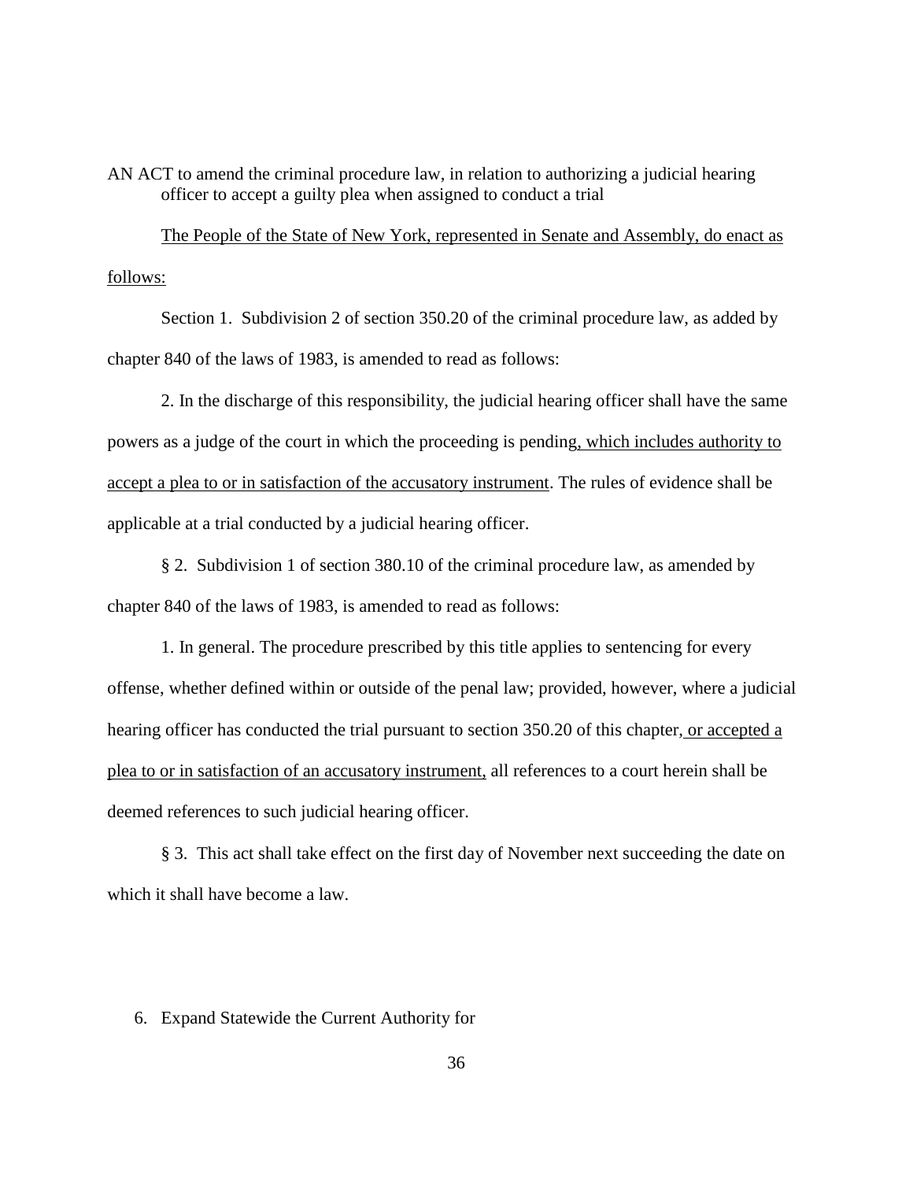AN ACT to amend the criminal procedure law, in relation to authorizing a judicial hearing officer to accept a guilty plea when assigned to conduct a trial

<u>The People of the State of New York, represented in Senate and Assembly, do enact as follows:</u>

Section 1. Subdivision 2 of section 350.20 of the criminal procedure law, as added by chapter 840 of the laws of 1983, is amended to read as follows:

2. In the discharge of this responsibility, the judicial hearing officer shall have the same powers as a judge of the court in which the proceeding is pending<u>, which includes authority to accept a plea to or in satisfaction of the accusatory instrument</u>. The rules of evidence shall be applicable at a trial conducted by a judicial hearing officer.

§ 2. Subdivision 1 of section 380.10 of the criminal procedure law, as amended by chapter 840 of the laws of 1983, is amended to read as follows:

1. In general. The procedure prescribed by this title applies to sentencing for every offense, whether defined within or outside of the penal law; provided, however, where a judicial hearing officer has conducted the trial pursuant to section 350.20 of this chapter<u>, or accepted a plea to or in satisfaction of an accusatory instrument,</u> all references to a court herein shall be deemed references to such judicial hearing officer.

§ 3. This act shall take effect on the first day of November next succeeding the date on which it shall have become a law.

6. Expand Statewide the Current Authority for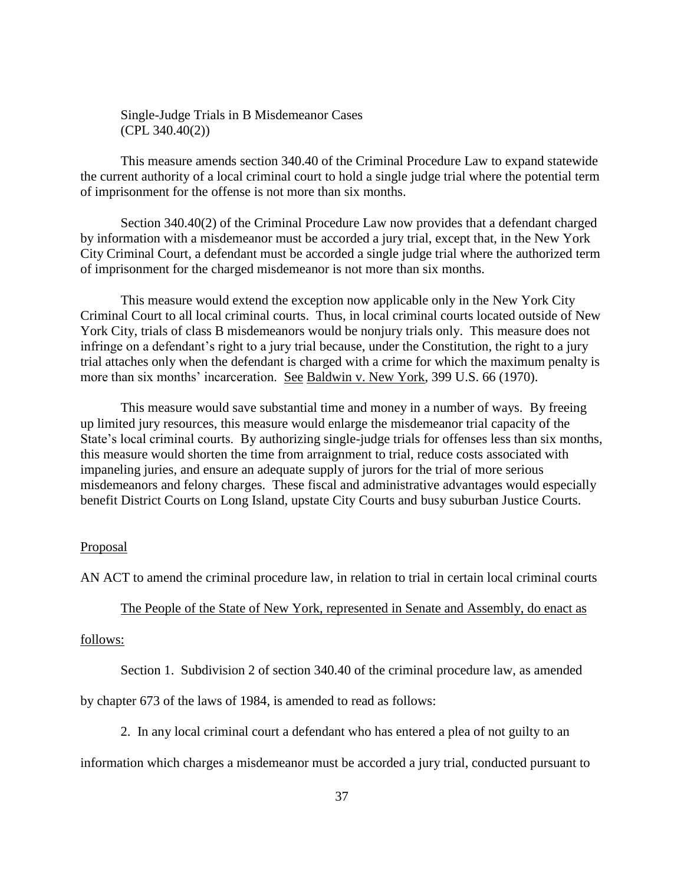Single-Judge Trials in B Misdemeanor Cases
(CPL 340.40(2))

This measure amends section 340.40 of the Criminal Procedure Law to expand statewide the current authority of a local criminal court to hold a single judge trial where the potential term of imprisonment for the offense is not more than six months.

Section 340.40(2) of the Criminal Procedure Law now provides that a defendant charged by information with a misdemeanor must be accorded a jury trial, except that, in the New York City Criminal Court, a defendant must be accorded a single judge trial where the authorized term of imprisonment for the charged misdemeanor is not more than six months.

This measure would extend the exception now applicable only in the New York City Criminal Court to all local criminal courts. Thus, in local criminal courts located outside of New York City, trials of class B misdemeanors would be nonjury trials only. This measure does not infringe on a defendant's right to a jury trial because, under the Constitution, the right to a jury trial attaches only when the defendant is charged with a crime for which the maximum penalty is more than six months' incarceration. See Baldwin v. New York, 399 U.S. 66 (1970).

This measure would save substantial time and money in a number of ways. By freeing up limited jury resources, this measure would enlarge the misdemeanor trial capacity of the State's local criminal courts. By authorizing single-judge trials for offenses less than six months, this measure would shorten the time from arraignment to trial, reduce costs associated with impaneling juries, and ensure an adequate supply of jurors for the trial of more serious misdemeanors and felony charges. These fiscal and administrative advantages would especially benefit District Courts on Long Island, upstate City Courts and busy suburban Justice Courts.

Proposal

AN ACT to amend the criminal procedure law, in relation to trial in certain local criminal courts

The People of the State of New York, represented in Senate and Assembly, do enact as follows:

Section 1. Subdivision 2 of section 340.40 of the criminal procedure law, as amended by chapter 673 of the laws of 1984, is amended to read as follows:

2. In any local criminal court a defendant who has entered a plea of not guilty to an information which charges a misdemeanor must be accorded a jury trial, conducted pursuant to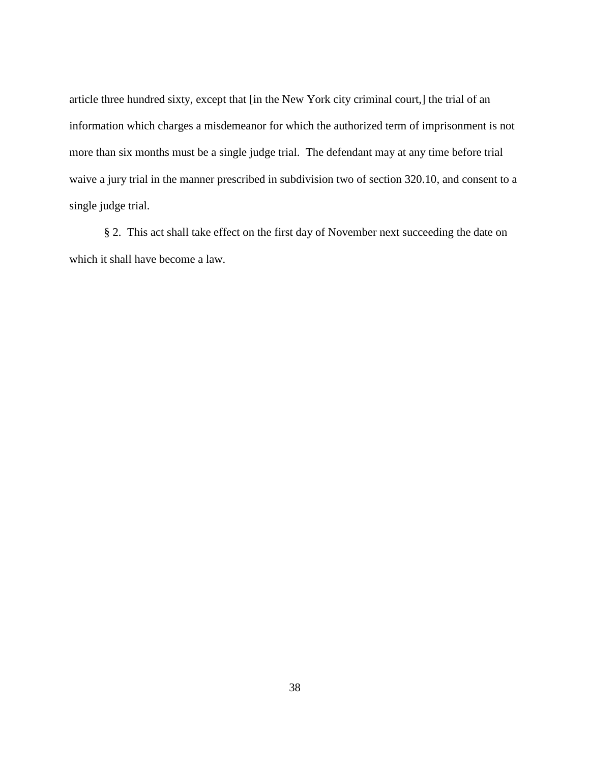article three hundred sixty, except that [in the New York city criminal court,] the trial of an information which charges a misdemeanor for which the authorized term of imprisonment is not more than six months must be a single judge trial. The defendant may at any time before trial waive a jury trial in the manner prescribed in subdivision two of section 320.10, and consent to a single judge trial.

§ 2. This act shall take effect on the first day of November next succeeding the date on which it shall have become a law.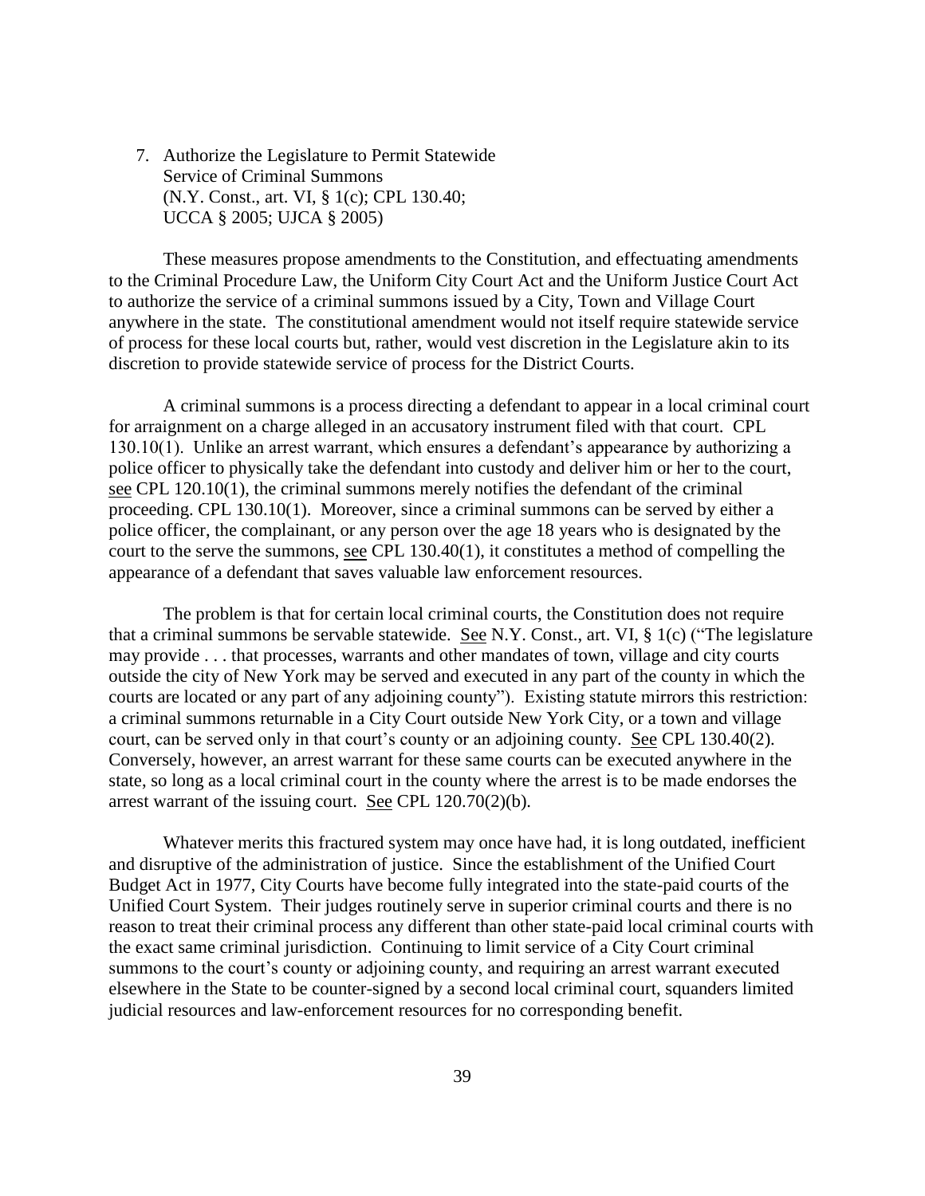7. Authorize the Legislature to Permit Statewide Service of Criminal Summons
   (N.Y. Const., art. VI, § 1(c); CPL 130.40;
   UCCA § 2005; UJCA § 2005)

These measures propose amendments to the Constitution, and effectuating amendments to the Criminal Procedure Law, the Uniform City Court Act and the Uniform Justice Court Act to authorize the service of a criminal summons issued by a City, Town and Village Court anywhere in the state. The constitutional amendment would not itself require statewide service of process for these local courts but, rather, would vest discretion in the Legislature akin to its discretion to provide statewide service of process for the District Courts.

A criminal summons is a process directing a defendant to appear in a local criminal court for arraignment on a charge alleged in an accusatory instrument filed with that court. CPL 130.10(1). Unlike an arrest warrant, which ensures a defendant's appearance by authorizing a police officer to physically take the defendant into custody and deliver him or her to the court, see CPL 120.10(1), the criminal summons merely notifies the defendant of the criminal proceeding. CPL 130.10(1). Moreover, since a criminal summons can be served by either a police officer, the complainant, or any person over the age 18 years who is designated by the court to the serve the summons, see CPL 130.40(1), it constitutes a method of compelling the appearance of a defendant that saves valuable law enforcement resources.

The problem is that for certain local criminal courts, the Constitution does not require that a criminal summons be servable statewide. See N.Y. Const., art. VI, § 1(c) ("The legislature may provide . . . that processes, warrants and other mandates of town, village and city courts outside the city of New York may be served and executed in any part of the county in which the courts are located or any part of any adjoining county"). Existing statute mirrors this restriction: a criminal summons returnable in a City Court outside New York City, or a town and village court, can be served only in that court's county or an adjoining county. See CPL 130.40(2). Conversely, however, an arrest warrant for these same courts can be executed anywhere in the state, so long as a local criminal court in the county where the arrest is to be made endorses the arrest warrant of the issuing court. See CPL 120.70(2)(b).

Whatever merits this fractured system may once have had, it is long outdated, inefficient and disruptive of the administration of justice. Since the establishment of the Unified Court Budget Act in 1977, City Courts have become fully integrated into the state-paid courts of the Unified Court System. Their judges routinely serve in superior criminal courts and there is no reason to treat their criminal process any different than other state-paid local criminal courts with the exact same criminal jurisdiction. Continuing to limit service of a City Court criminal summons to the court's county or adjoining county, and requiring an arrest warrant executed elsewhere in the State to be counter-signed by a second local criminal court, squanders limited judicial resources and law-enforcement resources for no corresponding benefit.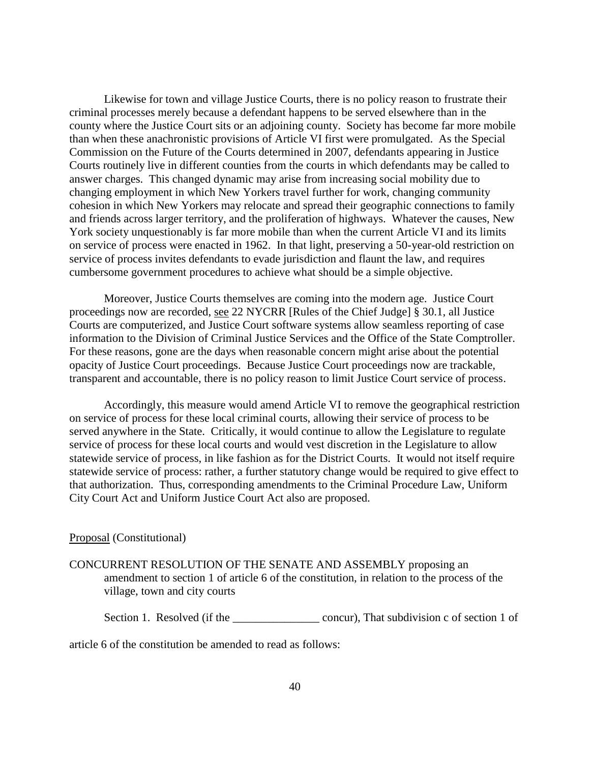Likewise for town and village Justice Courts, there is no policy reason to frustrate their criminal processes merely because a defendant happens to be served elsewhere than in the county where the Justice Court sits or an adjoining county. Society has become far more mobile than when these anachronistic provisions of Article VI first were promulgated. As the Special Commission on the Future of the Courts determined in 2007, defendants appearing in Justice Courts routinely live in different counties from the courts in which defendants may be called to answer charges. This changed dynamic may arise from increasing social mobility due to changing employment in which New Yorkers travel further for work, changing community cohesion in which New Yorkers may relocate and spread their geographic connections to family and friends across larger territory, and the proliferation of highways. Whatever the causes, New York society unquestionably is far more mobile than when the current Article VI and its limits on service of process were enacted in 1962. In that light, preserving a 50-year-old restriction on service of process invites defendants to evade jurisdiction and flaunt the law, and requires cumbersome government procedures to achieve what should be a simple objective.

Moreover, Justice Courts themselves are coming into the modern age. Justice Court proceedings now are recorded, see 22 NYCRR [Rules of the Chief Judge] § 30.1, all Justice Courts are computerized, and Justice Court software systems allow seamless reporting of case information to the Division of Criminal Justice Services and the Office of the State Comptroller. For these reasons, gone are the days when reasonable concern might arise about the potential opacity of Justice Court proceedings. Because Justice Court proceedings now are trackable, transparent and accountable, there is no policy reason to limit Justice Court service of process.

Accordingly, this measure would amend Article VI to remove the geographical restriction on service of process for these local criminal courts, allowing their service of process to be served anywhere in the State. Critically, it would continue to allow the Legislature to regulate service of process for these local courts and would vest discretion in the Legislature to allow statewide service of process, in like fashion as for the District Courts. It would not itself require statewide service of process: rather, a further statutory change would be required to give effect to that authorization. Thus, corresponding amendments to the Criminal Procedure Law, Uniform City Court Act and Uniform Justice Court Act also are proposed.

Proposal (Constitutional)

CONCURRENT RESOLUTION OF THE SENATE AND ASSEMBLY proposing an amendment to section 1 of article 6 of the constitution, in relation to the process of the village, town and city courts

Section 1. Resolved (if the _______________ concur), That subdivision c of section 1 of article 6 of the constitution be amended to read as follows: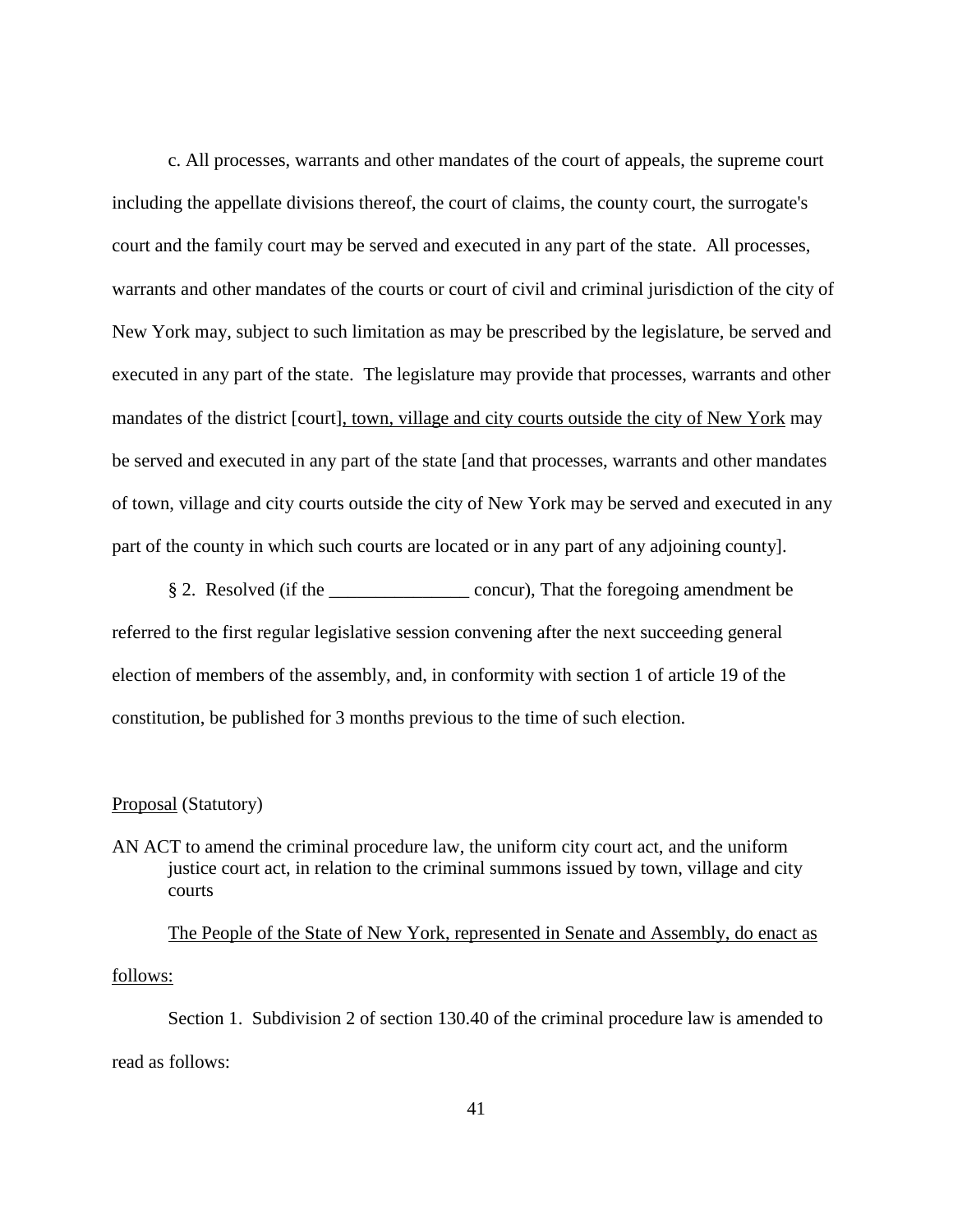c. All processes, warrants and other mandates of the court of appeals, the supreme court including the appellate divisions thereof, the court of claims, the county court, the surrogate's court and the family court may be served and executed in any part of the state. All processes, warrants and other mandates of the courts or court of civil and criminal jurisdiction of the city of New York may, subject to such limitation as may be prescribed by the legislature, be served and executed in any part of the state. The legislature may provide that processes, warrants and other mandates of the district [court]<u>, town, village and city courts outside the city of New York</u> may be served and executed in any part of the state [and that processes, warrants and other mandates of town, village and city courts outside the city of New York may be served and executed in any part of the county in which such courts are located or in any part of any adjoining county].

§ 2. Resolved (if the _______________ concur), That the foregoing amendment be referred to the first regular legislative session convening after the next succeeding general election of members of the assembly, and, in conformity with section 1 of article 19 of the constitution, be published for 3 months previous to the time of such election.

<u>Proposal</u> (Statutory)

AN ACT to amend the criminal procedure law, the uniform city court act, and the uniform justice court act, in relation to the criminal summons issued by town, village and city courts

<u>The People of the State of New York, represented in Senate and Assembly, do enact as follows:</u>

Section 1. Subdivision 2 of section 130.40 of the criminal procedure law is amended to read as follows: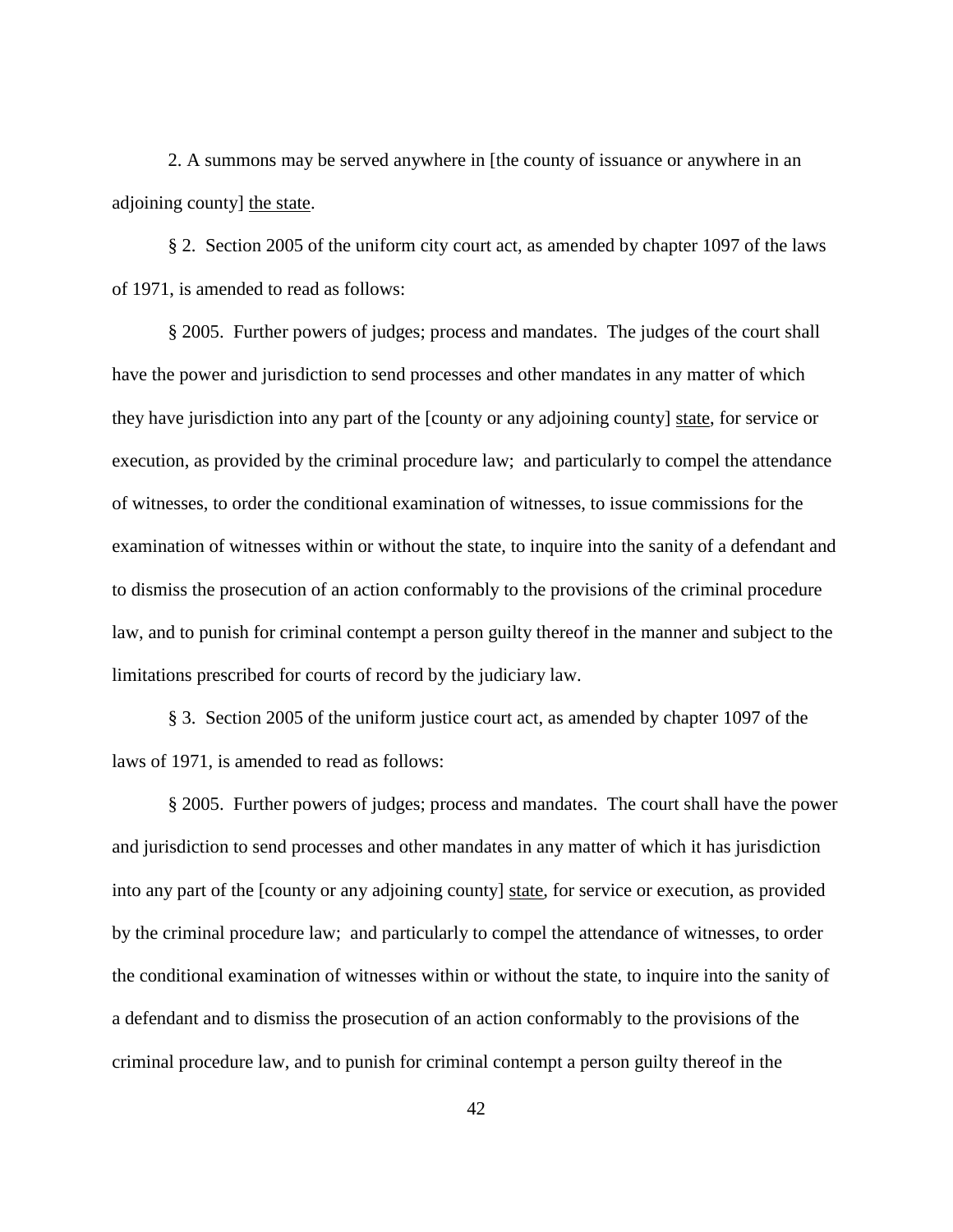2. A summons may be served anywhere in [the county of issuance or anywhere in an adjoining county] <u>the state</u>.

§ 2. Section 2005 of the uniform city court act, as amended by chapter 1097 of the laws of 1971, is amended to read as follows:

§ 2005. Further powers of judges; process and mandates. The judges of the court shall have the power and jurisdiction to send processes and other mandates in any matter of which they have jurisdiction into any part of the [county or any adjoining county] <u>state</u>, for service or execution, as provided by the criminal procedure law; and particularly to compel the attendance of witnesses, to order the conditional examination of witnesses, to issue commissions for the examination of witnesses within or without the state, to inquire into the sanity of a defendant and to dismiss the prosecution of an action conformably to the provisions of the criminal procedure law, and to punish for criminal contempt a person guilty thereof in the manner and subject to the limitations prescribed for courts of record by the judiciary law.

§ 3. Section 2005 of the uniform justice court act, as amended by chapter 1097 of the laws of 1971, is amended to read as follows:

§ 2005. Further powers of judges; process and mandates. The court shall have the power and jurisdiction to send processes and other mandates in any matter of which it has jurisdiction into any part of the [county or any adjoining county] <u>state</u>, for service or execution, as provided by the criminal procedure law; and particularly to compel the attendance of witnesses, to order the conditional examination of witnesses within or without the state, to inquire into the sanity of a defendant and to dismiss the prosecution of an action conformably to the provisions of the criminal procedure law, and to punish for criminal contempt a person guilty thereof in the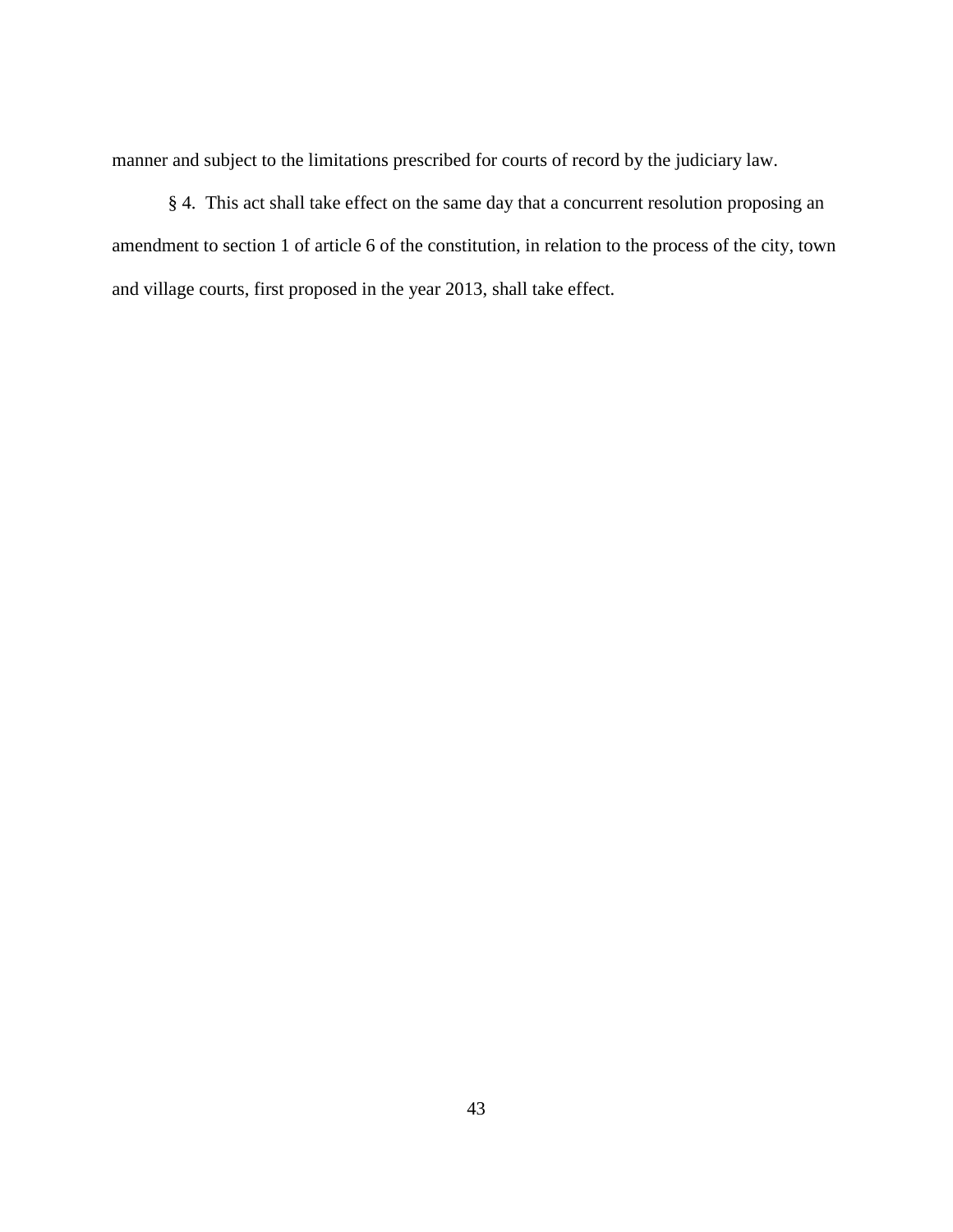manner and subject to the limitations prescribed for courts of record by the judiciary law.

§ 4. This act shall take effect on the same day that a concurrent resolution proposing an amendment to section 1 of article 6 of the constitution, in relation to the process of the city, town and village courts, first proposed in the year 2013, shall take effect.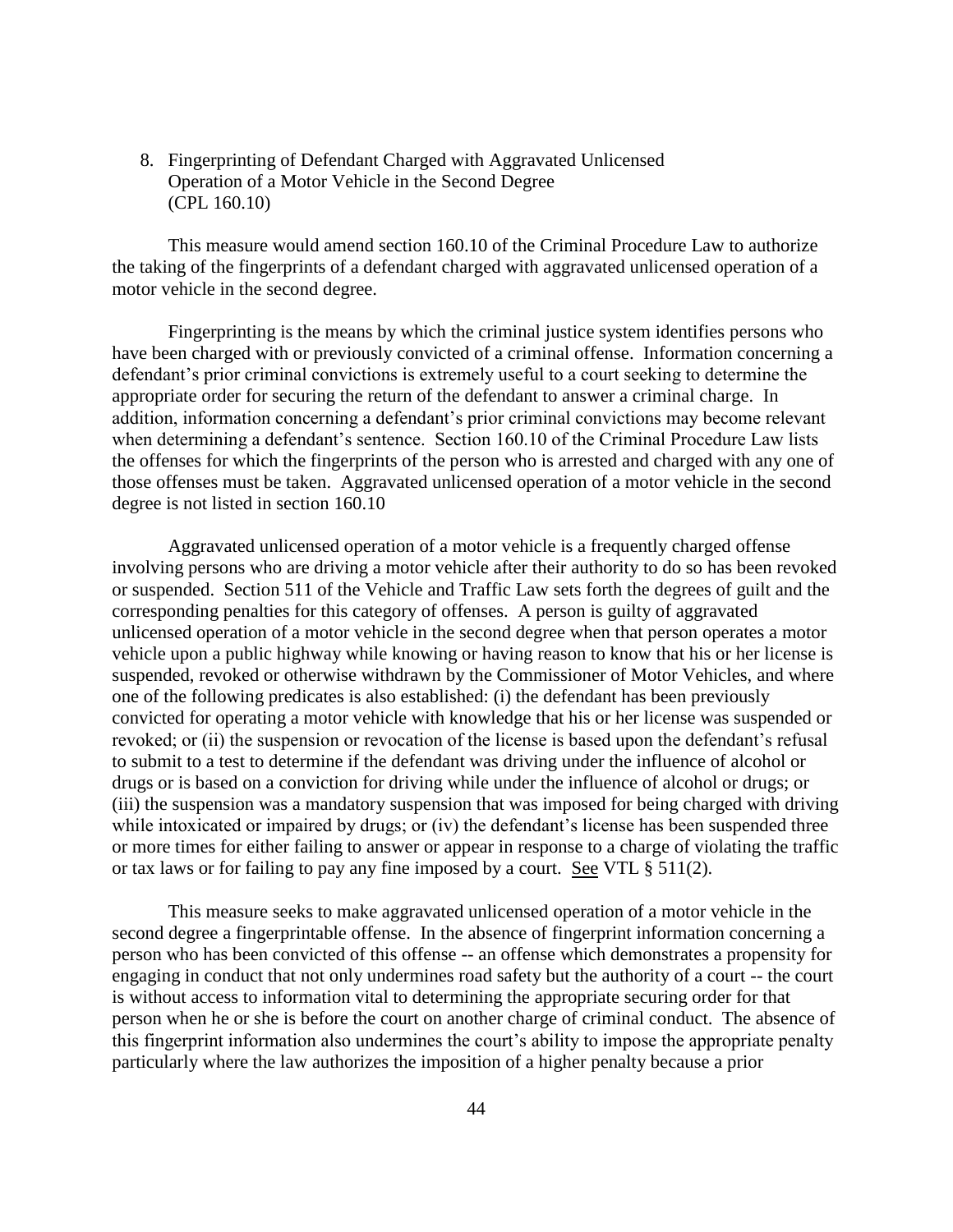8. Fingerprinting of Defendant Charged with Aggravated Unlicensed Operation of a Motor Vehicle in the Second Degree (CPL 160.10)

This measure would amend section 160.10 of the Criminal Procedure Law to authorize the taking of the fingerprints of a defendant charged with aggravated unlicensed operation of a motor vehicle in the second degree.

Fingerprinting is the means by which the criminal justice system identifies persons who have been charged with or previously convicted of a criminal offense. Information concerning a defendant's prior criminal convictions is extremely useful to a court seeking to determine the appropriate order for securing the return of the defendant to answer a criminal charge. In addition, information concerning a defendant's prior criminal convictions may become relevant when determining a defendant's sentence. Section 160.10 of the Criminal Procedure Law lists the offenses for which the fingerprints of the person who is arrested and charged with any one of those offenses must be taken. Aggravated unlicensed operation of a motor vehicle in the second degree is not listed in section 160.10

Aggravated unlicensed operation of a motor vehicle is a frequently charged offense involving persons who are driving a motor vehicle after their authority to do so has been revoked or suspended. Section 511 of the Vehicle and Traffic Law sets forth the degrees of guilt and the corresponding penalties for this category of offenses. A person is guilty of aggravated unlicensed operation of a motor vehicle in the second degree when that person operates a motor vehicle upon a public highway while knowing or having reason to know that his or her license is suspended, revoked or otherwise withdrawn by the Commissioner of Motor Vehicles, and where one of the following predicates is also established: (i) the defendant has been previously convicted for operating a motor vehicle with knowledge that his or her license was suspended or revoked; or (ii) the suspension or revocation of the license is based upon the defendant's refusal to submit to a test to determine if the defendant was driving under the influence of alcohol or drugs or is based on a conviction for driving while under the influence of alcohol or drugs; or (iii) the suspension was a mandatory suspension that was imposed for being charged with driving while intoxicated or impaired by drugs; or (iv) the defendant's license has been suspended three or more times for either failing to answer or appear in response to a charge of violating the traffic or tax laws or for failing to pay any fine imposed by a court. See VTL § 511(2).

This measure seeks to make aggravated unlicensed operation of a motor vehicle in the second degree a fingerprintable offense. In the absence of fingerprint information concerning a person who has been convicted of this offense -- an offense which demonstrates a propensity for engaging in conduct that not only undermines road safety but the authority of a court -- the court is without access to information vital to determining the appropriate securing order for that person when he or she is before the court on another charge of criminal conduct. The absence of this fingerprint information also undermines the court's ability to impose the appropriate penalty particularly where the law authorizes the imposition of a higher penalty because a prior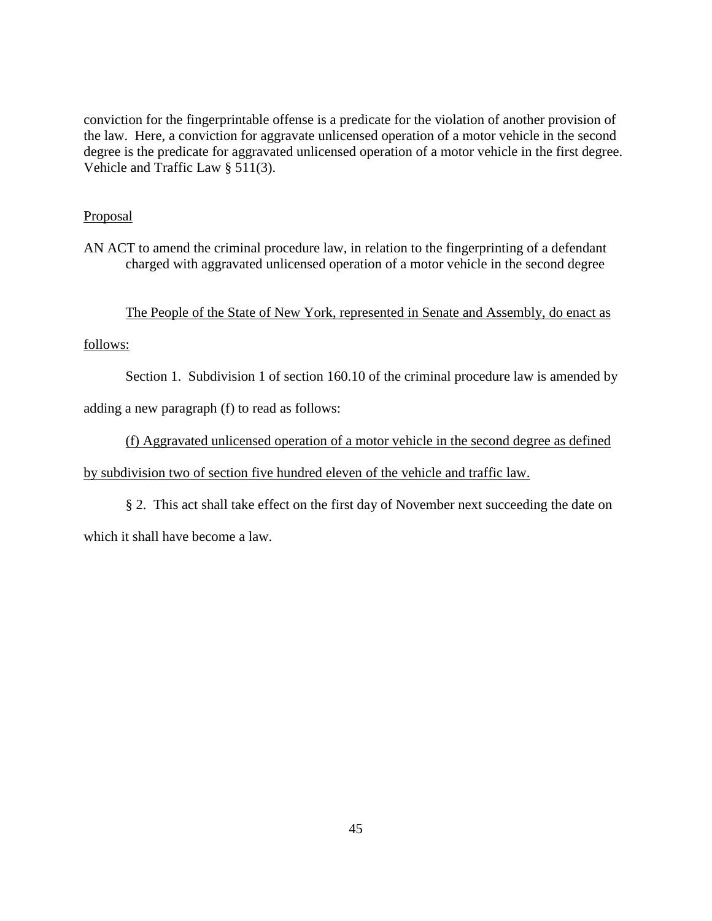conviction for the fingerprintable offense is a predicate for the violation of another provision of the law. Here, a conviction for aggravate unlicensed operation of a motor vehicle in the second degree is the predicate for aggravated unlicensed operation of a motor vehicle in the first degree. Vehicle and Traffic Law § 511(3).

Proposal

AN ACT to amend the criminal procedure law, in relation to the fingerprinting of a defendant charged with aggravated unlicensed operation of a motor vehicle in the second degree

The People of the State of New York, represented in Senate and Assembly, do enact as follows:

Section 1. Subdivision 1 of section 160.10 of the criminal procedure law is amended by adding a new paragraph (f) to read as follows:

(f) Aggravated unlicensed operation of a motor vehicle in the second degree as defined by subdivision two of section five hundred eleven of the vehicle and traffic law.

§ 2. This act shall take effect on the first day of November next succeeding the date on which it shall have become a law.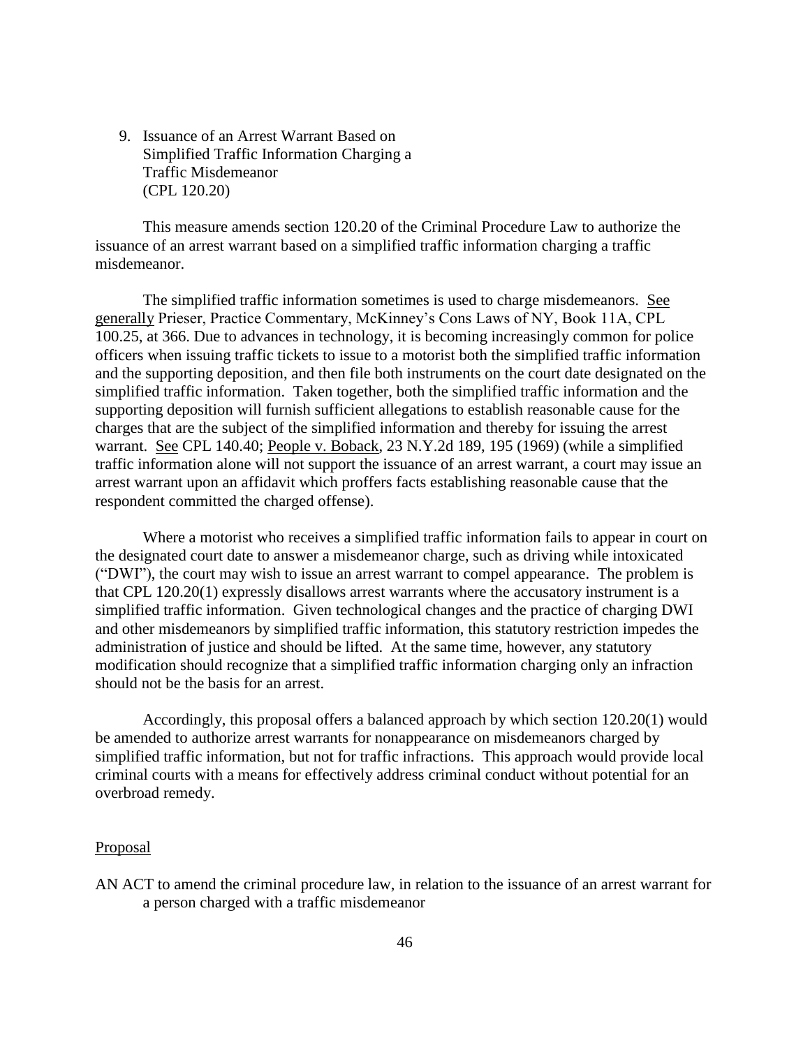9. Issuance of an Arrest Warrant Based on Simplified Traffic Information Charging a Traffic Misdemeanor (CPL 120.20)

This measure amends section 120.20 of the Criminal Procedure Law to authorize the issuance of an arrest warrant based on a simplified traffic information charging a traffic misdemeanor.

The simplified traffic information sometimes is used to charge misdemeanors. See generally Prieser, Practice Commentary, McKinney's Cons Laws of NY, Book 11A, CPL 100.25, at 366. Due to advances in technology, it is becoming increasingly common for police officers when issuing traffic tickets to issue to a motorist both the simplified traffic information and the supporting deposition, and then file both instruments on the court date designated on the simplified traffic information. Taken together, both the simplified traffic information and the supporting deposition will furnish sufficient allegations to establish reasonable cause for the charges that are the subject of the simplified information and thereby for issuing the arrest warrant. See CPL 140.40; People v. Boback, 23 N.Y.2d 189, 195 (1969) (while a simplified traffic information alone will not support the issuance of an arrest warrant, a court may issue an arrest warrant upon an affidavit which proffers facts establishing reasonable cause that the respondent committed the charged offense).

Where a motorist who receives a simplified traffic information fails to appear in court on the designated court date to answer a misdemeanor charge, such as driving while intoxicated ("DWI"), the court may wish to issue an arrest warrant to compel appearance. The problem is that CPL 120.20(1) expressly disallows arrest warrants where the accusatory instrument is a simplified traffic information. Given technological changes and the practice of charging DWI and other misdemeanors by simplified traffic information, this statutory restriction impedes the administration of justice and should be lifted. At the same time, however, any statutory modification should recognize that a simplified traffic information charging only an infraction should not be the basis for an arrest.

Accordingly, this proposal offers a balanced approach by which section 120.20(1) would be amended to authorize arrest warrants for nonappearance on misdemeanors charged by simplified traffic information, but not for traffic infractions. This approach would provide local criminal courts with a means for effectively address criminal conduct without potential for an overbroad remedy.

Proposal

AN ACT to amend the criminal procedure law, in relation to the issuance of an arrest warrant for a person charged with a traffic misdemeanor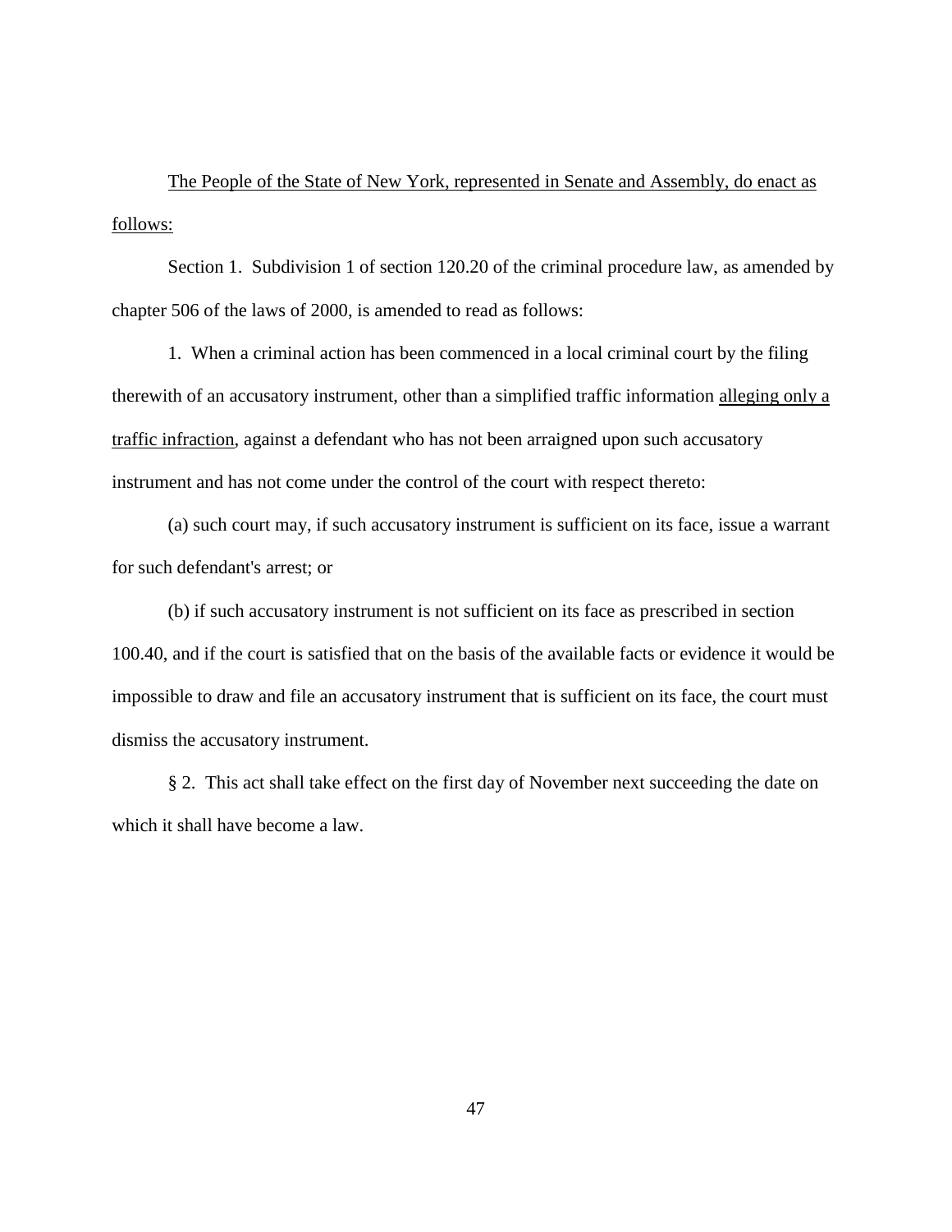<u>The People of the State of New York, represented in Senate and Assembly, do enact as follows:</u>

Section 1. Subdivision 1 of section 120.20 of the criminal procedure law, as amended by chapter 506 of the laws of 2000, is amended to read as follows:

1. When a criminal action has been commenced in a local criminal court by the filing therewith of an accusatory instrument, other than a simplified traffic information <u>alleging only a traffic infraction</u>, against a defendant who has not been arraigned upon such accusatory instrument and has not come under the control of the court with respect thereto:

(a) such court may, if such accusatory instrument is sufficient on its face, issue a warrant for such defendant's arrest; or

(b) if such accusatory instrument is not sufficient on its face as prescribed in section 100.40, and if the court is satisfied that on the basis of the available facts or evidence it would be impossible to draw and file an accusatory instrument that is sufficient on its face, the court must dismiss the accusatory instrument.

§ 2. This act shall take effect on the first day of November next succeeding the date on which it shall have become a law.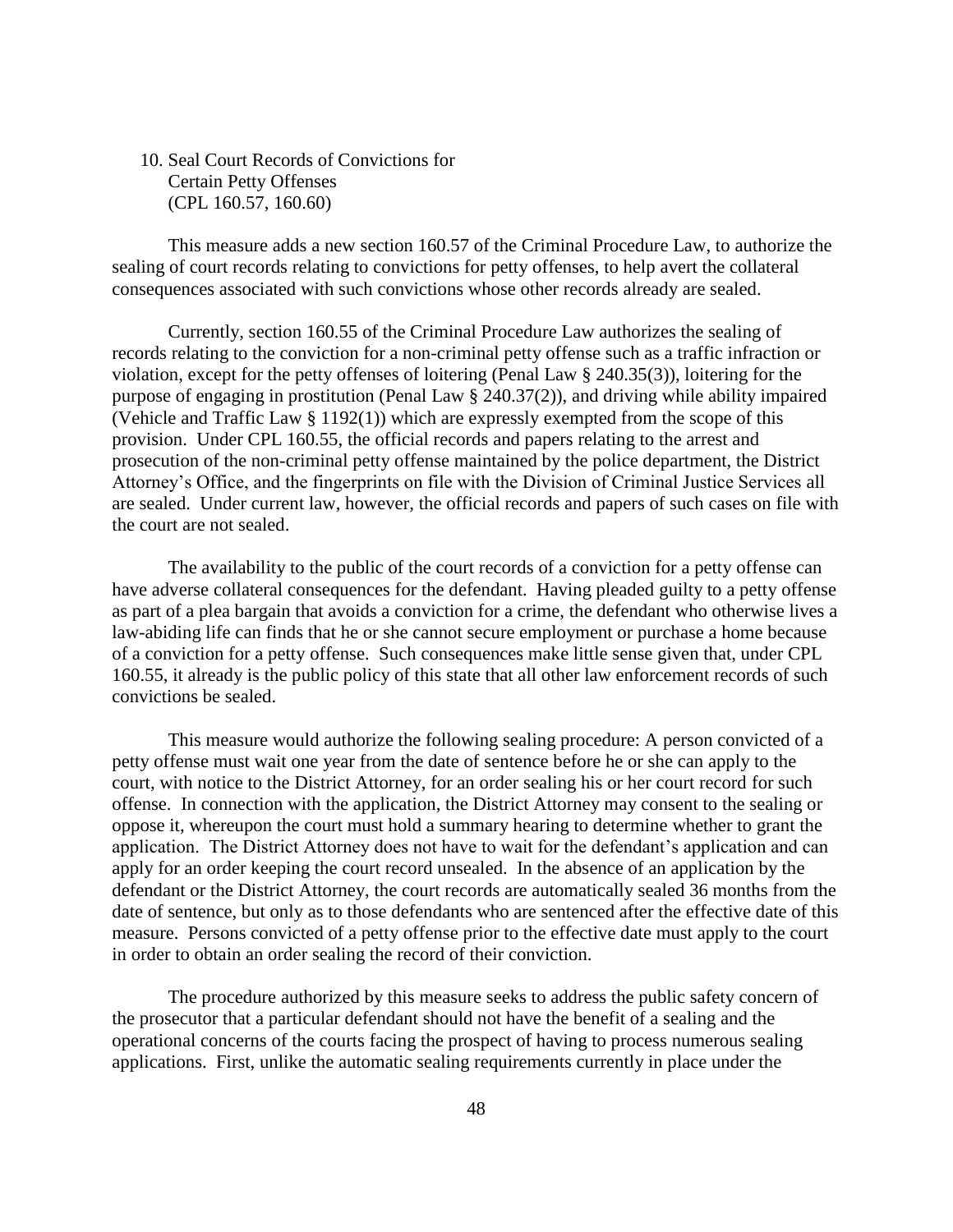### 10. Seal Court Records of Convictions for Certain Petty Offenses (CPL 160.57, 160.60)

This measure adds a new section 160.57 of the Criminal Procedure Law, to authorize the sealing of court records relating to convictions for petty offenses, to help avert the collateral consequences associated with such convictions whose other records already are sealed.

Currently, section 160.55 of the Criminal Procedure Law authorizes the sealing of records relating to the conviction for a non-criminal petty offense such as a traffic infraction or violation, except for the petty offenses of loitering (Penal Law § 240.35(3)), loitering for the purpose of engaging in prostitution (Penal Law § 240.37(2)), and driving while ability impaired (Vehicle and Traffic Law § 1192(1)) which are expressly exempted from the scope of this provision. Under CPL 160.55, the official records and papers relating to the arrest and prosecution of the non-criminal petty offense maintained by the police department, the District Attorney's Office, and the fingerprints on file with the Division of Criminal Justice Services all are sealed. Under current law, however, the official records and papers of such cases on file with the court are not sealed.

The availability to the public of the court records of a conviction for a petty offense can have adverse collateral consequences for the defendant. Having pleaded guilty to a petty offense as part of a plea bargain that avoids a conviction for a crime, the defendant who otherwise lives a law-abiding life can finds that he or she cannot secure employment or purchase a home because of a conviction for a petty offense. Such consequences make little sense given that, under CPL 160.55, it already is the public policy of this state that all other law enforcement records of such convictions be sealed.

This measure would authorize the following sealing procedure: A person convicted of a petty offense must wait one year from the date of sentence before he or she can apply to the court, with notice to the District Attorney, for an order sealing his or her court record for such offense. In connection with the application, the District Attorney may consent to the sealing or oppose it, whereupon the court must hold a summary hearing to determine whether to grant the application. The District Attorney does not have to wait for the defendant's application and can apply for an order keeping the court record unsealed. In the absence of an application by the defendant or the District Attorney, the court records are automatically sealed 36 months from the date of sentence, but only as to those defendants who are sentenced after the effective date of this measure. Persons convicted of a petty offense prior to the effective date must apply to the court in order to obtain an order sealing the record of their conviction.

The procedure authorized by this measure seeks to address the public safety concern of the prosecutor that a particular defendant should not have the benefit of a sealing and the operational concerns of the courts facing the prospect of having to process numerous sealing applications. First, unlike the automatic sealing requirements currently in place under the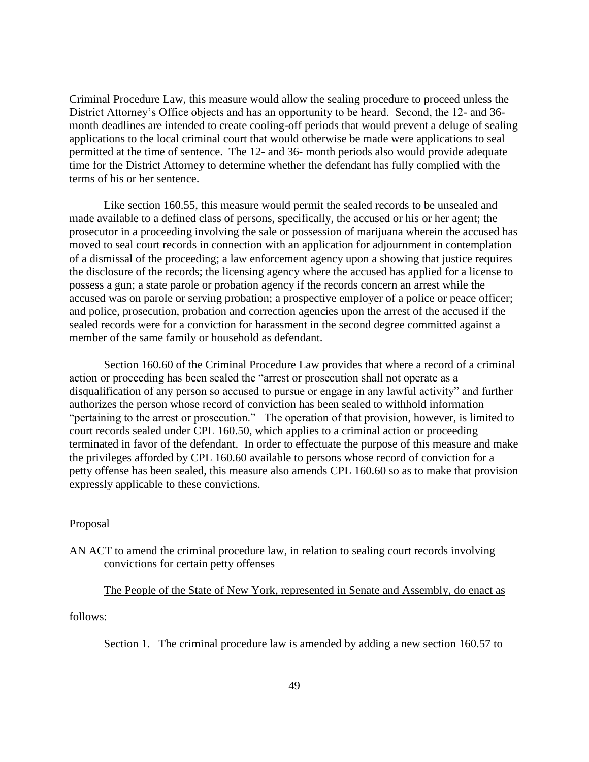Criminal Procedure Law, this measure would allow the sealing procedure to proceed unless the District Attorney's Office objects and has an opportunity to be heard. Second, the 12- and 36-month deadlines are intended to create cooling-off periods that would prevent a deluge of sealing applications to the local criminal court that would otherwise be made were applications to seal permitted at the time of sentence. The 12- and 36- month periods also would provide adequate time for the District Attorney to determine whether the defendant has fully complied with the terms of his or her sentence.

Like section 160.55, this measure would permit the sealed records to be unsealed and made available to a defined class of persons, specifically, the accused or his or her agent; the prosecutor in a proceeding involving the sale or possession of marijuana wherein the accused has moved to seal court records in connection with an application for adjournment in contemplation of a dismissal of the proceeding; a law enforcement agency upon a showing that justice requires the disclosure of the records; the licensing agency where the accused has applied for a license to possess a gun; a state parole or probation agency if the records concern an arrest while the accused was on parole or serving probation; a prospective employer of a police or peace officer; and police, prosecution, probation and correction agencies upon the arrest of the accused if the sealed records were for a conviction for harassment in the second degree committed against a member of the same family or household as defendant.

Section 160.60 of the Criminal Procedure Law provides that where a record of a criminal action or proceeding has been sealed the "arrest or prosecution shall not operate as a disqualification of any person so accused to pursue or engage in any lawful activity" and further authorizes the person whose record of conviction has been sealed to withhold information "pertaining to the arrest or prosecution." The operation of that provision, however, is limited to court records sealed under CPL 160.50, which applies to a criminal action or proceeding terminated in favor of the defendant. In order to effectuate the purpose of this measure and make the privileges afforded by CPL 160.60 available to persons whose record of conviction for a petty offense has been sealed, this measure also amends CPL 160.60 so as to make that provision expressly applicable to these convictions.

Proposal

AN ACT to amend the criminal procedure law, in relation to sealing court records involving convictions for certain petty offenses

The People of the State of New York, represented in Senate and Assembly, do enact as follows:

Section 1. The criminal procedure law is amended by adding a new section 160.57 to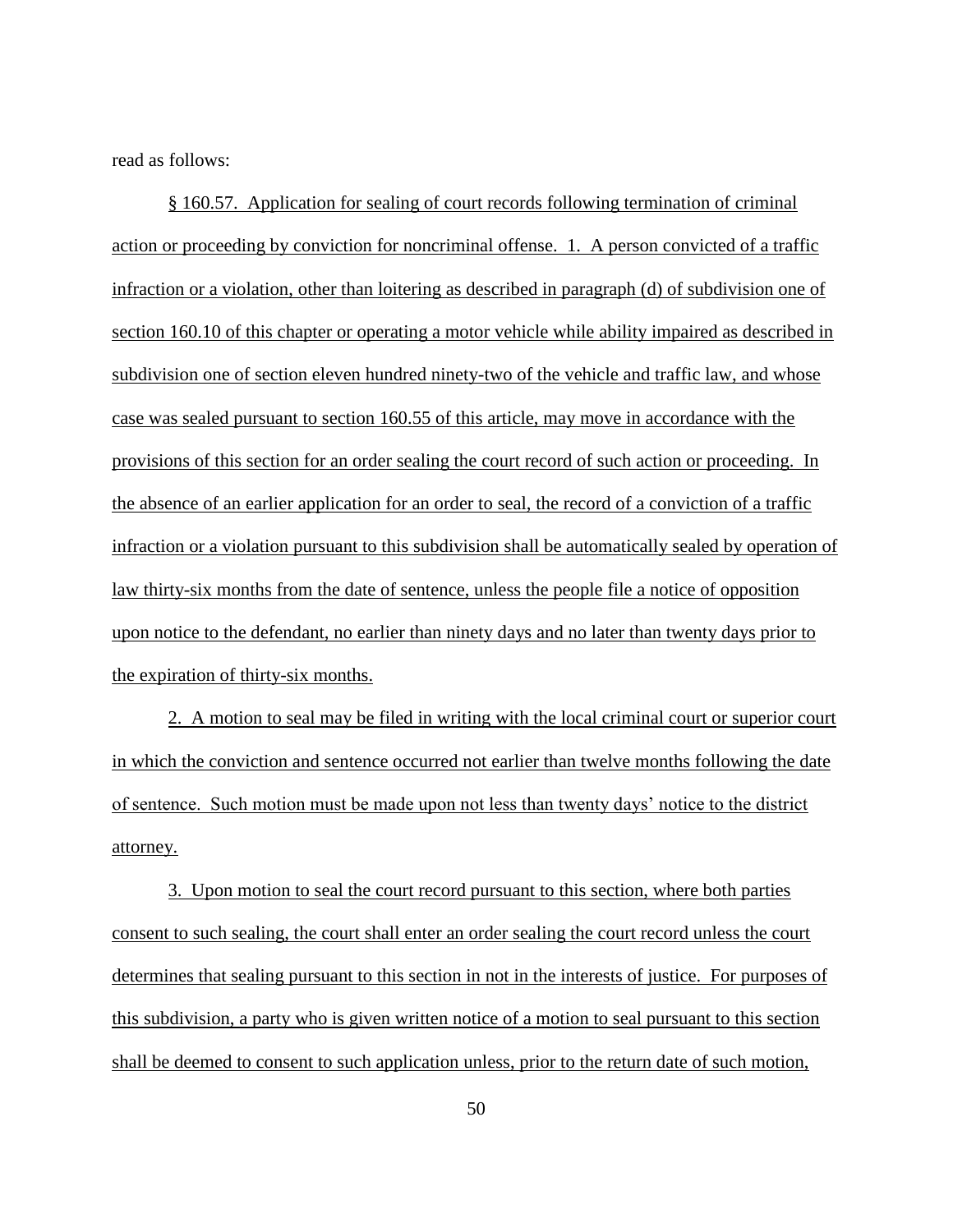read as follows:

§ 160.57. Application for sealing of court records following termination of criminal action or proceeding by conviction for noncriminal offense. 1. A person convicted of a traffic infraction or a violation, other than loitering as described in paragraph (d) of subdivision one of section 160.10 of this chapter or operating a motor vehicle while ability impaired as described in subdivision one of section eleven hundred ninety-two of the vehicle and traffic law, and whose case was sealed pursuant to section 160.55 of this article, may move in accordance with the provisions of this section for an order sealing the court record of such action or proceeding. In the absence of an earlier application for an order to seal, the record of a conviction of a traffic infraction or a violation pursuant to this subdivision shall be automatically sealed by operation of law thirty-six months from the date of sentence, unless the people file a notice of opposition upon notice to the defendant, no earlier than ninety days and no later than twenty days prior to the expiration of thirty-six months.

2. A motion to seal may be filed in writing with the local criminal court or superior court in which the conviction and sentence occurred not earlier than twelve months following the date of sentence. Such motion must be made upon not less than twenty days' notice to the district attorney.

3. Upon motion to seal the court record pursuant to this section, where both parties consent to such sealing, the court shall enter an order sealing the court record unless the court determines that sealing pursuant to this section in not in the interests of justice. For purposes of this subdivision, a party who is given written notice of a motion to seal pursuant to this section shall be deemed to consent to such application unless, prior to the return date of such motion,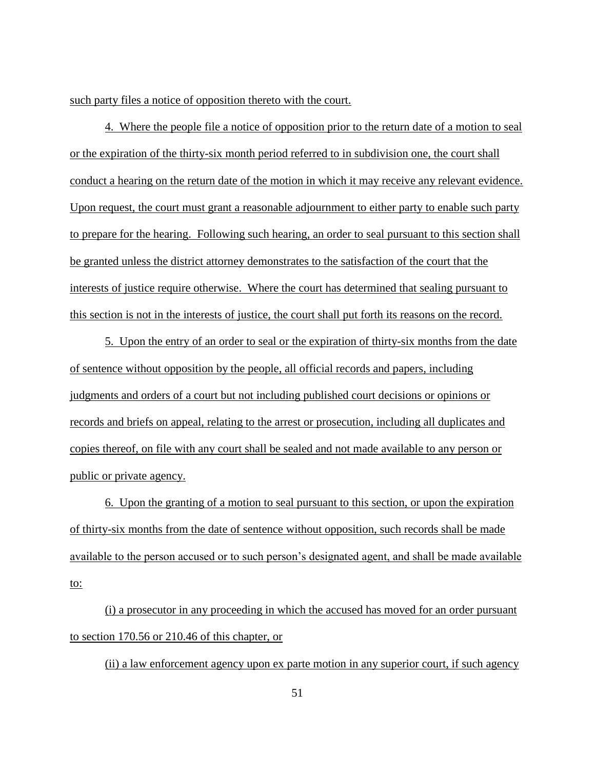such party files a notice of opposition thereto with the court.

4. Where the people file a notice of opposition prior to the return date of a motion to seal or the expiration of the thirty-six month period referred to in subdivision one, the court shall conduct a hearing on the return date of the motion in which it may receive any relevant evidence. Upon request, the court must grant a reasonable adjournment to either party to enable such party to prepare for the hearing. Following such hearing, an order to seal pursuant to this section shall be granted unless the district attorney demonstrates to the satisfaction of the court that the interests of justice require otherwise. Where the court has determined that sealing pursuant to this section is not in the interests of justice, the court shall put forth its reasons on the record.

5. Upon the entry of an order to seal or the expiration of thirty-six months from the date of sentence without opposition by the people, all official records and papers, including judgments and orders of a court but not including published court decisions or opinions or records and briefs on appeal, relating to the arrest or prosecution, including all duplicates and copies thereof, on file with any court shall be sealed and not made available to any person or public or private agency.

6. Upon the granting of a motion to seal pursuant to this section, or upon the expiration of thirty-six months from the date of sentence without opposition, such records shall be made available to the person accused or to such person's designated agent, and shall be made available to:

(i) a prosecutor in any proceeding in which the accused has moved for an order pursuant to section 170.56 or 210.46 of this chapter, or

(ii) a law enforcement agency upon ex parte motion in any superior court, if such agency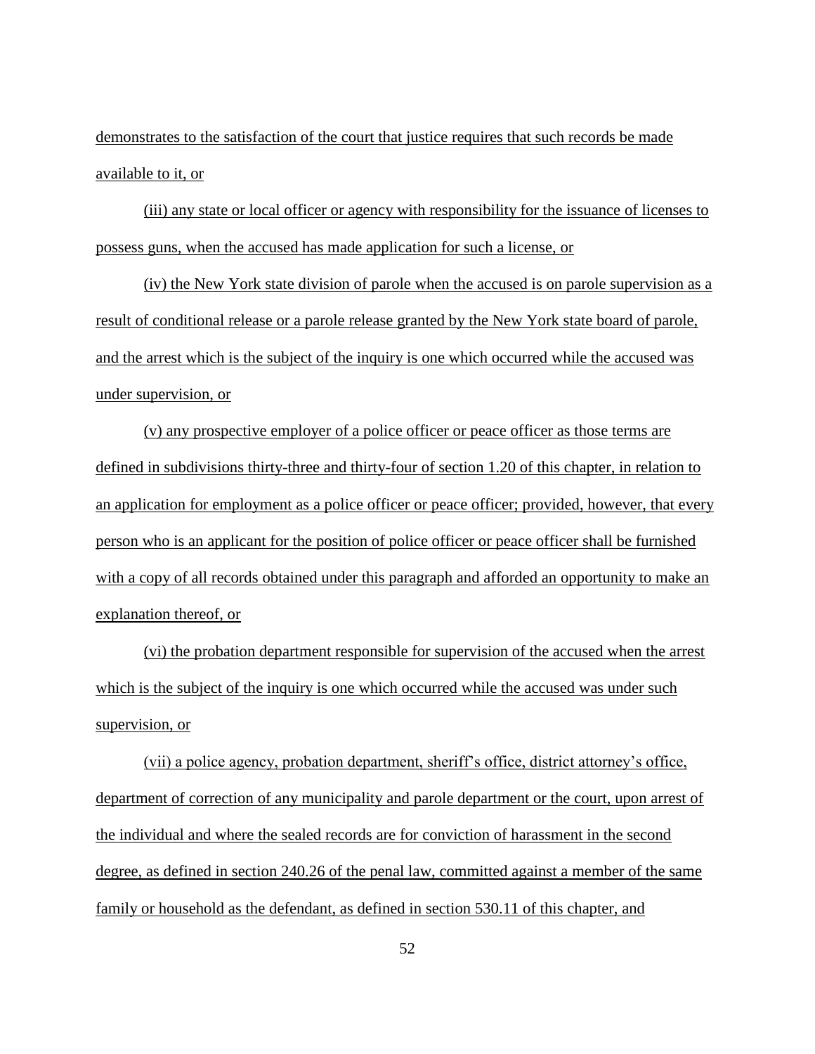demonstrates to the satisfaction of the court that justice requires that such records be made available to it, or

(iii) any state or local officer or agency with responsibility for the issuance of licenses to possess guns, when the accused has made application for such a license, or

(iv) the New York state division of parole when the accused is on parole supervision as a result of conditional release or a parole release granted by the New York state board of parole, and the arrest which is the subject of the inquiry is one which occurred while the accused was under supervision, or

(v) any prospective employer of a police officer or peace officer as those terms are defined in subdivisions thirty-three and thirty-four of section 1.20 of this chapter, in relation to an application for employment as a police officer or peace officer; provided, however, that every person who is an applicant for the position of police officer or peace officer shall be furnished with a copy of all records obtained under this paragraph and afforded an opportunity to make an explanation thereof, or

(vi) the probation department responsible for supervision of the accused when the arrest which is the subject of the inquiry is one which occurred while the accused was under such supervision, or

(vii) a police agency, probation department, sheriff's office, district attorney's office, department of correction of any municipality and parole department or the court, upon arrest of the individual and where the sealed records are for conviction of harassment in the second degree, as defined in section 240.26 of the penal law, committed against a member of the same family or household as the defendant, as defined in section 530.11 of this chapter, and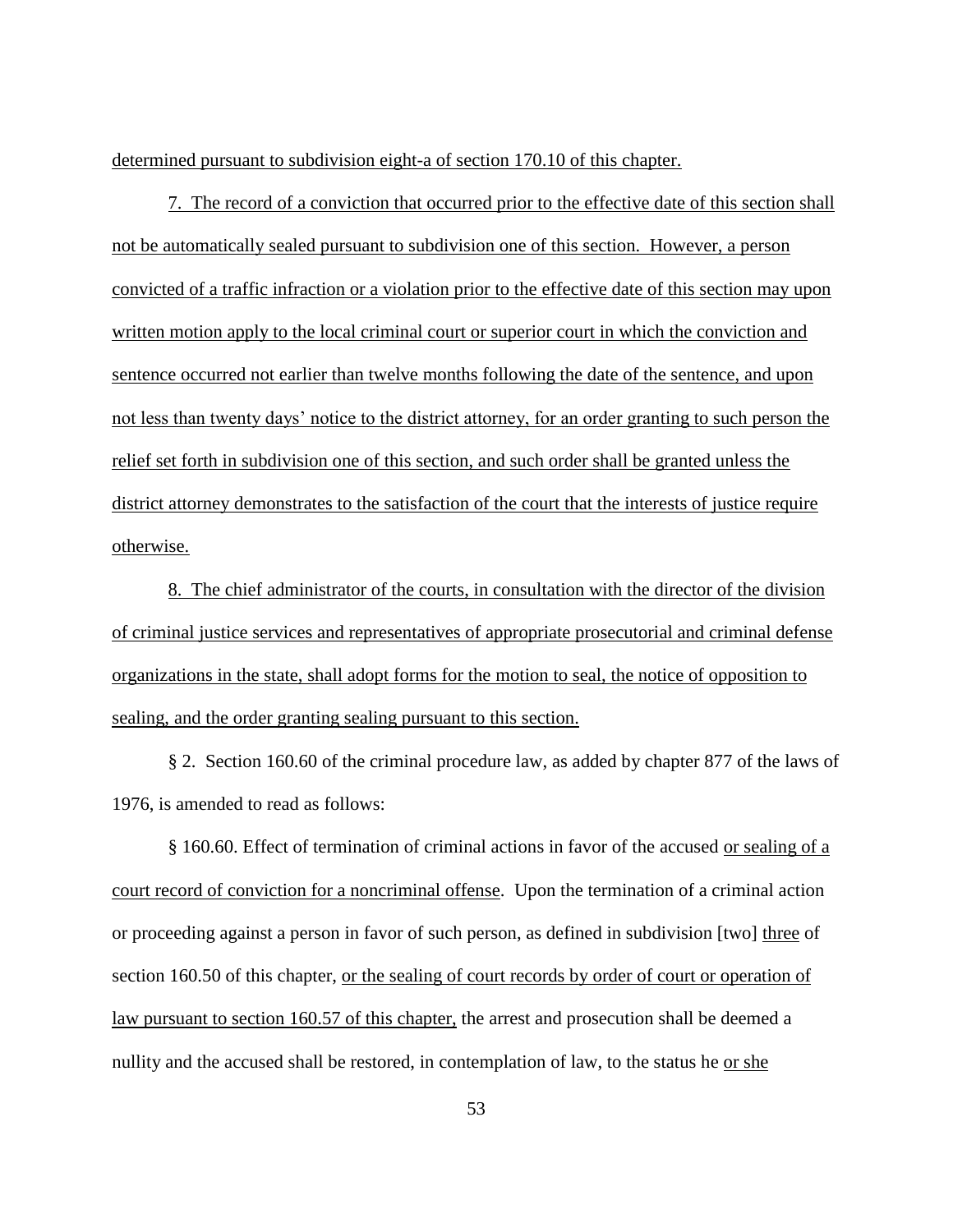determined pursuant to subdivision eight-a of section 170.10 of this chapter.

7. The record of a conviction that occurred prior to the effective date of this section shall not be automatically sealed pursuant to subdivision one of this section. However, a person convicted of a traffic infraction or a violation prior to the effective date of this section may upon written motion apply to the local criminal court or superior court in which the conviction and sentence occurred not earlier than twelve months following the date of the sentence, and upon not less than twenty days' notice to the district attorney, for an order granting to such person the relief set forth in subdivision one of this section, and such order shall be granted unless the district attorney demonstrates to the satisfaction of the court that the interests of justice require otherwise.

8. The chief administrator of the courts, in consultation with the director of the division of criminal justice services and representatives of appropriate prosecutorial and criminal defense organizations in the state, shall adopt forms for the motion to seal, the notice of opposition to sealing, and the order granting sealing pursuant to this section.

§ 2. Section 160.60 of the criminal procedure law, as added by chapter 877 of the laws of 1976, is amended to read as follows:

§ 160.60. Effect of termination of criminal actions in favor of the accused or sealing of a court record of conviction for a noncriminal offense. Upon the termination of a criminal action or proceeding against a person in favor of such person, as defined in subdivision [two] three of section 160.50 of this chapter, or the sealing of court records by order of court or operation of law pursuant to section 160.57 of this chapter, the arrest and prosecution shall be deemed a nullity and the accused shall be restored, in contemplation of law, to the status he or she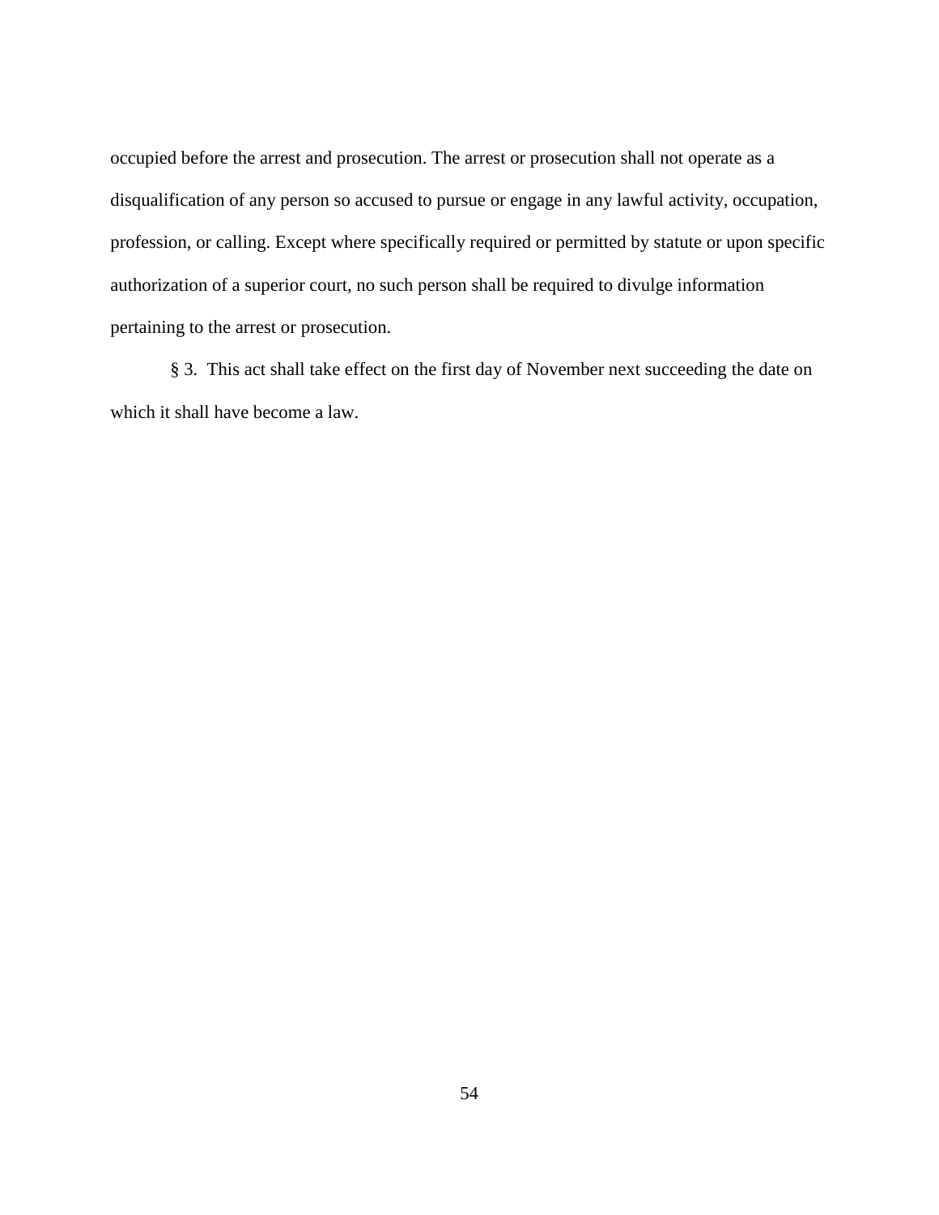occupied before the arrest and prosecution. The arrest or prosecution shall not operate as a disqualification of any person so accused to pursue or engage in any lawful activity, occupation, profession, or calling. Except where specifically required or permitted by statute or upon specific authorization of a superior court, no such person shall be required to divulge information pertaining to the arrest or prosecution.

§ 3. This act shall take effect on the first day of November next succeeding the date on which it shall have become a law.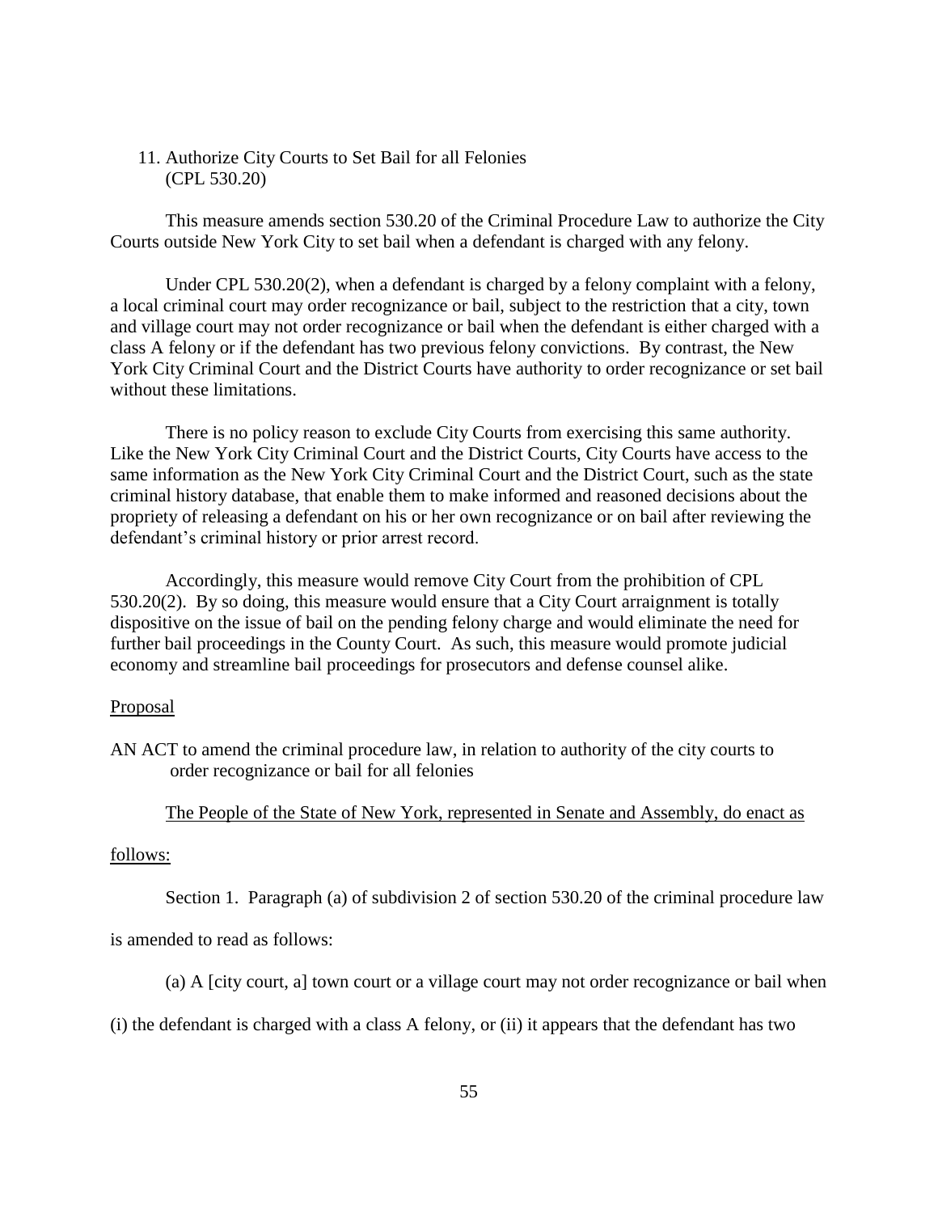11. Authorize City Courts to Set Bail for all Felonies
    (CPL 530.20)

This measure amends section 530.20 of the Criminal Procedure Law to authorize the City Courts outside New York City to set bail when a defendant is charged with any felony.

Under CPL 530.20(2), when a defendant is charged by a felony complaint with a felony, a local criminal court may order recognizance or bail, subject to the restriction that a city, town and village court may not order recognizance or bail when the defendant is either charged with a class A felony or if the defendant has two previous felony convictions. By contrast, the New York City Criminal Court and the District Courts have authority to order recognizance or set bail without these limitations.

There is no policy reason to exclude City Courts from exercising this same authority. Like the New York City Criminal Court and the District Courts, City Courts have access to the same information as the New York City Criminal Court and the District Court, such as the state criminal history database, that enable them to make informed and reasoned decisions about the propriety of releasing a defendant on his or her own recognizance or on bail after reviewing the defendant's criminal history or prior arrest record.

Accordingly, this measure would remove City Court from the prohibition of CPL 530.20(2). By so doing, this measure would ensure that a City Court arraignment is totally dispositive on the issue of bail on the pending felony charge and would eliminate the need for further bail proceedings in the County Court. As such, this measure would promote judicial economy and streamline bail proceedings for prosecutors and defense counsel alike.

Proposal

AN ACT to amend the criminal procedure law, in relation to authority of the city courts to order recognizance or bail for all felonies

The People of the State of New York, represented in Senate and Assembly, do enact as follows:

Section 1. Paragraph (a) of subdivision 2 of section 530.20 of the criminal procedure law is amended to read as follows:

(a) A [city court, a] town court or a village court may not order recognizance or bail when (i) the defendant is charged with a class A felony, or (ii) it appears that the defendant has two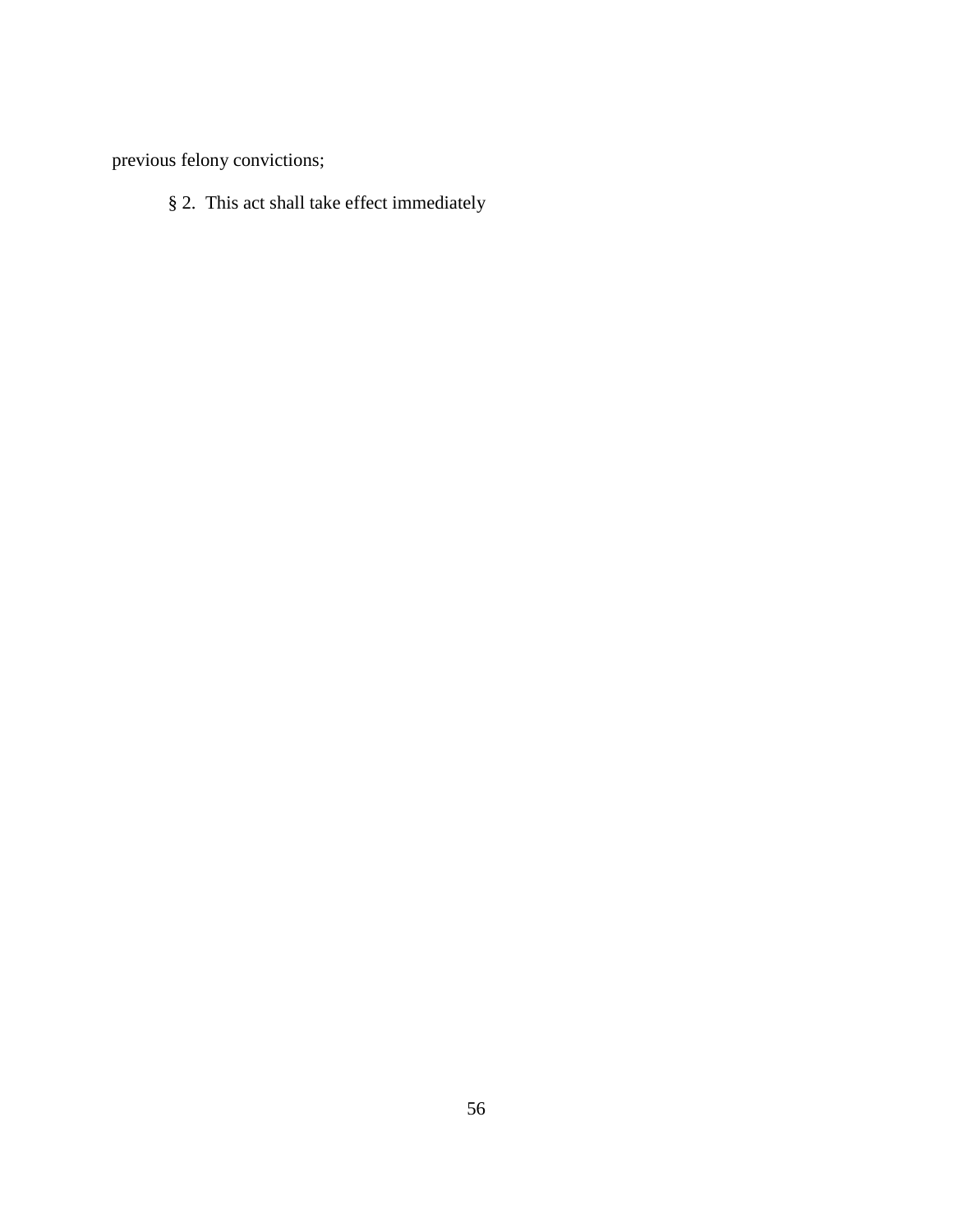previous felony convictions;

§ 2. This act shall take effect immediately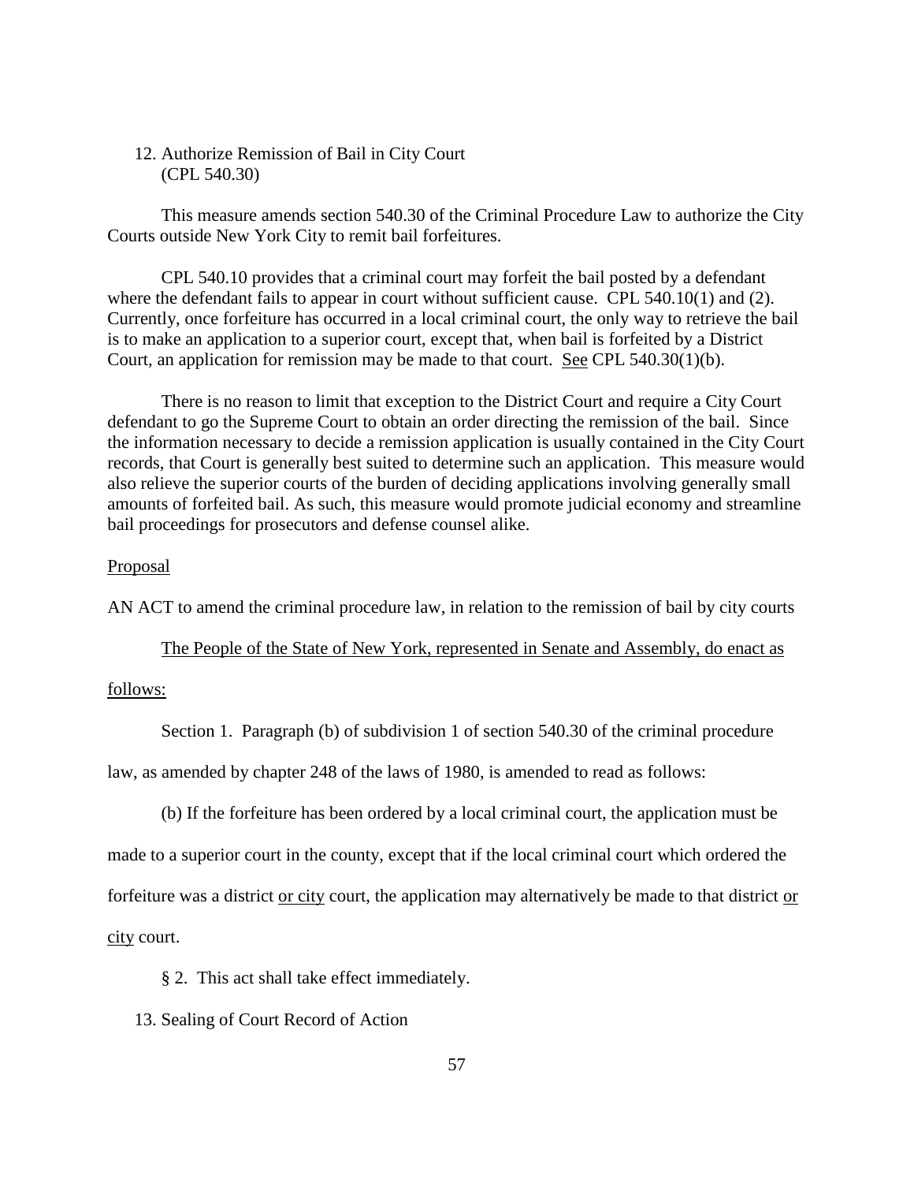12. Authorize Remission of Bail in City Court (CPL 540.30)

This measure amends section 540.30 of the Criminal Procedure Law to authorize the City Courts outside New York City to remit bail forfeitures.

CPL 540.10 provides that a criminal court may forfeit the bail posted by a defendant where the defendant fails to appear in court without sufficient cause. CPL 540.10(1) and (2). Currently, once forfeiture has occurred in a local criminal court, the only way to retrieve the bail is to make an application to a superior court, except that, when bail is forfeited by a District Court, an application for remission may be made to that court. See CPL 540.30(1)(b).

There is no reason to limit that exception to the District Court and require a City Court defendant to go the Supreme Court to obtain an order directing the remission of the bail. Since the information necessary to decide a remission application is usually contained in the City Court records, that Court is generally best suited to determine such an application. This measure would also relieve the superior courts of the burden of deciding applications involving generally small amounts of forfeited bail. As such, this measure would promote judicial economy and streamline bail proceedings for prosecutors and defense counsel alike.

Proposal

AN ACT to amend the criminal procedure law, in relation to the remission of bail by city courts

The People of the State of New York, represented in Senate and Assembly, do enact as follows:

Section 1. Paragraph (b) of subdivision 1 of section 540.30 of the criminal procedure law, as amended by chapter 248 of the laws of 1980, is amended to read as follows:

(b) If the forfeiture has been ordered by a local criminal court, the application must be made to a superior court in the county, except that if the local criminal court which ordered the forfeiture was a district or city court, the application may alternatively be made to that district or city court.

§ 2. This act shall take effect immediately.

13. Sealing of Court Record of Action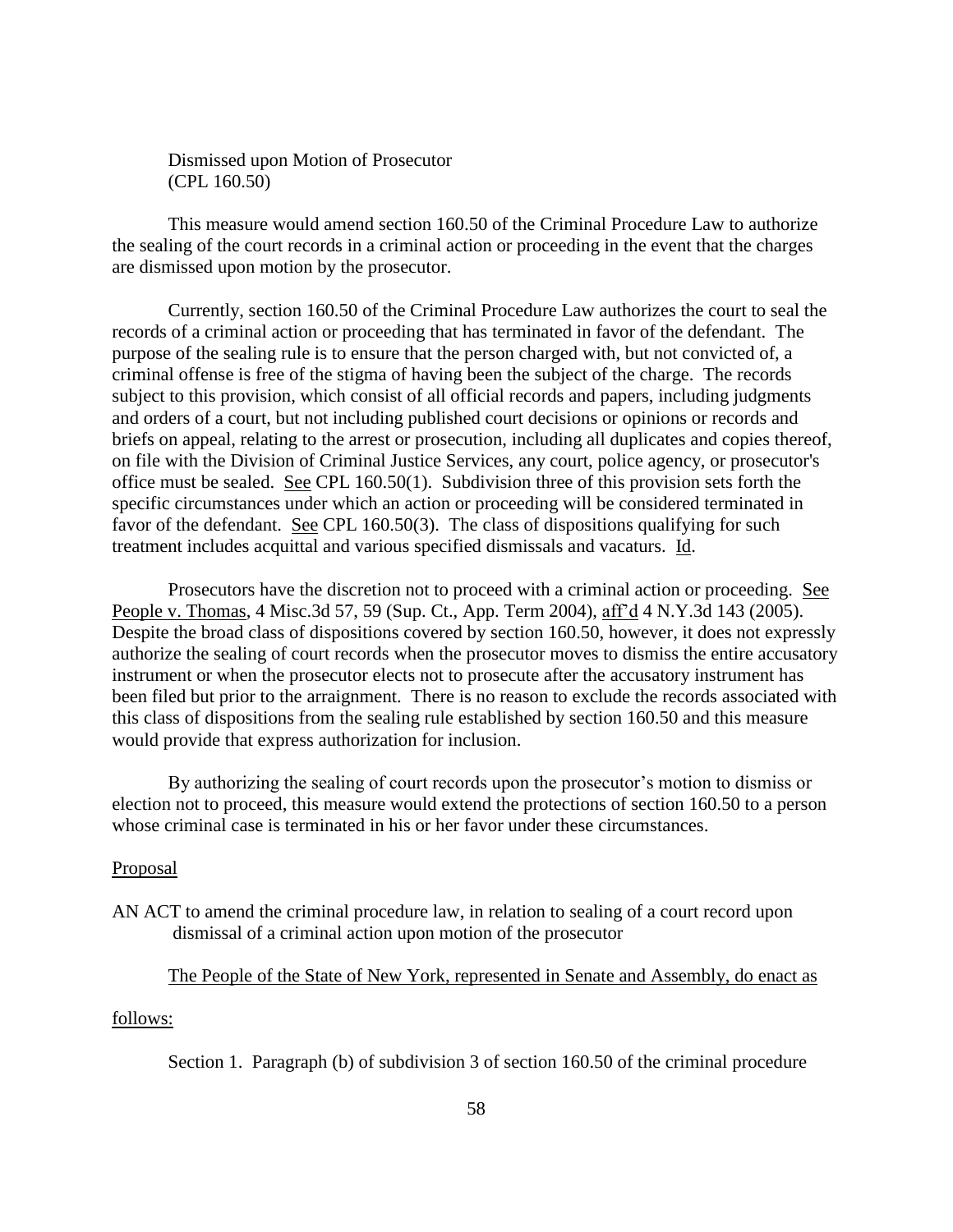Dismissed upon Motion of Prosecutor
(CPL 160.50)

This measure would amend section 160.50 of the Criminal Procedure Law to authorize the sealing of the court records in a criminal action or proceeding in the event that the charges are dismissed upon motion by the prosecutor.

Currently, section 160.50 of the Criminal Procedure Law authorizes the court to seal the records of a criminal action or proceeding that has terminated in favor of the defendant. The purpose of the sealing rule is to ensure that the person charged with, but not convicted of, a criminal offense is free of the stigma of having been the subject of the charge. The records subject to this provision, which consist of all official records and papers, including judgments and orders of a court, but not including published court decisions or opinions or records and briefs on appeal, relating to the arrest or prosecution, including all duplicates and copies thereof, on file with the Division of Criminal Justice Services, any court, police agency, or prosecutor's office must be sealed. See CPL 160.50(1). Subdivision three of this provision sets forth the specific circumstances under which an action or proceeding will be considered terminated in favor of the defendant. See CPL 160.50(3). The class of dispositions qualifying for such treatment includes acquittal and various specified dismissals and vacaturs. Id.

Prosecutors have the discretion not to proceed with a criminal action or proceeding. See People v. Thomas, 4 Misc.3d 57, 59 (Sup. Ct., App. Term 2004), aff'd 4 N.Y.3d 143 (2005). Despite the broad class of dispositions covered by section 160.50, however, it does not expressly authorize the sealing of court records when the prosecutor moves to dismiss the entire accusatory instrument or when the prosecutor elects not to prosecute after the accusatory instrument has been filed but prior to the arraignment. There is no reason to exclude the records associated with this class of dispositions from the sealing rule established by section 160.50 and this measure would provide that express authorization for inclusion.

By authorizing the sealing of court records upon the prosecutor's motion to dismiss or election not to proceed, this measure would extend the protections of section 160.50 to a person whose criminal case is terminated in his or her favor under these circumstances.

Proposal

AN ACT to amend the criminal procedure law, in relation to sealing of a court record upon dismissal of a criminal action upon motion of the prosecutor

The People of the State of New York, represented in Senate and Assembly, do enact as follows:

Section 1. Paragraph (b) of subdivision 3 of section 160.50 of the criminal procedure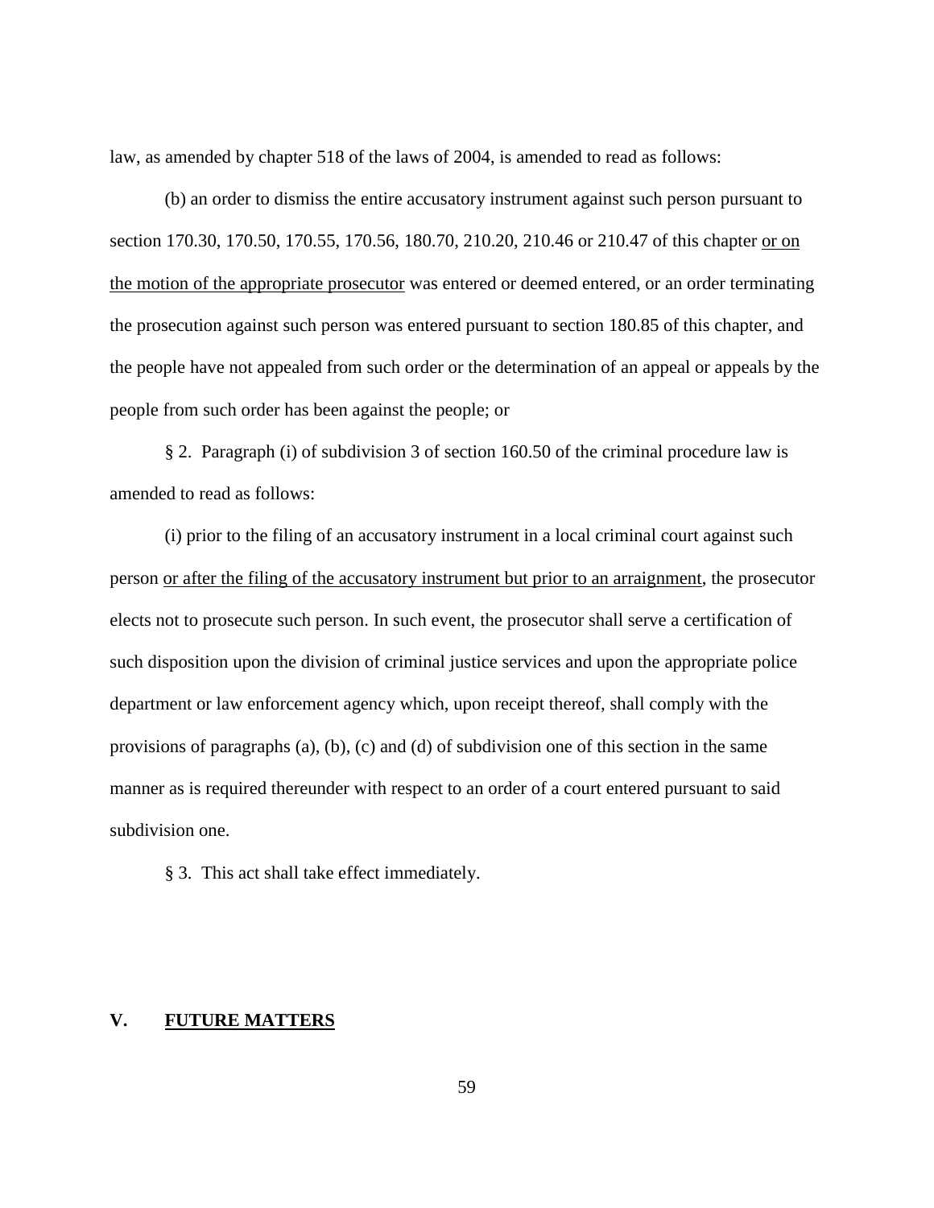law, as amended by chapter 518 of the laws of 2004, is amended to read as follows:

(b) an order to dismiss the entire accusatory instrument against such person pursuant to section 170.30, 170.50, 170.55, 170.56, 180.70, 210.20, 210.46 or 210.47 of this chapter <u>or on the motion of the appropriate prosecutor</u> was entered or deemed entered, or an order terminating the prosecution against such person was entered pursuant to section 180.85 of this chapter, and the people have not appealed from such order or the determination of an appeal or appeals by the people from such order has been against the people; or

§ 2. Paragraph (i) of subdivision 3 of section 160.50 of the criminal procedure law is amended to read as follows:

(i) prior to the filing of an accusatory instrument in a local criminal court against such person <u>or after the filing of the accusatory instrument but prior to an arraignment</u>, the prosecutor elects not to prosecute such person. In such event, the prosecutor shall serve a certification of such disposition upon the division of criminal justice services and upon the appropriate police department or law enforcement agency which, upon receipt thereof, shall comply with the provisions of paragraphs (a), (b), (c) and (d) of subdivision one of this section in the same manner as is required thereunder with respect to an order of a court entered pursuant to said subdivision one.

§ 3. This act shall take effect immediately.

## V. FUTURE MATTERS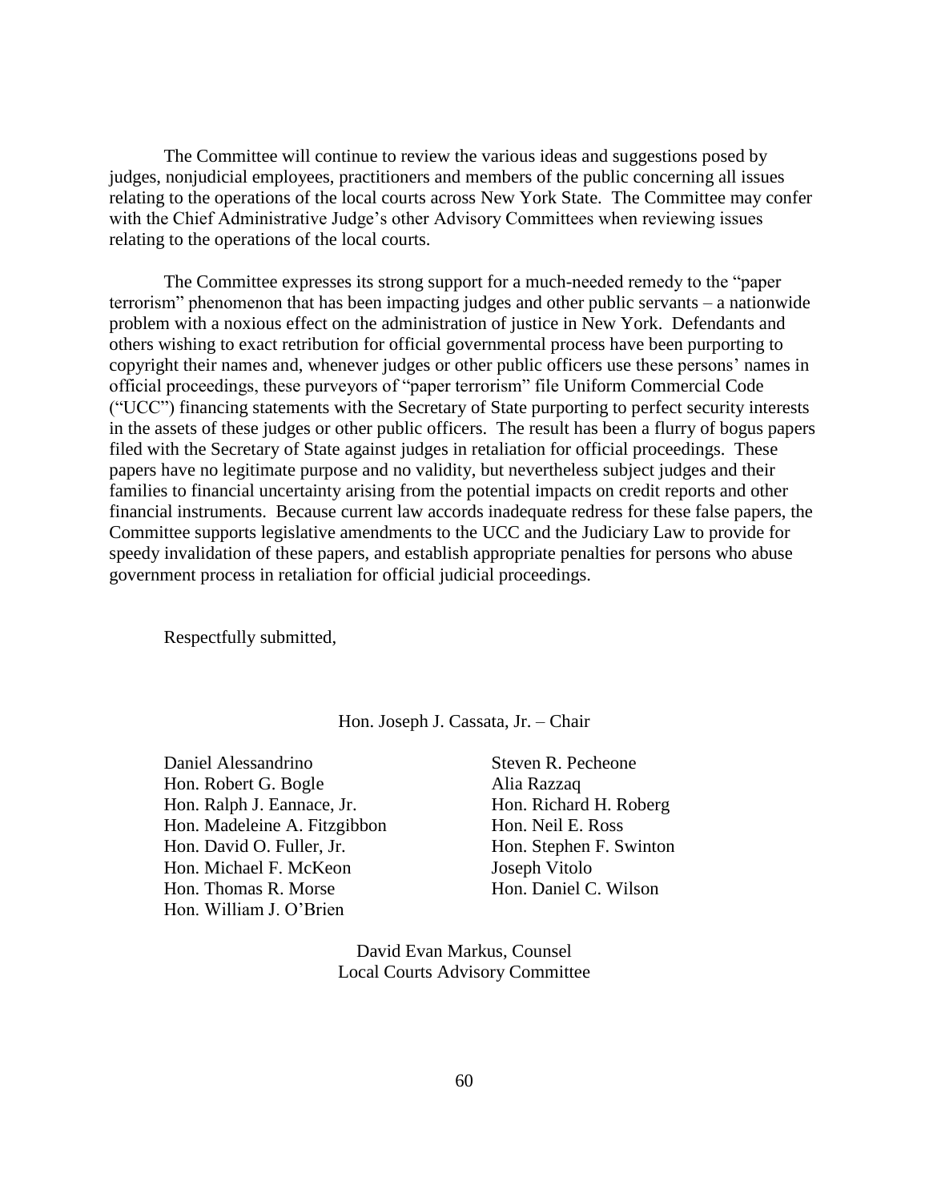The Committee will continue to review the various ideas and suggestions posed by judges, nonjudicial employees, practitioners and members of the public concerning all issues relating to the operations of the local courts across New York State. The Committee may confer with the Chief Administrative Judge's other Advisory Committees when reviewing issues relating to the operations of the local courts.

The Committee expresses its strong support for a much-needed remedy to the "paper terrorism" phenomenon that has been impacting judges and other public servants – a nationwide problem with a noxious effect on the administration of justice in New York. Defendants and others wishing to exact retribution for official governmental process have been purporting to copyright their names and, whenever judges or other public officers use these persons' names in official proceedings, these purveyors of "paper terrorism" file Uniform Commercial Code ("UCC") financing statements with the Secretary of State purporting to perfect security interests in the assets of these judges or other public officers. The result has been a flurry of bogus papers filed with the Secretary of State against judges in retaliation for official proceedings. These papers have no legitimate purpose and no validity, but nevertheless subject judges and their families to financial uncertainty arising from the potential impacts on credit reports and other financial instruments. Because current law accords inadequate redress for these false papers, the Committee supports legislative amendments to the UCC and the Judiciary Law to provide for speedy invalidation of these papers, and establish appropriate penalties for persons who abuse government process in retaliation for official judicial proceedings.

Respectfully submitted,

Hon. Joseph J. Cassata, Jr. – Chair

Daniel Alessandrino
Hon. Robert G. Bogle
Hon. Ralph J. Eannace, Jr.
Hon. Madeleine A. Fitzgibbon
Hon. David O. Fuller, Jr.
Hon. Michael F. McKeon
Hon. Thomas R. Morse
Hon. William J. O'Brien
Steven R. Pecheone
Alia Razzaq
Hon. Richard H. Roberg
Hon. Neil E. Ross
Hon. Stephen F. Swinton
Joseph Vitolo
Hon. Daniel C. Wilson

David Evan Markus, Counsel
Local Courts Advisory Committee